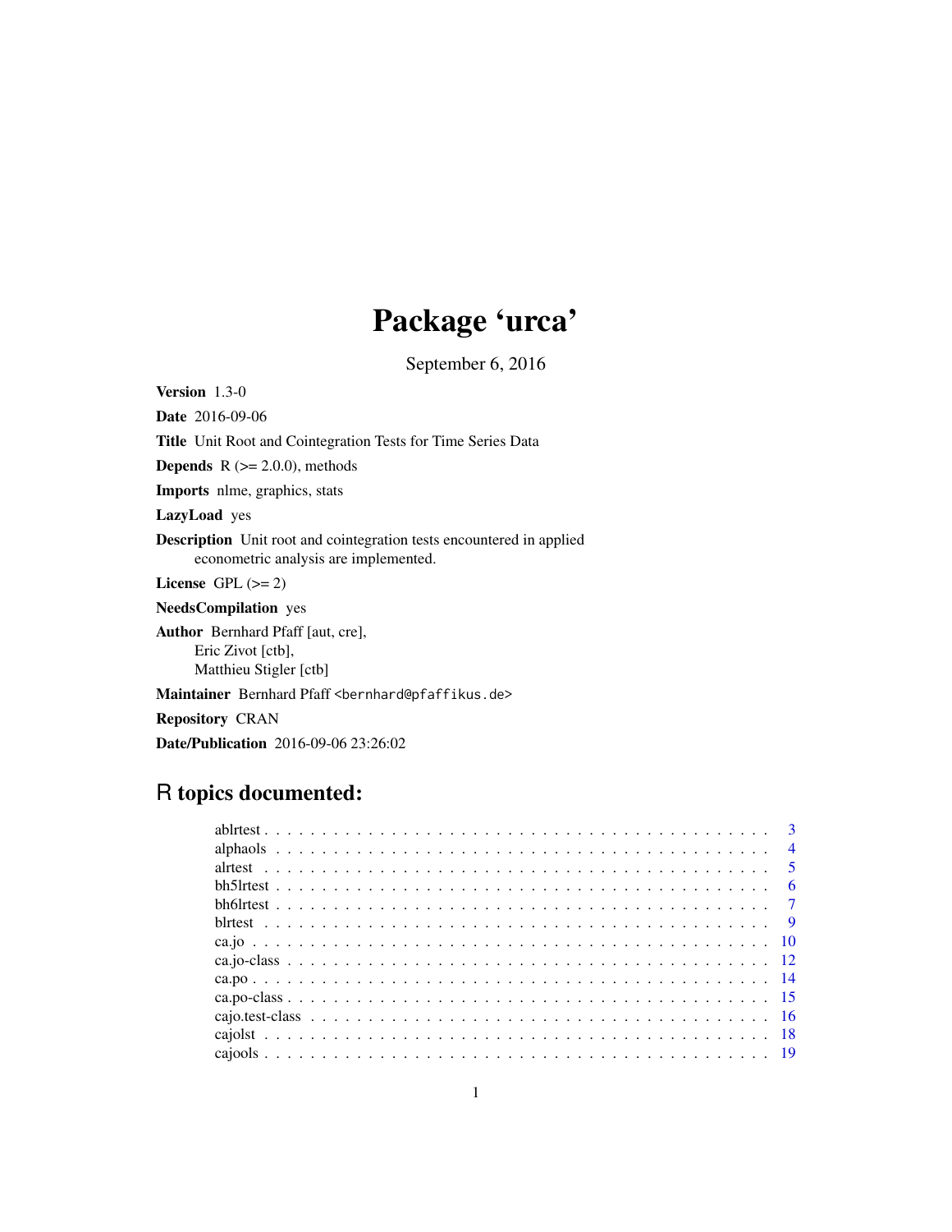# Package 'urca'

September 6, 2016

**Version** 1.3-0

**Date** 2016-09-06

**Title** Unit Root and Cointegration Tests for Time Series Data

**Depends** R (>= 2.0.0), methods

**Imports** nlme, graphics, stats

**LazyLoad** yes

**Description** Unit root and cointegration tests encountered in applied econometric analysis are implemented.

**License** GPL (>= 2)

**NeedsCompilation** yes

**Author** Bernhard Pfaff [aut, cre],
Eric Zivot [ctb],
Matthieu Stigler [ctb]

**Maintainer** Bernhard Pfaff <bernhard@pfaffikus.de>

**Repository** CRAN

**Date/Publication** 2016-09-06 23:26:02

## R topics documented:

| | |
|---|---|
| ablrtest | 3 |
| alphaols | 4 |
| alrtest | 5 |
| bh5lrtest | 6 |
| bh6lrtest | 7 |
| blrtest | 9 |
| ca.jo | 10 |
| ca.jo-class | 12 |
| ca.po | 14 |
| ca.po-class | 15 |
| cajo.test-class | 16 |
| cajolst | 18 |
| cajools | 19 |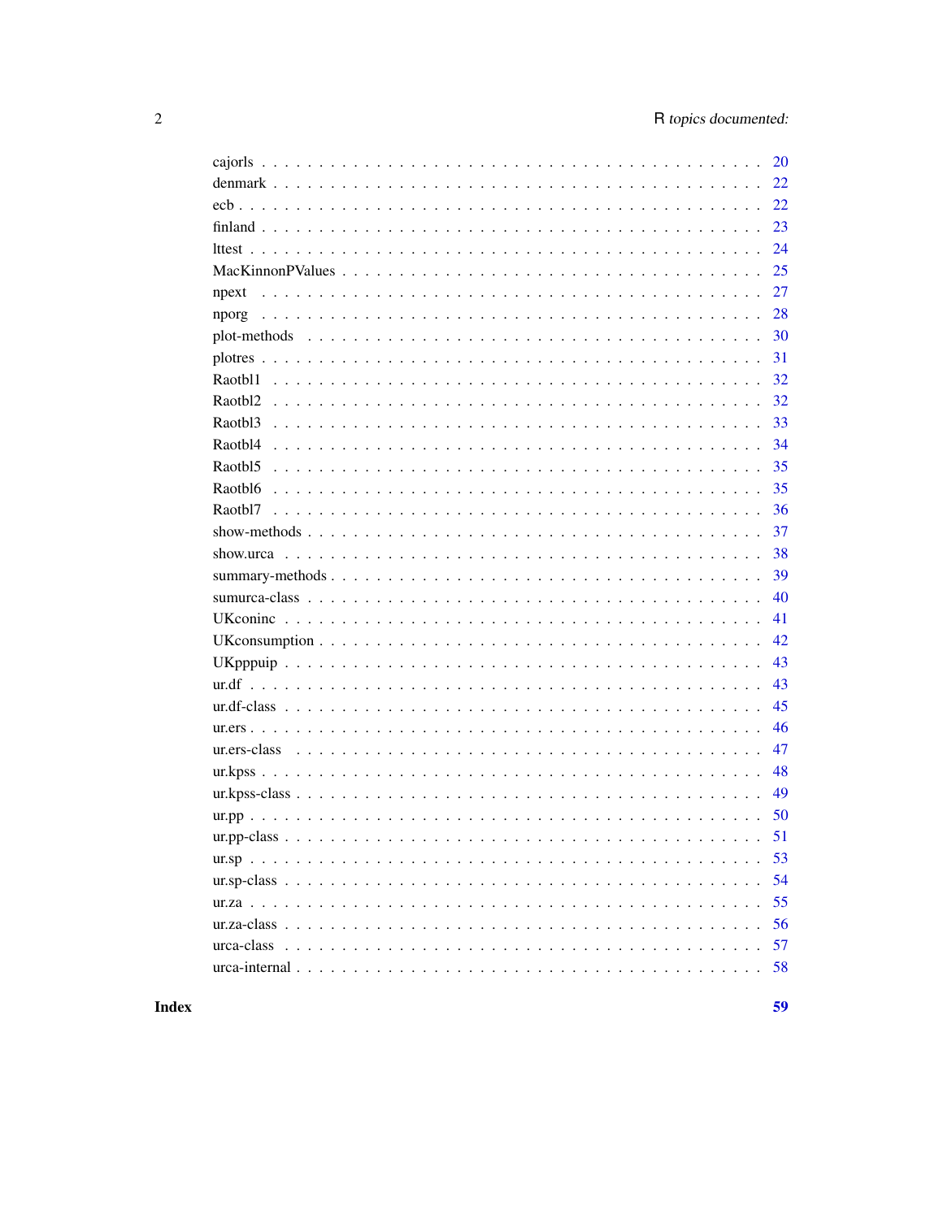| | |
|---|---|
| cajorls | 20 |
| denmark | 22 |
| ecb | 22 |
| finland | 23 |
| lttest | 24 |
| MacKinnonPValues | 25 |
| npext | 27 |
| nporg | 28 |
| plot-methods | 30 |
| plotres | 31 |
| Raotbl1 | 32 |
| Raotbl2 | 32 |
| Raotbl3 | 33 |
| Raotbl4 | 34 |
| Raotbl5 | 35 |
| Raotbl6 | 35 |
| Raotbl7 | 36 |
| show-methods | 37 |
| show.urca | 38 |
| summary-methods | 39 |
| sumurca-class | 40 |
| UKconinc | 41 |
| UKconsumption | 42 |
| UKpppuip | 43 |
| ur.df | 43 |
| ur.df-class | 45 |
| ur.ers | 46 |
| ur.ers-class | 47 |
| ur.kpss | 48 |
| ur.kpss-class | 49 |
| ur.pp | 50 |
| ur.pp-class | 51 |
| ur.sp | 53 |
| ur.sp-class | 54 |
| ur.za | 55 |
| ur.za-class | 56 |
| urca-class | 57 |
| urca-internal | 58 |

**Index** **59**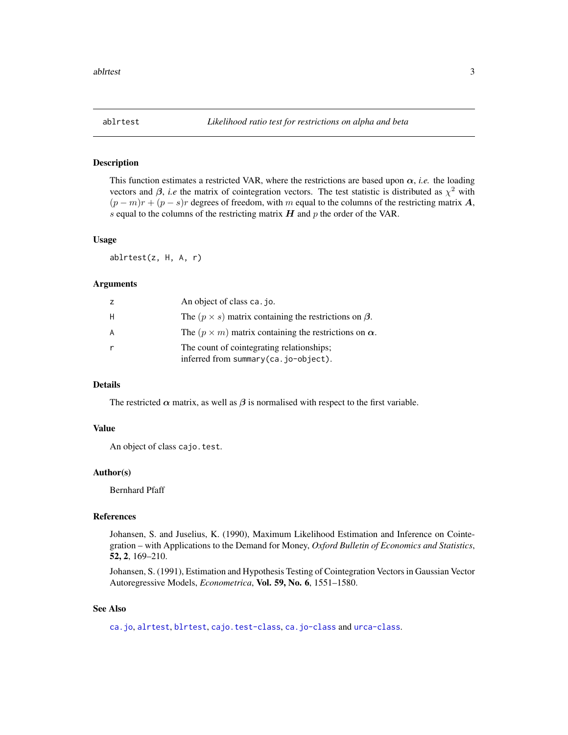# ablrtest — *Likelihood ratio test for restrictions on alpha and beta*

## Description

This function estimates a restricted VAR, where the restrictions are based upon $\boldsymbol{\alpha}$, *i.e.* the loading vectors and $\boldsymbol{\beta}$, *i.e* the matrix of cointegration vectors. The test statistic is distributed as $\chi^2$ with $(p-m)r + (p-s)r$ degrees of freedom, with $m$ equal to the columns of the restricting matrix $\boldsymbol{A}$, $s$ equal to the columns of the restricting matrix $\boldsymbol{H}$ and $p$ the order of the VAR.

## Usage

```
ablrtest(z, H, A, r)
```

## Arguments

| | |
|---|---|
| `z` | An object of class `ca.jo`. |
| `H` | The $(p \times s)$ matrix containing the restrictions on $\boldsymbol{\beta}$. |
| `A` | The $(p \times m)$ matrix containing the restrictions on $\boldsymbol{\alpha}$. |
| `r` | The count of cointegrating relationships; inferred from `summary(ca.jo-object)`. |

## Details

The restricted $\boldsymbol{\alpha}$ matrix, as well as $\boldsymbol{\beta}$ is normalised with respect to the first variable.

## Value

An object of class `cajo.test`.

## Author(s)

Bernhard Pfaff

## References

Johansen, S. and Juselius, K. (1990), Maximum Likelihood Estimation and Inference on Cointegration – with Applications to the Demand for Money, *Oxford Bulletin of Economics and Statistics*, **52, 2**, 169–210.

Johansen, S. (1991), Estimation and Hypothesis Testing of Cointegration Vectors in Gaussian Vector Autoregressive Models, *Econometrica*, **Vol. 59, No. 6**, 1551–1580.

## See Also

`ca.jo`, `alrtest`, `blrtest`, `cajo.test-class`, `ca.jo-class` and `urca-class`.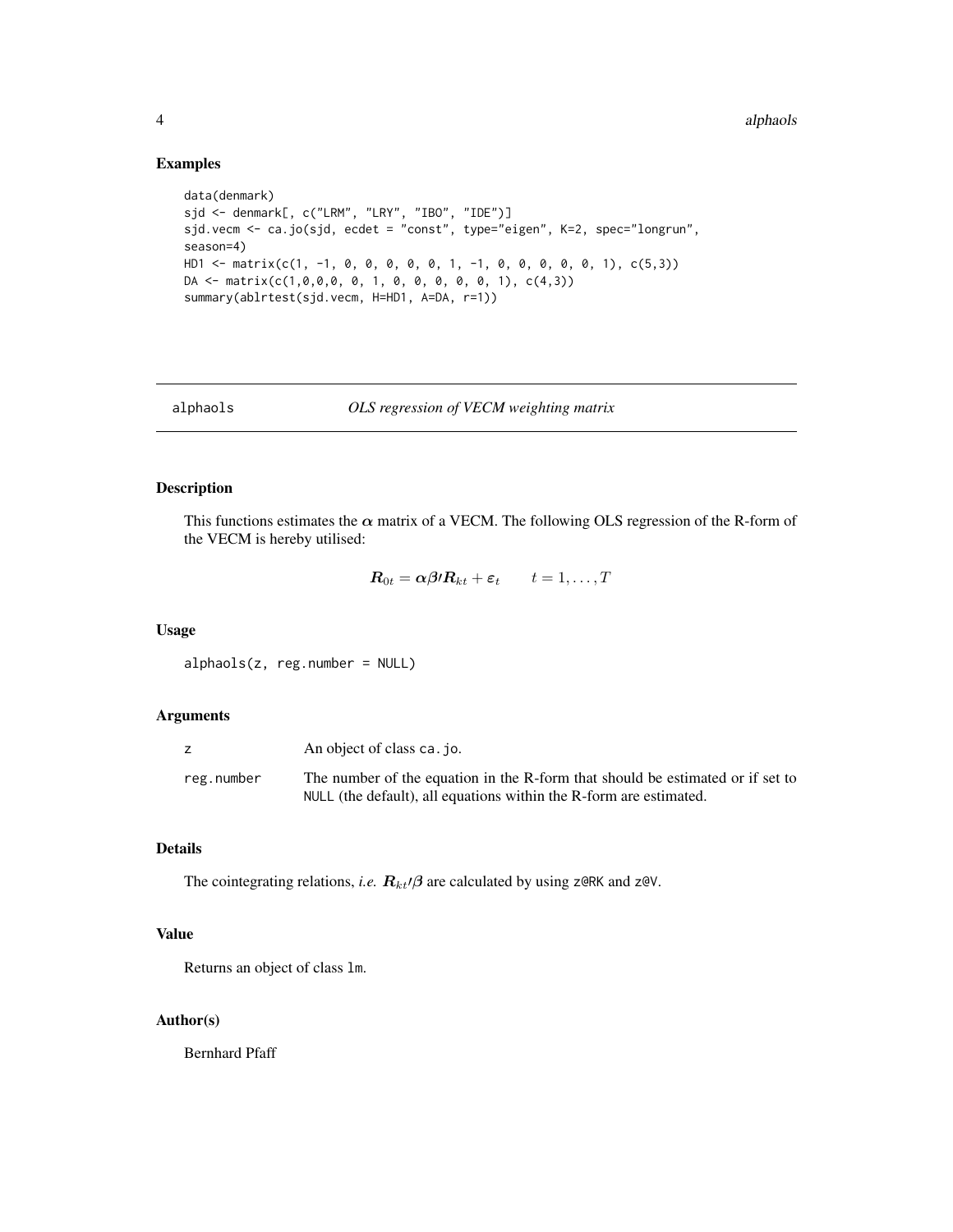## Examples

```
data(denmark)
sjd <- denmark[, c("LRM", "LRY", "IBO", "IDE")]
sjd.vecm <- ca.jo(sjd, ecdet = "const", type="eigen", K=2, spec="longrun",
season=4)
HD1 <- matrix(c(1, -1, 0, 0, 0, 0, 0, 1, -1, 0, 0, 0, 0, 0, 1), c(5,3))
DA <- matrix(c(1,0,0,0, 0, 1, 0, 0, 0, 0, 0, 1), c(4,3))
summary(ablrtest(sjd.vecm, H=HD1, A=DA, r=1))
```

---

# alphaols — *OLS regression of VECM weighting matrix*

---

## Description

This functions estimates the $\alpha$ matrix of a VECM. The following OLS regression of the R-form of the VECM is hereby utilised:

$$\boldsymbol{R}_{0t} = \boldsymbol{\alpha}\boldsymbol{\beta}\prime\boldsymbol{R}_{kt} + \boldsymbol{\varepsilon}_t \qquad t = 1, \ldots, T$$

## Usage

```
alphaols(z, reg.number = NULL)
```

## Arguments

| | |
|---|---|
| z | An object of class ca.jo. |
| reg.number | The number of the equation in the R-form that should be estimated or if set to NULL (the default), all equations within the R-form are estimated. |

## Details

The cointegrating relations, *i.e.* $\boldsymbol{R}_{kt}\prime\boldsymbol{\beta}$ are calculated by using z@RK and z@V.

## Value

Returns an object of class lm.

## Author(s)

Bernhard Pfaff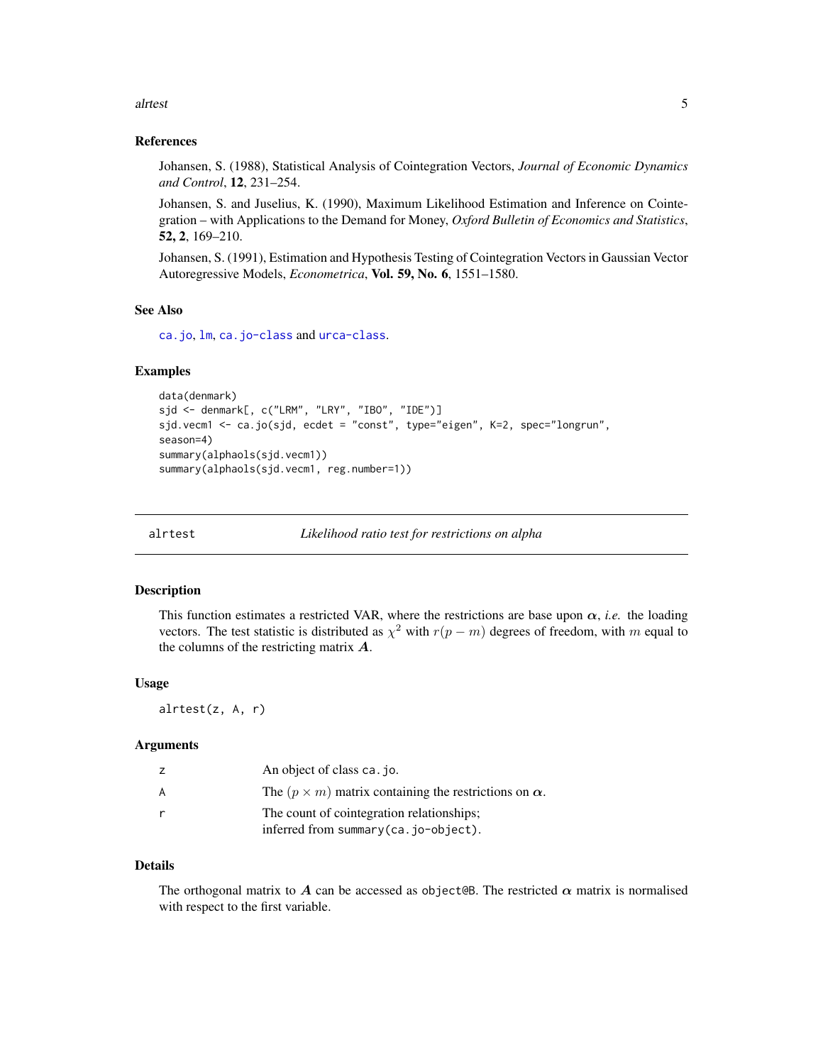## References

Johansen, S. (1988), Statistical Analysis of Cointegration Vectors, *Journal of Economic Dynamics and Control*, **12**, 231–254.

Johansen, S. and Juselius, K. (1990), Maximum Likelihood Estimation and Inference on Cointegration – with Applications to the Demand for Money, *Oxford Bulletin of Economics and Statistics*, **52, 2**, 169–210.

Johansen, S. (1991), Estimation and Hypothesis Testing of Cointegration Vectors in Gaussian Vector Autoregressive Models, *Econometrica*, **Vol. 59, No. 6**, 1551–1580.

## See Also

`ca.jo`, `lm`, `ca.jo-class` and `urca-class`.

## Examples

```
data(denmark)
sjd <- denmark[, c("LRM", "LRY", "IBO", "IDE")]
sjd.vecm1 <- ca.jo(sjd, ecdet = "const", type="eigen", K=2, spec="longrun",
season=4)
summary(alphaols(sjd.vecm1))
summary(alphaols(sjd.vecm1, reg.number=1))
```

---

# alrtest — *Likelihood ratio test for restrictions on alpha*

## Description

This function estimates a restricted VAR, where the restrictions are base upon $\boldsymbol{\alpha}$, *i.e.* the loading vectors. The test statistic is distributed as $\chi^2$ with $r(p-m)$ degrees of freedom, with $m$ equal to the columns of the restricting matrix $\boldsymbol{A}$.

## Usage

```
alrtest(z, A, r)
```

## Arguments

| | |
|---|---|
| z | An object of class `ca.jo`. |
| A | The $(p \times m)$ matrix containing the restrictions on $\boldsymbol{\alpha}$. |
| r | The count of cointegration relationships; inferred from `summary(ca.jo-object)`. |

## Details

The orthogonal matrix to $\boldsymbol{A}$ can be accessed as `object@B`. The restricted $\boldsymbol{\alpha}$ matrix is normalised with respect to the first variable.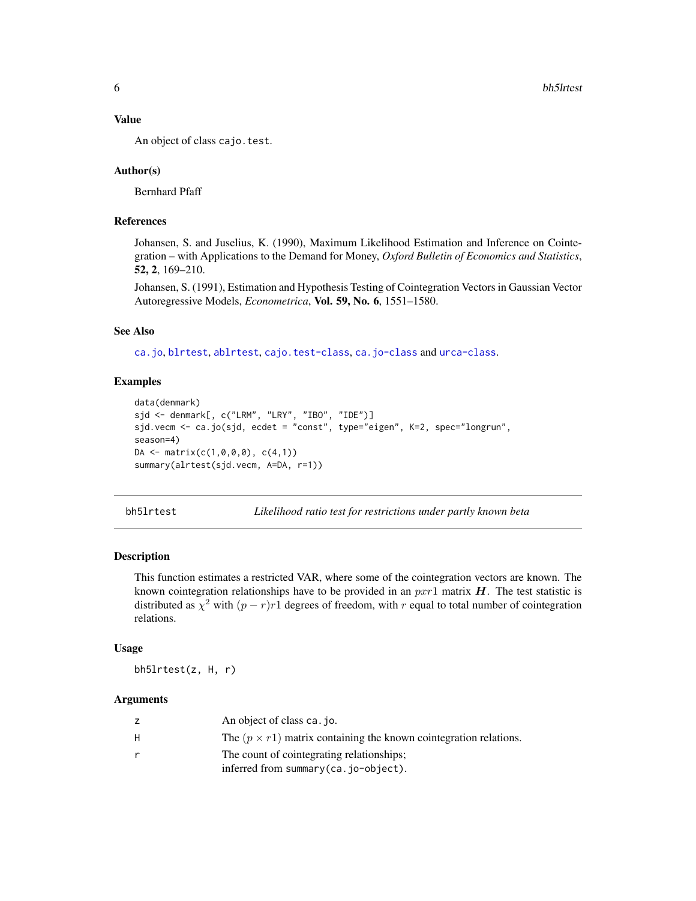### Value

An object of class `cajo.test`.

### Author(s)

Bernhard Pfaff

### References

Johansen, S. and Juselius, K. (1990), Maximum Likelihood Estimation and Inference on Cointegration – with Applications to the Demand for Money, *Oxford Bulletin of Economics and Statistics*, **52, 2**, 169–210.

Johansen, S. (1991), Estimation and Hypothesis Testing of Cointegration Vectors in Gaussian Vector Autoregressive Models, *Econometrica*, **Vol. 59, No. 6**, 1551–1580.

### See Also

`ca.jo`, `blrtest`, `ablrtest`, `cajo.test-class`, `ca.jo-class` and `urca-class`.

### Examples

```
data(denmark)
sjd <- denmark[, c("LRM", "LRY", "IBO", "IDE")]
sjd.vecm <- ca.jo(sjd, ecdet = "const", type="eigen", K=2, spec="longrun",
season=4)
DA <- matrix(c(1,0,0,0), c(4,1))
summary(alrtest(sjd.vecm, A=DA, r=1))
```

---

## bh5lrtest — *Likelihood ratio test for restrictions under partly known beta*

### Description

This function estimates a restricted VAR, where some of the cointegration vectors are known. The known cointegration relationships have to be provided in an $pxr1$ matrix $\boldsymbol{H}$. The test statistic is distributed as $\chi^2$ with $(p - r)r1$ degrees of freedom, with $r$ equal to total number of cointegration relations.

### Usage

```
bh5lrtest(z, H, r)
```

### Arguments

| | |
|---|---|
| `z` | An object of class `ca.jo`. |
| `H` | The $(p \times r1)$ matrix containing the known cointegration relations. |
| `r` | The count of cointegrating relationships; inferred from `summary(ca.jo-object)`. |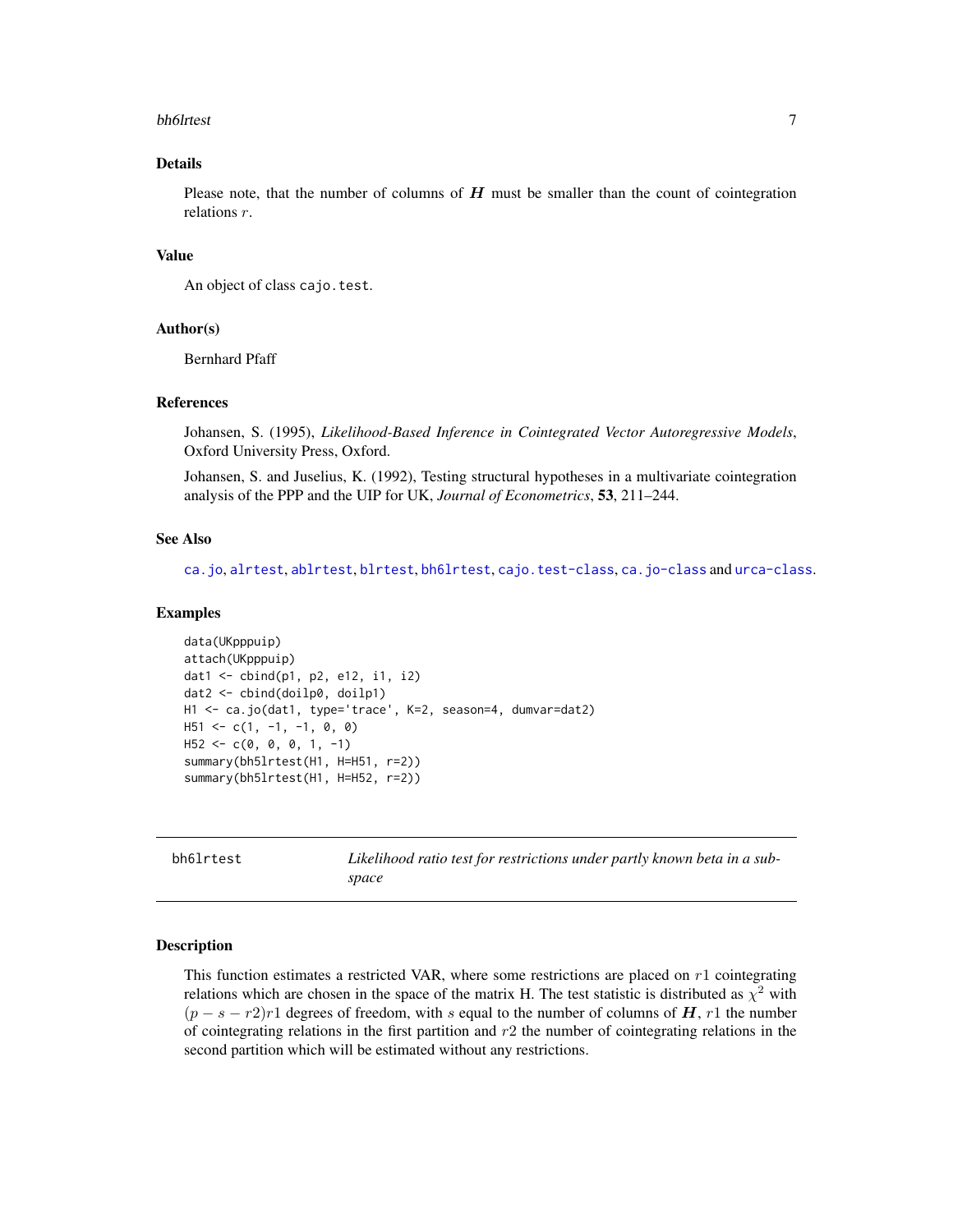## Details

Please note, that the number of columns of $\boldsymbol{H}$ must be smaller than the count of cointegration relations $r$.

## Value

An object of class `cajo.test`.

## Author(s)

Bernhard Pfaff

## References

Johansen, S. (1995), *Likelihood-Based Inference in Cointegrated Vector Autoregressive Models*, Oxford University Press, Oxford.

Johansen, S. and Juselius, K. (1992), Testing structural hypotheses in a multivariate cointegration analysis of the PPP and the UIP for UK, *Journal of Econometrics*, **53**, 211–244.

## See Also

`ca.jo`, `alrtest`, `ablrtest`, `blrtest`, `bh6lrtest`, `cajo.test-class`, `ca.jo-class` and `urca-class`.

## Examples

```
data(UKpppuip)
attach(UKpppuip)
dat1 <- cbind(p1, p2, e12, i1, i2)
dat2 <- cbind(doilp0, doilp1)
H1 <- ca.jo(dat1, type='trace', K=2, season=4, dumvar=dat2)
H51 <- c(1, -1, -1, 0, 0)
H52 <- c(0, 0, 0, 1, -1)
summary(bh5lrtest(H1, H=H51, r=2))
summary(bh5lrtest(H1, H=H52, r=2))
```

---

# bh6lrtest — *Likelihood ratio test for restrictions under partly known beta in a subspace*

## Description

This function estimates a restricted VAR, where some restrictions are placed on $r1$ cointegrating relations which are chosen in the space of the matrix H. The test statistic is distributed as $\chi^2$ with $(p - s - r2)r1$ degrees of freedom, with $s$ equal to the number of columns of $\boldsymbol{H}$, $r1$ the number of cointegrating relations in the first partition and $r2$ the number of cointegrating relations in the second partition which will be estimated without any restrictions.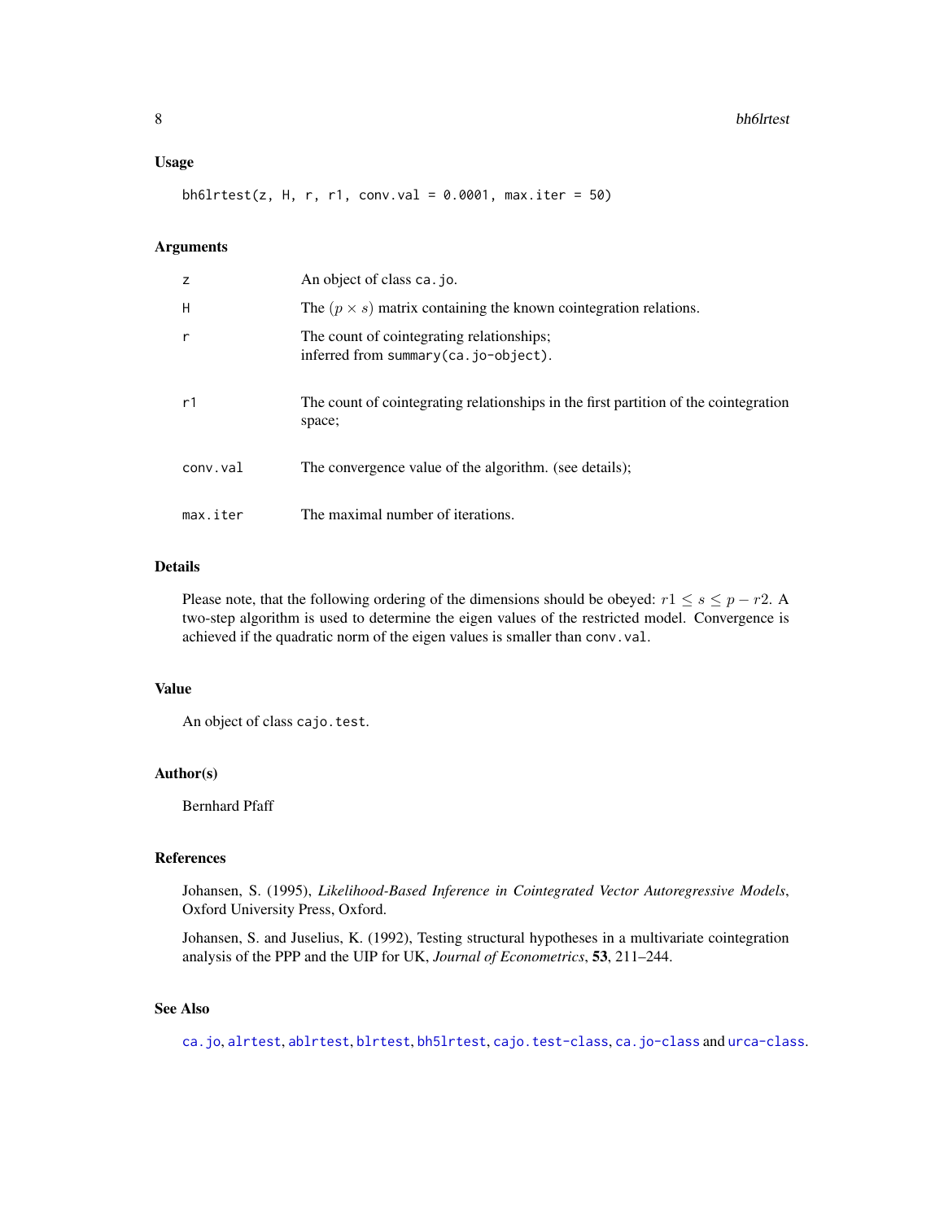### Usage

```
bh6lrtest(z, H, r, r1, conv.val = 0.0001, max.iter = 50)
```

### Arguments

| | |
|---|---|
| z | An object of class ca.jo. |
| H | The $(p \times s)$ matrix containing the known cointegration relations. |
| r | The count of cointegrating relationships; inferred from summary(ca.jo-object). |
| r1 | The count of cointegrating relationships in the first partition of the cointegration space; |
| conv.val | The convergence value of the algorithm. (see details); |
| max.iter | The maximal number of iterations. |

### Details

Please note, that the following ordering of the dimensions should be obeyed: $r1 \leq s \leq p - r2$. A two-step algorithm is used to determine the eigen values of the restricted model. Convergence is achieved if the quadratic norm of the eigen values is smaller than conv.val.

### Value

An object of class cajo.test.

### Author(s)

Bernhard Pfaff

### References

Johansen, S. (1995), *Likelihood-Based Inference in Cointegrated Vector Autoregressive Models*, Oxford University Press, Oxford.

Johansen, S. and Juselius, K. (1992), Testing structural hypotheses in a multivariate cointegration analysis of the PPP and the UIP for UK, *Journal of Econometrics*, **53**, 211–244.

### See Also

ca.jo, alrtest, ablrtest, blrtest, bh5lrtest, cajo.test-class, ca.jo-class and urca-class.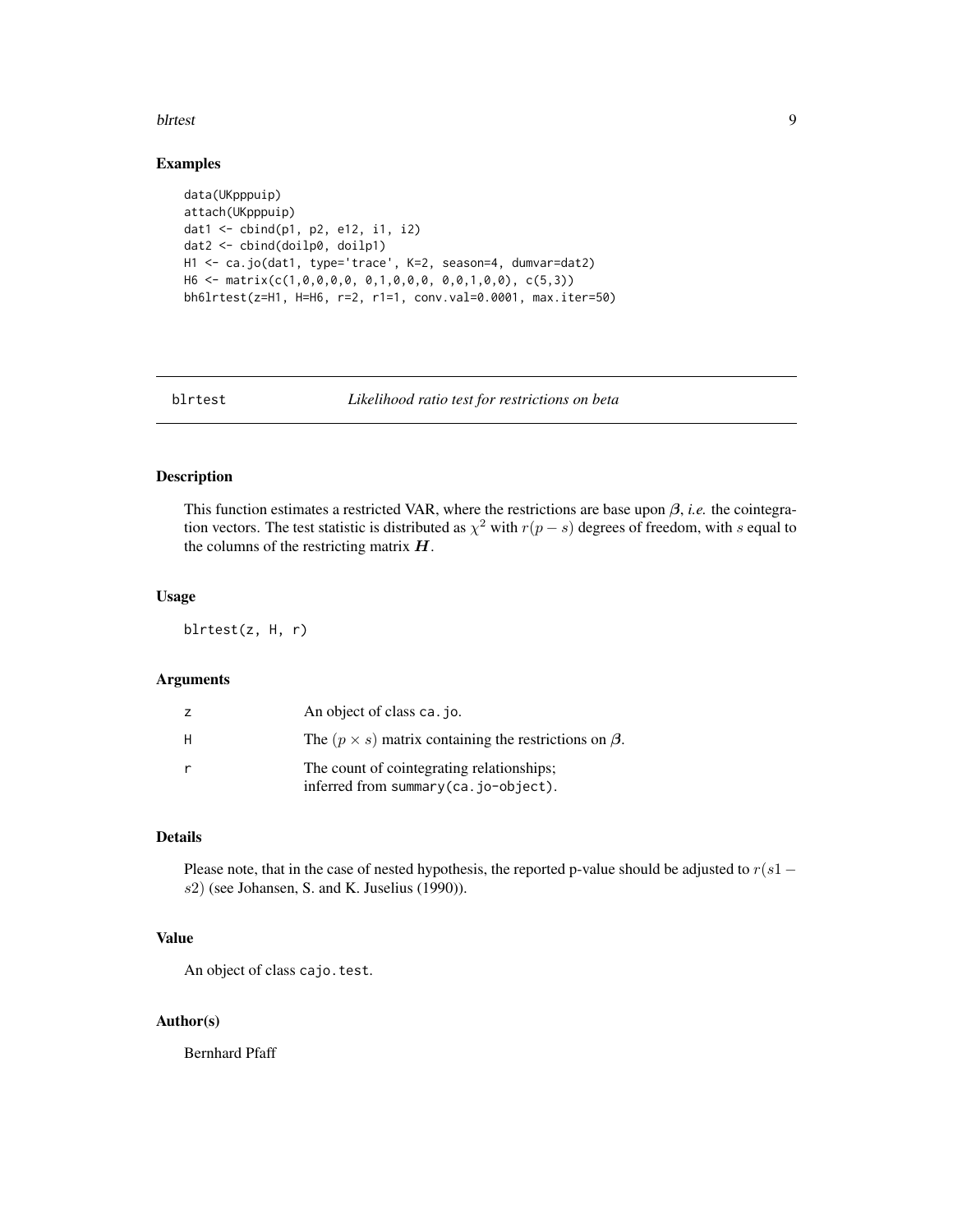## Examples

```
data(UKpppuip)
attach(UKpppuip)
dat1 <- cbind(p1, p2, e12, i1, i2)
dat2 <- cbind(doilp0, doilp1)
H1 <- ca.jo(dat1, type='trace', K=2, season=4, dumvar=dat2)
H6 <- matrix(c(1,0,0,0,0, 0,1,0,0,0, 0,0,1,0,0), c(5,3))
bh6lrtest(z=H1, H=H6, r=2, r1=1, conv.val=0.0001, max.iter=50)
```

---

# blrtest *Likelihood ratio test for restrictions on beta*

---

## Description

This function estimates a restricted VAR, where the restrictions are base upon $\boldsymbol{\beta}$, *i.e.* the cointegration vectors. The test statistic is distributed as $\chi^2$ with $r(p-s)$ degrees of freedom, with $s$ equal to the columns of the restricting matrix $\boldsymbol{H}$.

## Usage

```
blrtest(z, H, r)
```

## Arguments

| | |
|---|---|
| z | An object of class `ca.jo`. |
| H | The $(p \times s)$ matrix containing the restrictions on $\boldsymbol{\beta}$. |
| r | The count of cointegrating relationships; inferred from `summary(ca.jo-object)`. |

## Details

Please note, that in the case of nested hypothesis, the reported p-value should be adjusted to $r(s1 - s2)$ (see Johansen, S. and K. Juselius (1990)).

## Value

An object of class `cajo.test`.

## Author(s)

Bernhard Pfaff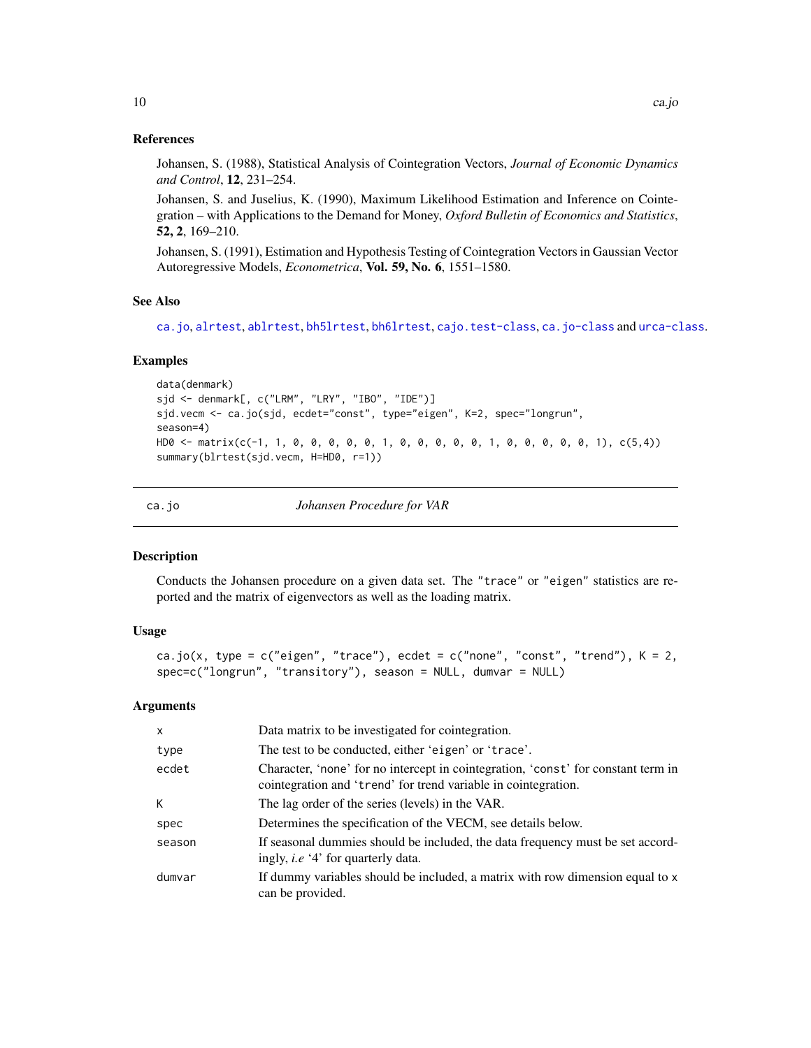### References

Johansen, S. (1988), Statistical Analysis of Cointegration Vectors, *Journal of Economic Dynamics and Control*, **12**, 231–254.

Johansen, S. and Juselius, K. (1990), Maximum Likelihood Estimation and Inference on Cointegration – with Applications to the Demand for Money, *Oxford Bulletin of Economics and Statistics*, **52, 2**, 169–210.

Johansen, S. (1991), Estimation and Hypothesis Testing of Cointegration Vectors in Gaussian Vector Autoregressive Models, *Econometrica*, **Vol. 59, No. 6**, 1551–1580.

### See Also

`ca.jo`, `alrtest`, `ablrtest`, `bh5lrtest`, `bh6lrtest`, `cajo.test-class`, `ca.jo-class` and `urca-class`.

### Examples

```
data(denmark)
sjd <- denmark[, c("LRM", "LRY", "IBO", "IDE")]
sjd.vecm <- ca.jo(sjd, ecdet="const", type="eigen", K=2, spec="longrun",
season=4)
HD0 <- matrix(c(-1, 1, 0, 0, 0, 0, 0, 1, 0, 0, 0, 0, 1, 0, 0, 0, 0, 0, 1), c(5,4))
summary(blrtest(sjd.vecm, H=HD0, r=1))
```

---

## ca.jo *Johansen Procedure for VAR*

### Description

Conducts the Johansen procedure on a given data set. The "trace" or "eigen" statistics are reported and the matrix of eigenvectors as well as the loading matrix.

### Usage

```
ca.jo(x, type = c("eigen", "trace"), ecdet = c("none", "const", "trend"), K = 2,
spec=c("longrun", "transitory"), season = NULL, dumvar = NULL)
```

### Arguments

| | |
|---|---|
| x | Data matrix to be investigated for cointegration. |
| type | The test to be conducted, either 'eigen' or 'trace'. |
| ecdet | Character, 'none' for no intercept in cointegration, 'const' for constant term in cointegration and 'trend' for trend variable in cointegration. |
| K | The lag order of the series (levels) in the VAR. |
| spec | Determines the specification of the VECM, see details below. |
| season | If seasonal dummies should be included, the data frequency must be set accordingly, *i.e* '4' for quarterly data. |
| dumvar | If dummy variables should be included, a matrix with row dimension equal to x can be provided. |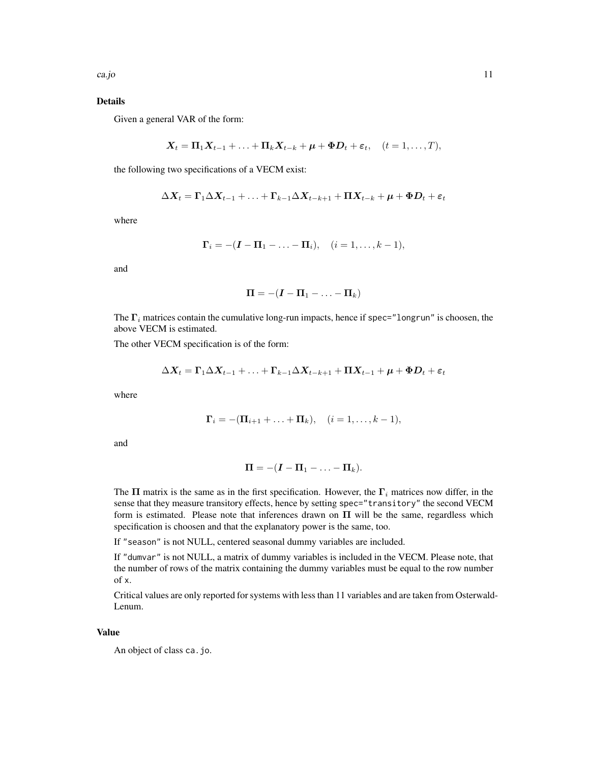### Details

Given a general VAR of the form:

$$\boldsymbol{X}_t = \boldsymbol{\Pi}_1 \boldsymbol{X}_{t-1} + \ldots + \boldsymbol{\Pi}_k \boldsymbol{X}_{t-k} + \boldsymbol{\mu} + \boldsymbol{\Phi} \boldsymbol{D}_t + \boldsymbol{\varepsilon}_t, \quad (t = 1, \ldots, T),$$

the following two specifications of a VECM exist:

$$\Delta \boldsymbol{X}_t = \boldsymbol{\Gamma}_1 \Delta \boldsymbol{X}_{t-1} + \ldots + \boldsymbol{\Gamma}_{k-1} \Delta \boldsymbol{X}_{t-k+1} + \boldsymbol{\Pi} \boldsymbol{X}_{t-k} + \boldsymbol{\mu} + \boldsymbol{\Phi} \boldsymbol{D}_t + \boldsymbol{\varepsilon}_t$$

where

$$\boldsymbol{\Gamma}_i = -(\boldsymbol{I} - \boldsymbol{\Pi}_1 - \ldots - \boldsymbol{\Pi}_i), \quad (i = 1, \ldots, k-1),$$

and

$$\boldsymbol{\Pi} = -(\boldsymbol{I} - \boldsymbol{\Pi}_1 - \ldots - \boldsymbol{\Pi}_k)$$

The $\boldsymbol{\Gamma}_i$ matrices contain the cumulative long-run impacts, hence if `spec="longrun"` is choosen, the above VECM is estimated.

The other VECM specification is of the form:

$$\Delta \boldsymbol{X}_t = \boldsymbol{\Gamma}_1 \Delta \boldsymbol{X}_{t-1} + \ldots + \boldsymbol{\Gamma}_{k-1} \Delta \boldsymbol{X}_{t-k+1} + \boldsymbol{\Pi} \boldsymbol{X}_{t-1} + \boldsymbol{\mu} + \boldsymbol{\Phi} \boldsymbol{D}_t + \boldsymbol{\varepsilon}_t$$

where

$$\boldsymbol{\Gamma}_i = -(\boldsymbol{\Pi}_{i+1} + \ldots + \boldsymbol{\Pi}_k), \quad (i = 1, \ldots, k-1),$$

and

$$\boldsymbol{\Pi} = -(\boldsymbol{I} - \boldsymbol{\Pi}_1 - \ldots - \boldsymbol{\Pi}_k).$$

The $\boldsymbol{\Pi}$ matrix is the same as in the first specification. However, the $\boldsymbol{\Gamma}_i$ matrices now differ, in the sense that they measure transitory effects, hence by setting `spec="transitory"` the second VECM form is estimated. Please note that inferences drawn on $\boldsymbol{\Pi}$ will be the same, regardless which specification is choosen and that the explanatory power is the same, too.

If `"season"` is not NULL, centered seasonal dummy variables are included.

If `"dumvar"` is not NULL, a matrix of dummy variables is included in the VECM. Please note, that the number of rows of the matrix containing the dummy variables must be equal to the row number of `x`.

Critical values are only reported for systems with less than 11 variables and are taken from Osterwald-Lenum.

### Value

An object of class `ca.jo`.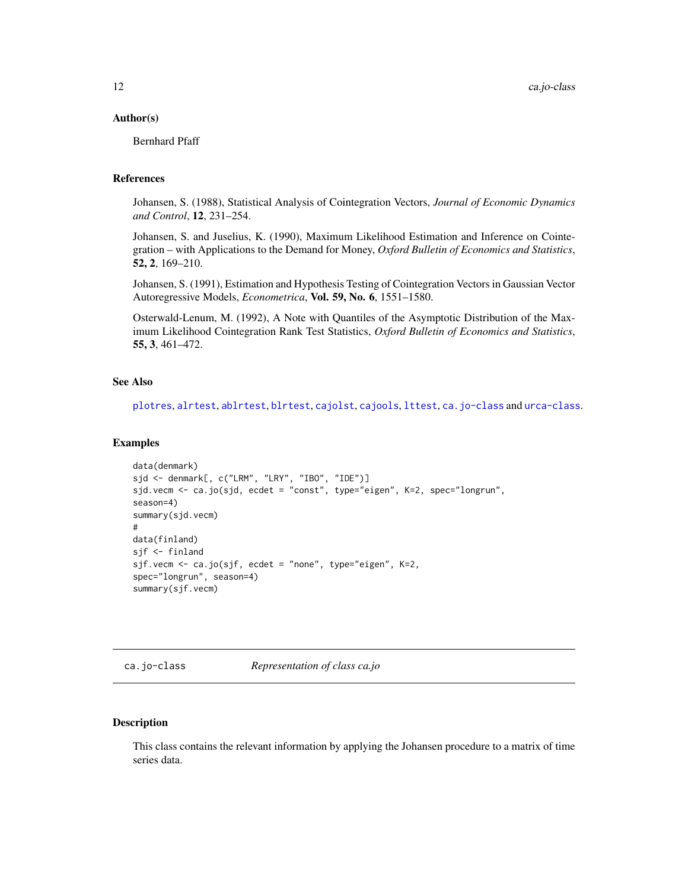## Author(s)

Bernhard Pfaff

## References

Johansen, S. (1988), Statistical Analysis of Cointegration Vectors, *Journal of Economic Dynamics and Control*, **12**, 231–254.

Johansen, S. and Juselius, K. (1990), Maximum Likelihood Estimation and Inference on Cointegration – with Applications to the Demand for Money, *Oxford Bulletin of Economics and Statistics*, **52, 2**, 169–210.

Johansen, S. (1991), Estimation and Hypothesis Testing of Cointegration Vectors in Gaussian Vector Autoregressive Models, *Econometrica*, **Vol. 59, No. 6**, 1551–1580.

Osterwald-Lenum, M. (1992), A Note with Quantiles of the Asymptotic Distribution of the Maximum Likelihood Cointegration Rank Test Statistics, *Oxford Bulletin of Economics and Statistics*, **55, 3**, 461–472.

## See Also

`plotres`, `alrtest`, `ablrtest`, `blrtest`, `cajolst`, `cajools`, `lttest`, `ca.jo-class` and `urca-class`.

## Examples

```
data(denmark)
sjd <- denmark[, c("LRM", "LRY", "IBO", "IDE")]
sjd.vecm <- ca.jo(sjd, ecdet = "const", type="eigen", K=2, spec="longrun",
season=4)
summary(sjd.vecm)
#
data(finland)
sjf <- finland
sjf.vecm <- ca.jo(sjf, ecdet = "none", type="eigen", K=2,
spec="longrun", season=4)
summary(sjf.vecm)
```

---

# ca.jo-class — *Representation of class ca.jo*

## Description

This class contains the relevant information by applying the Johansen procedure to a matrix of time series data.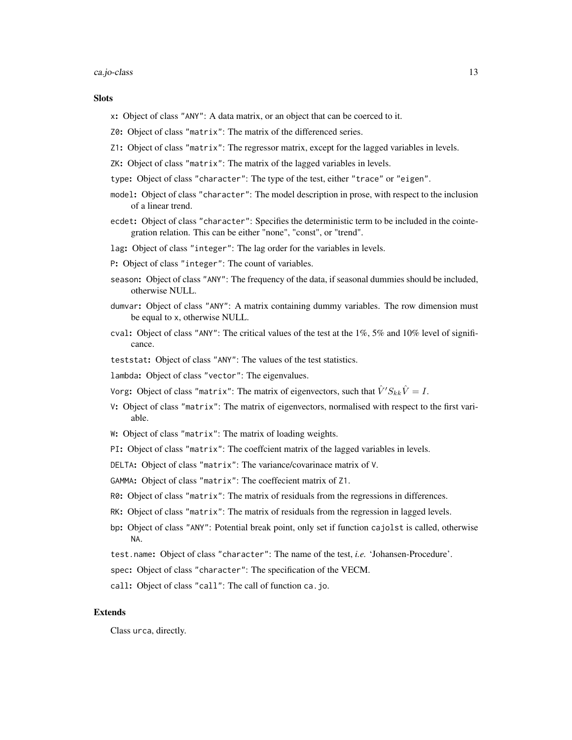### Slots

x: Object of class "ANY": A data matrix, or an object that can be coerced to it.

Z0: Object of class "matrix": The matrix of the differenced series.

Z1: Object of class "matrix": The regressor matrix, except for the lagged variables in levels.

ZK: Object of class "matrix": The matrix of the lagged variables in levels.

type: Object of class "character": The type of the test, either "trace" or "eigen".

model: Object of class "character": The model description in prose, with respect to the inclusion of a linear trend.

ecdet: Object of class "character": Specifies the deterministic term to be included in the cointegration relation. This can be either "none", "const", or "trend".

lag: Object of class "integer": The lag order for the variables in levels.

P: Object of class "integer": The count of variables.

season: Object of class "ANY": The frequency of the data, if seasonal dummies should be included, otherwise NULL.

dumvar: Object of class "ANY": A matrix containing dummy variables. The row dimension must be equal to x, otherwise NULL.

cval: Object of class "ANY": The critical values of the test at the 1%, 5% and 10% level of significance.

teststat: Object of class "ANY": The values of the test statistics.

lambda: Object of class "vector": The eigenvalues.

Vorg: Object of class "matrix": The matrix of eigenvectors, such that $\hat{V}' S_{kk} \hat{V} = I$.

V: Object of class "matrix": The matrix of eigenvectors, normalised with respect to the first variable.

W: Object of class "matrix": The matrix of loading weights.

PI: Object of class "matrix": The coeffcient matrix of the lagged variables in levels.

DELTA: Object of class "matrix": The variance/covarinace matrix of V.

GAMMA: Object of class "matrix": The coeffecient matrix of Z1.

R0: Object of class "matrix": The matrix of residuals from the regressions in differences.

RK: Object of class "matrix": The matrix of residuals from the regression in lagged levels.

bp: Object of class "ANY": Potential break point, only set if function cajolst is called, otherwise NA.

test.name: Object of class "character": The name of the test, *i.e.* 'Johansen-Procedure'.

spec: Object of class "character": The specification of the VECM.

call: Object of class "call": The call of function ca.jo.

### Extends

Class urca, directly.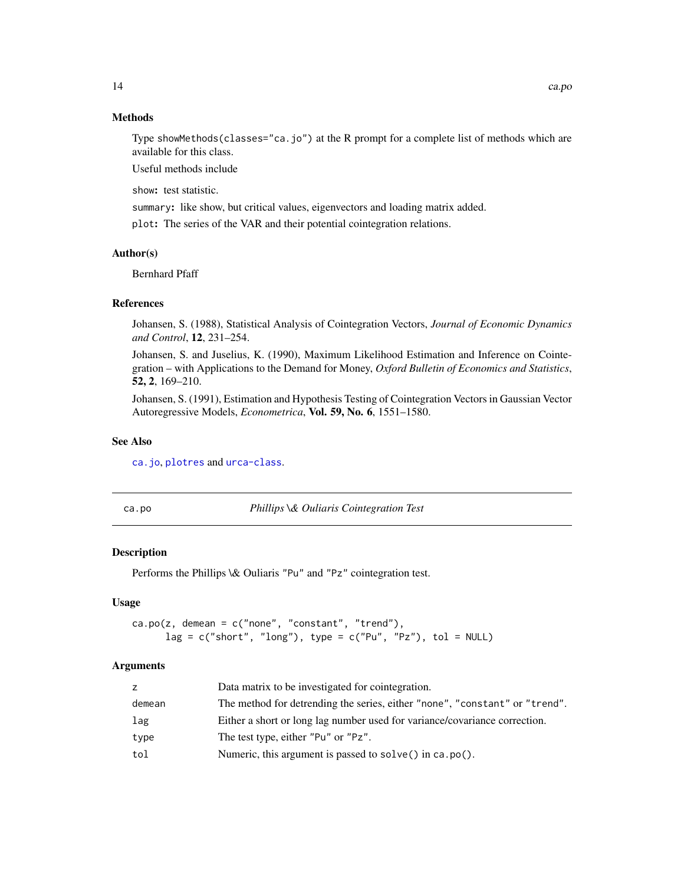## Methods

Type showMethods(classes="ca.jo") at the R prompt for a complete list of methods which are available for this class.

Useful methods include

**show:** test statistic.

**summary:** like show, but critical values, eigenvectors and loading matrix added.

**plot:** The series of the VAR and their potential cointegration relations.

## Author(s)

Bernhard Pfaff

## References

Johansen, S. (1988), Statistical Analysis of Cointegration Vectors, *Journal of Economic Dynamics and Control*, **12**, 231–254.

Johansen, S. and Juselius, K. (1990), Maximum Likelihood Estimation and Inference on Cointegration – with Applications to the Demand for Money, *Oxford Bulletin of Economics and Statistics*, **52, 2**, 169–210.

Johansen, S. (1991), Estimation and Hypothesis Testing of Cointegration Vectors in Gaussian Vector Autoregressive Models, *Econometrica*, **Vol. 59, No. 6**, 1551–1580.

## See Also

ca.jo, plotres and urca-class.

---

# ca.po — *Phillips \& Ouliaris Cointegration Test*

## Description

Performs the Phillips \& Ouliaris "Pu" and "Pz" cointegration test.

## Usage

```
ca.po(z, demean = c("none", "constant", "trend"),
      lag = c("short", "long"), type = c("Pu", "Pz"), tol = NULL)
```

## Arguments

| | |
|---|---|
| z | Data matrix to be investigated for cointegration. |
| demean | The method for detrending the series, either "none", "constant" or "trend". |
| lag | Either a short or long lag number used for variance/covariance correction. |
| type | The test type, either "Pu" or "Pz". |
| tol | Numeric, this argument is passed to solve() in ca.po(). |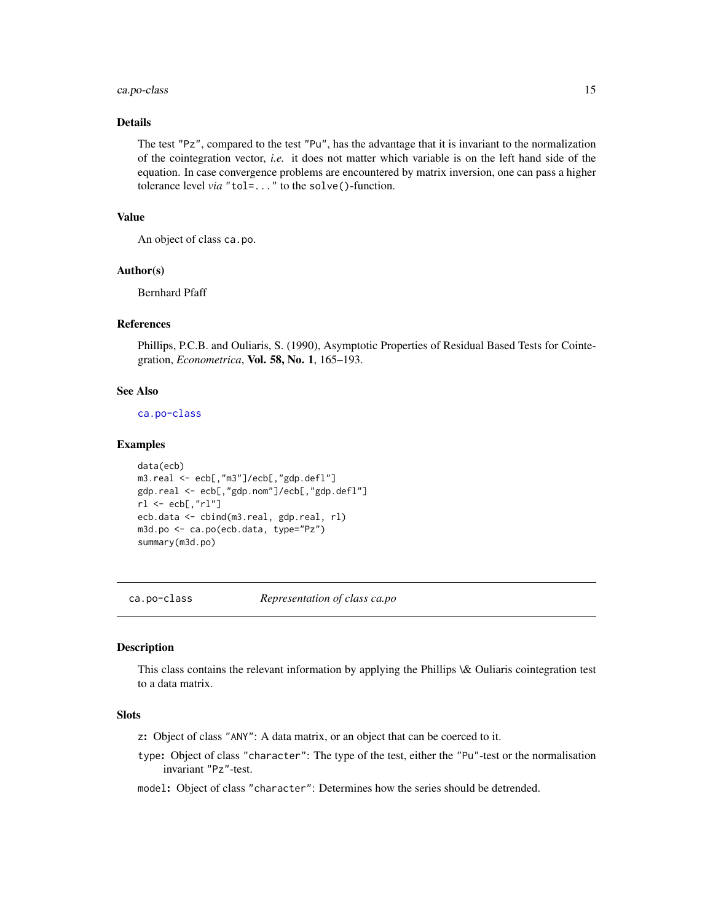### Details

The test "Pz", compared to the test "Pu", has the advantage that it is invariant to the normalization of the cointegration vector, *i.e.* it does not matter which variable is on the left hand side of the equation. In case convergence problems are encountered by matrix inversion, one can pass a higher tolerance level *via* "tol=..." to the solve()-function.

### Value

An object of class ca.po.

### Author(s)

Bernhard Pfaff

### References

Phillips, P.C.B. and Ouliaris, S. (1990), Asymptotic Properties of Residual Based Tests for Cointegration, *Econometrica*, **Vol. 58, No. 1**, 165–193.

### See Also

ca.po-class

### Examples

```
data(ecb)
m3.real <- ecb[,"m3"]/ecb[,"gdp.defl"]
gdp.real <- ecb[,"gdp.nom"]/ecb[,"gdp.defl"]
rl <- ecb[,"rl"]
ecb.data <- cbind(m3.real, gdp.real, rl)
m3d.po <- ca.po(ecb.data, type="Pz")
summary(m3d.po)
```

---

## ca.po-class *Representation of class ca.po*

### Description

This class contains the relevant information by applying the Phillips \& Ouliaris cointegration test to a data matrix.

### Slots

- z**:** Object of class "ANY": A data matrix, or an object that can be coerced to it.
- type**:** Object of class "character": The type of the test, either the "Pu"-test or the normalisation invariant "Pz"-test.
- model**:** Object of class "character": Determines how the series should be detrended.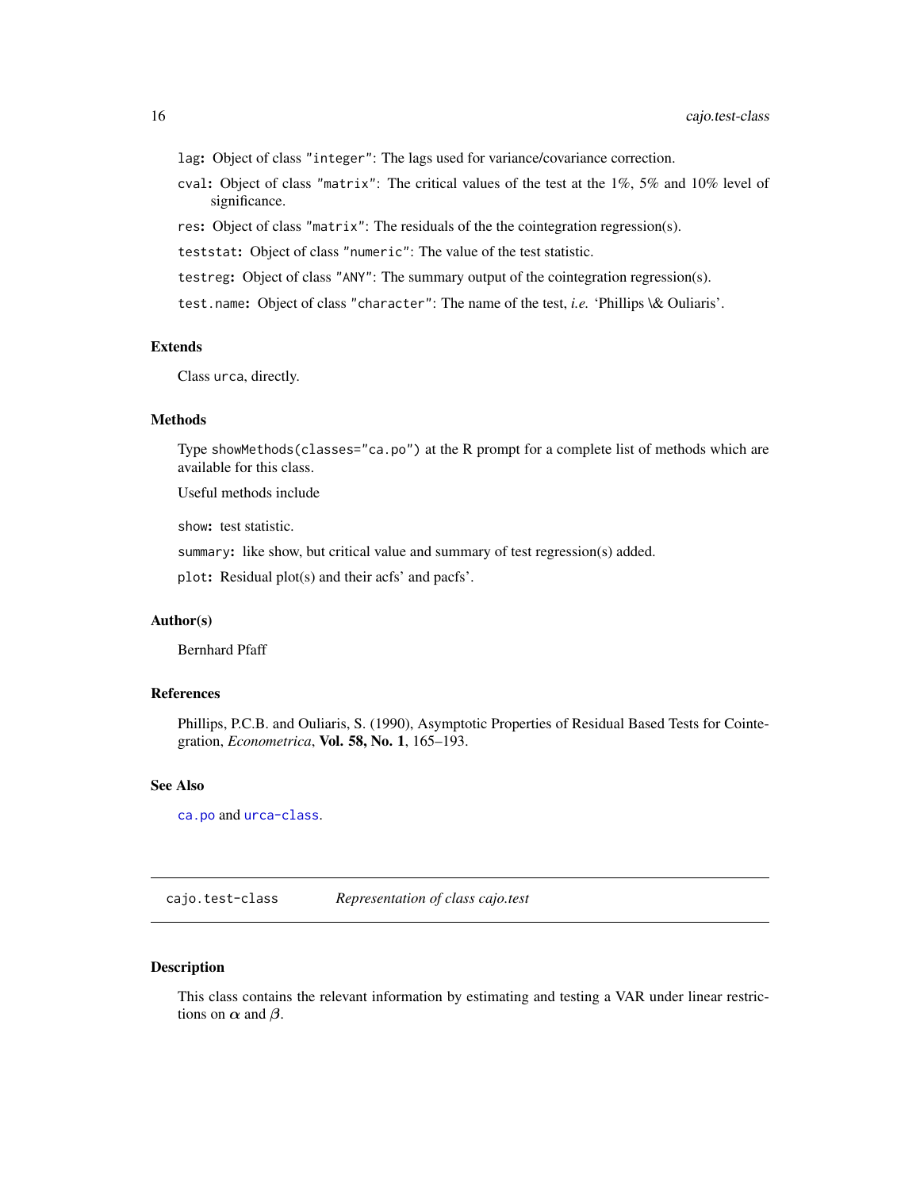`lag`: Object of class `"integer"`: The lags used for variance/covariance correction.

`cval`: Object of class `"matrix"`: The critical values of the test at the 1%, 5% and 10% level of significance.

`res`: Object of class `"matrix"`: The residuals of the the cointegration regression(s).

`teststat`: Object of class `"numeric"`: The value of the test statistic.

`testreg`: Object of class `"ANY"`: The summary output of the cointegration regression(s).

`test.name`: Object of class `"character"`: The name of the test, *i.e.* 'Phillips \& Ouliaris'.

### Extends

Class `urca`, directly.

### Methods

Type `showMethods(classes="ca.po")` at the R prompt for a complete list of methods which are available for this class.

Useful methods include

`show`: test statistic.

`summary`: like show, but critical value and summary of test regression(s) added.

`plot`: Residual plot(s) and their acfs' and pacfs'.

### Author(s)

Bernhard Pfaff

### References

Phillips, P.C.B. and Ouliaris, S. (1990), Asymptotic Properties of Residual Based Tests for Cointegration, *Econometrica*, **Vol. 58, No. 1**, 165–193.

### See Also

`ca.po` and `urca-class`.

---

## cajo.test-class — *Representation of class cajo.test*

---

### Description

This class contains the relevant information by estimating and testing a VAR under linear restrictions on $\alpha$ and $\beta$.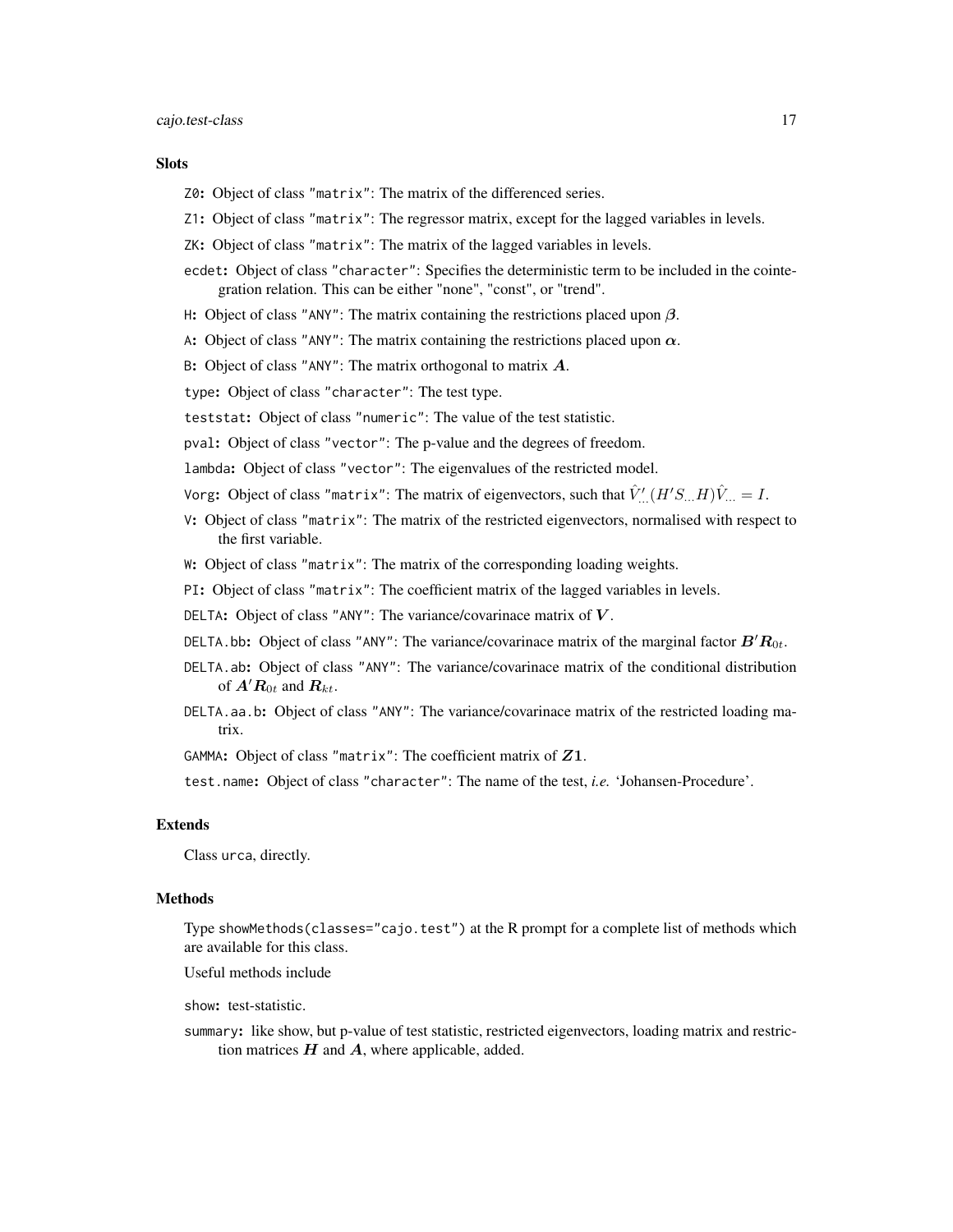### Slots

Z0: Object of class "matrix": The matrix of the differenced series.

Z1: Object of class "matrix": The regressor matrix, except for the lagged variables in levels.

ZK: Object of class "matrix": The matrix of the lagged variables in levels.

ecdet: Object of class "character": Specifies the deterministic term to be included in the cointegration relation. This can be either "none", "const", or "trend".

H: Object of class "ANY": The matrix containing the restrictions placed upon $\boldsymbol{\beta}$.

A: Object of class "ANY": The matrix containing the restrictions placed upon $\boldsymbol{\alpha}$.

B: Object of class "ANY": The matrix orthogonal to matrix $\boldsymbol{A}$.

type: Object of class "character": The test type.

teststat: Object of class "numeric": The value of the test statistic.

pval: Object of class "vector": The p-value and the degrees of freedom.

lambda: Object of class "vector": The eigenvalues of the restricted model.

Vorg: Object of class "matrix": The matrix of eigenvectors, such that $\hat{V}'_{...}(H'S_{...}H)\hat{V}_{...} = I$.

V: Object of class "matrix": The matrix of the restricted eigenvectors, normalised with respect to the first variable.

W: Object of class "matrix": The matrix of the corresponding loading weights.

PI: Object of class "matrix": The coefficient matrix of the lagged variables in levels.

DELTA: Object of class "ANY": The variance/covarinace matrix of $\boldsymbol{V}$.

DELTA.bb: Object of class "ANY": The variance/covarinace matrix of the marginal factor $\boldsymbol{B}'\boldsymbol{R}_{0t}$.

DELTA.ab: Object of class "ANY": The variance/covarinace matrix of the conditional distribution of $\boldsymbol{A}'\boldsymbol{R}_{0t}$ and $\boldsymbol{R}_{kt}$.

DELTA.aa.b: Object of class "ANY": The variance/covarinace matrix of the restricted loading matrix.

GAMMA: Object of class "matrix": The coefficient matrix of $\boldsymbol{Z1}$.

test.name: Object of class "character": The name of the test, *i.e.* 'Johansen-Procedure'.

### Extends

Class urca, directly.

### Methods

Type showMethods(classes="cajo.test") at the R prompt for a complete list of methods which are available for this class.

Useful methods include

show: test-statistic.

summary: like show, but p-value of test statistic, restricted eigenvectors, loading matrix and restriction matrices $\boldsymbol{H}$ and $\boldsymbol{A}$, where applicable, added.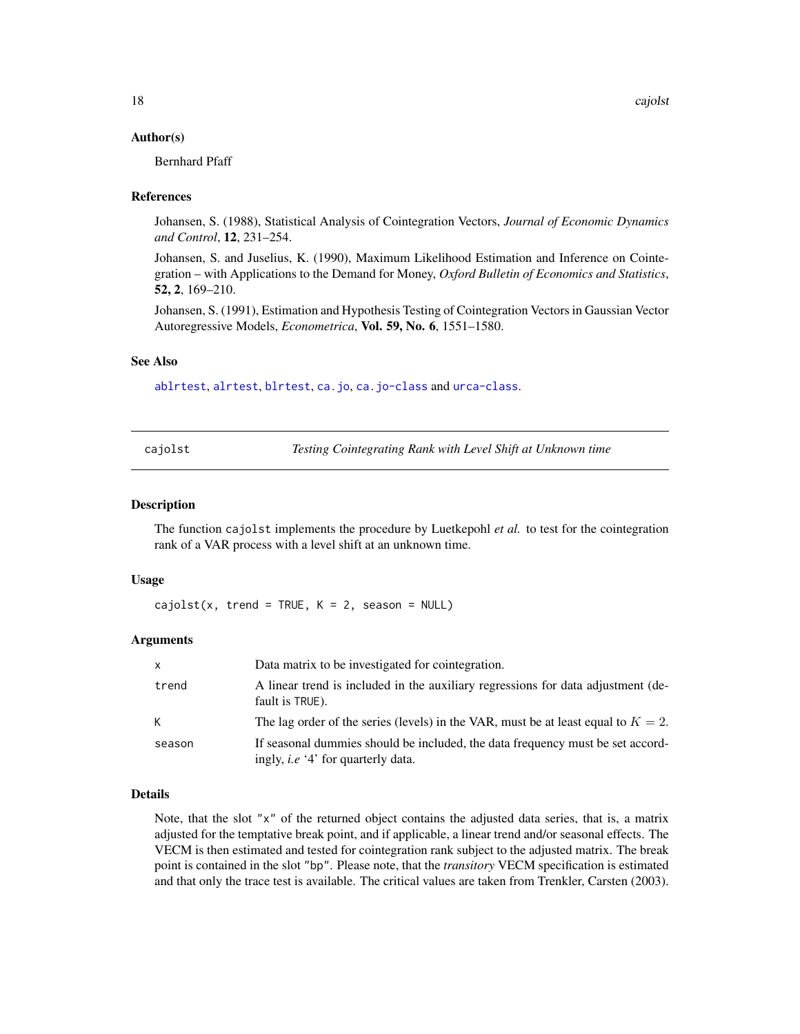### Author(s)

Bernhard Pfaff

### References

Johansen, S. (1988), Statistical Analysis of Cointegration Vectors, *Journal of Economic Dynamics and Control*, **12**, 231–254.

Johansen, S. and Juselius, K. (1990), Maximum Likelihood Estimation and Inference on Cointegration – with Applications to the Demand for Money, *Oxford Bulletin of Economics and Statistics*, **52, 2**, 169–210.

Johansen, S. (1991), Estimation and Hypothesis Testing of Cointegration Vectors in Gaussian Vector Autoregressive Models, *Econometrica*, **Vol. 59, No. 6**, 1551–1580.

### See Also

`ablrtest`, `alrtest`, `blrtest`, `ca.jo`, `ca.jo-class` and `urca-class`.

---

## cajolst — *Testing Cointegrating Rank with Level Shift at Unknown time*

---

### Description

The function `cajolst` implements the procedure by Luetkepohl *et al.* to test for the cointegration rank of a VAR process with a level shift at an unknown time.

### Usage

```
cajolst(x, trend = TRUE, K = 2, season = NULL)
```

### Arguments

| | |
|---|---|
| `x` | Data matrix to be investigated for cointegration. |
| `trend` | A linear trend is included in the auxiliary regressions for data adjustment (default is `TRUE`). |
| `K` | The lag order of the series (levels) in the VAR, must be at least equal to $K = 2$. |
| `season` | If seasonal dummies should be included, the data frequency must be set accordingly, *i.e* '4' for quarterly data. |

### Details

Note, that the slot `"x"` of the returned object contains the adjusted data series, that is, a matrix adjusted for the temptative break point, and if applicable, a linear trend and/or seasonal effects. The VECM is then estimated and tested for cointegration rank subject to the adjusted matrix. The break point is contained in the slot `"bp"`. Please note, that the *transitory* VECM specification is estimated and that only the trace test is available. The critical values are taken from Trenkler, Carsten (2003).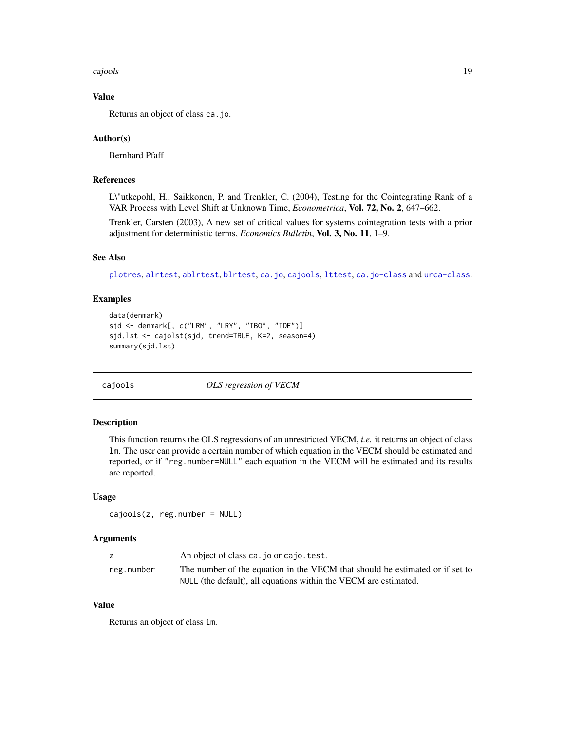### Value

Returns an object of class `ca.jo`.

### Author(s)

Bernhard Pfaff

### References

L\"utkepohl, H., Saikkonen, P. and Trenkler, C. (2004), Testing for the Cointegrating Rank of a VAR Process with Level Shift at Unknown Time, *Econometrica*, **Vol. 72, No. 2**, 647–662.

Trenkler, Carsten (2003), A new set of critical values for systems cointegration tests with a prior adjustment for deterministic terms, *Economics Bulletin*, **Vol. 3, No. 11**, 1–9.

### See Also

`plotres`, `alrtest`, `ablrtest`, `blrtest`, `ca.jo`, `cajools`, `lttest`, `ca.jo-class` and `urca-class`.

### Examples

```
data(denmark)
sjd <- denmark[, c("LRM", "LRY", "IBO", "IDE")]
sjd.lst <- cajolst(sjd, trend=TRUE, K=2, season=4)
summary(sjd.lst)
```

---

## cajools — *OLS regression of VECM*

---

### Description

This function returns the OLS regressions of an unrestricted VECM, *i.e.* it returns an object of class `lm`. The user can provide a certain number of which equation in the VECM should be estimated and reported, or if `"reg.number=NULL"` each equation in the VECM will be estimated and its results are reported.

### Usage

```
cajools(z, reg.number = NULL)
```

### Arguments

| | |
|---|---|
| `z` | An object of class `ca.jo` or `cajo.test`. |
| `reg.number` | The number of the equation in the VECM that should be estimated or if set to `NULL` (the default), all equations within the VECM are estimated. |

### Value

Returns an object of class `lm`.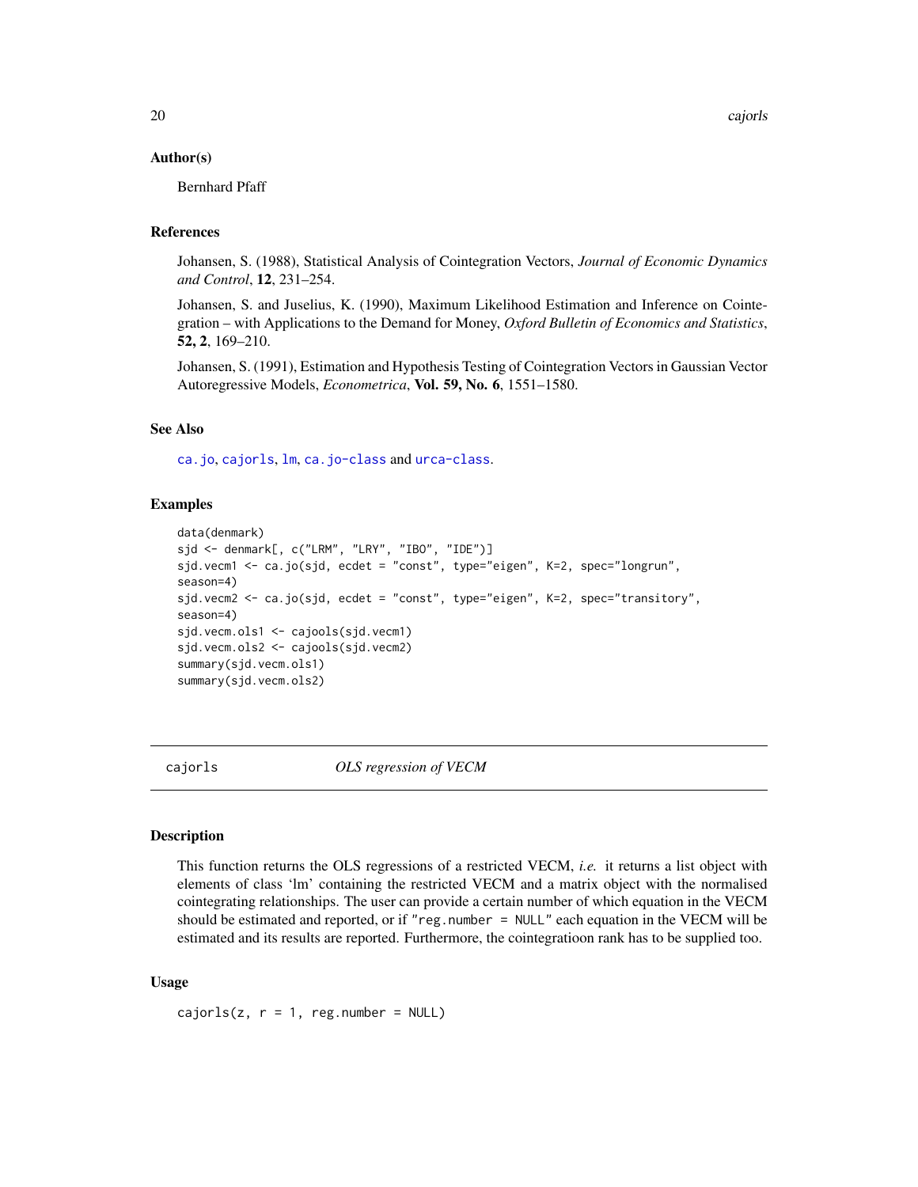### Author(s)

Bernhard Pfaff

### References

Johansen, S. (1988), Statistical Analysis of Cointegration Vectors, *Journal of Economic Dynamics and Control*, **12**, 231–254.

Johansen, S. and Juselius, K. (1990), Maximum Likelihood Estimation and Inference on Cointegration – with Applications to the Demand for Money, *Oxford Bulletin of Economics and Statistics*, **52, 2**, 169–210.

Johansen, S. (1991), Estimation and Hypothesis Testing of Cointegration Vectors in Gaussian Vector Autoregressive Models, *Econometrica*, **Vol. 59, No. 6**, 1551–1580.

### See Also

`ca.jo`, `cajorls`, `lm`, `ca.jo-class` and `urca-class`.

### Examples

```
data(denmark)
sjd <- denmark[, c("LRM", "LRY", "IBO", "IDE")]
sjd.vecm1 <- ca.jo(sjd, ecdet = "const", type="eigen", K=2, spec="longrun",
season=4)
sjd.vecm2 <- ca.jo(sjd, ecdet = "const", type="eigen", K=2, spec="transitory",
season=4)
sjd.vecm.ols1 <- cajools(sjd.vecm1)
sjd.vecm.ols2 <- cajools(sjd.vecm2)
summary(sjd.vecm.ols1)
summary(sjd.vecm.ols2)
```

---

## cajorls — *OLS regression of VECM*

### Description

This function returns the OLS regressions of a restricted VECM, *i.e.* it returns a list object with elements of class 'lm' containing the restricted VECM and a matrix object with the normalised cointegrating relationships. The user can provide a certain number of which equation in the VECM should be estimated and reported, or if "`reg.number = NULL`" each equation in the VECM will be estimated and its results are reported. Furthermore, the cointegratioon rank has to be supplied too.

### Usage

```
cajorls(z, r = 1, reg.number = NULL)
```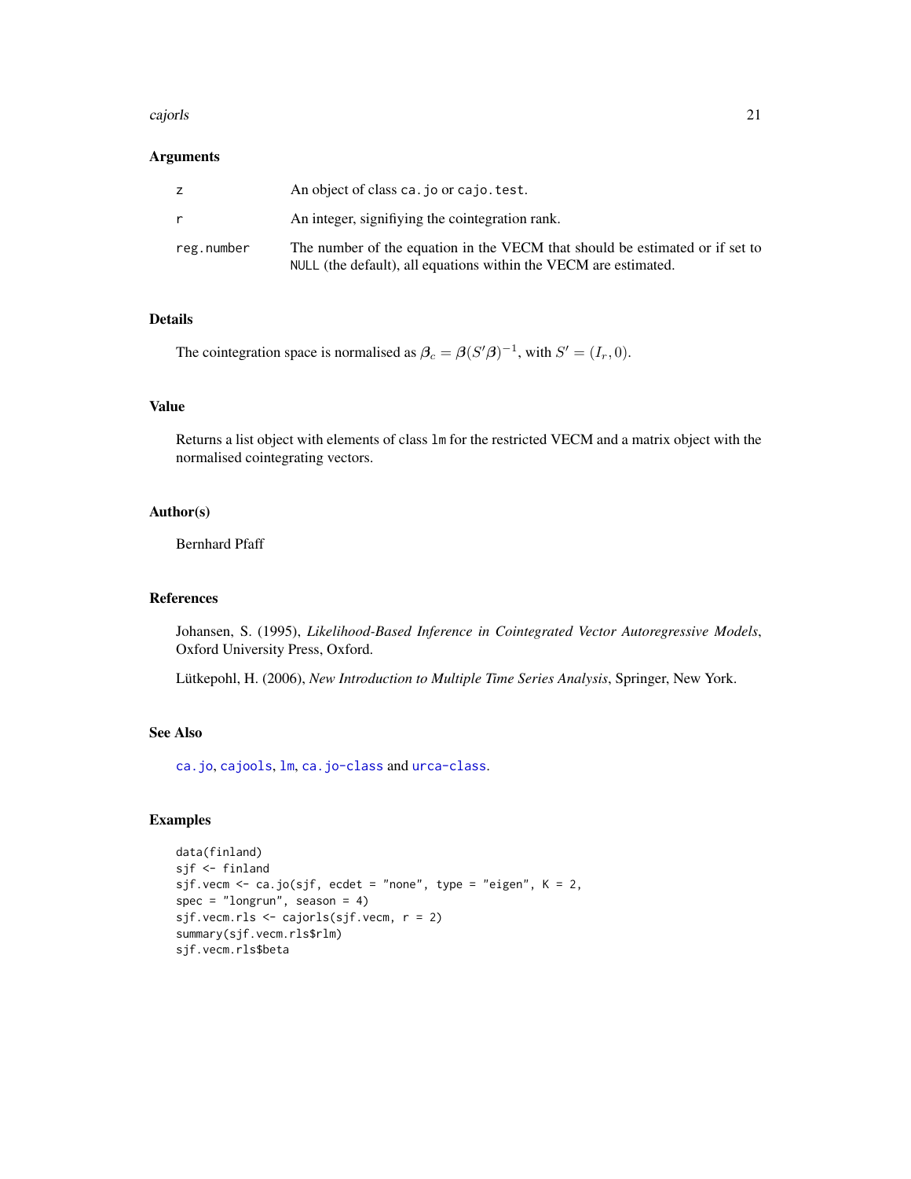## Arguments

| | |
|---|---|
| `z` | An object of class `ca.jo` or `cajo.test`. |
| `r` | An integer, signifiying the cointegration rank. |
| `reg.number` | The number of the equation in the VECM that should be estimated or if set to `NULL` (the default), all equations within the VECM are estimated. |

## Details

The cointegration space is normalised as $\boldsymbol{\beta}_c = \boldsymbol{\beta}(S'\boldsymbol{\beta})^{-1}$, with $S' = (I_r, 0)$.

## Value

Returns a list object with elements of class `lm` for the restricted VECM and a matrix object with the normalised cointegrating vectors.

## Author(s)

Bernhard Pfaff

## References

Johansen, S. (1995), *Likelihood-Based Inference in Cointegrated Vector Autoregressive Models*, Oxford University Press, Oxford.

Lütkepohl, H. (2006), *New Introduction to Multiple Time Series Analysis*, Springer, New York.

## See Also

`ca.jo`, `cajools`, `lm`, `ca.jo-class` and `urca-class`.

## Examples

```
data(finland)
sjf <- finland
sjf.vecm <- ca.jo(sjf, ecdet = "none", type = "eigen", K = 2,
spec = "longrun", season = 4)
sjf.vecm.rls <- cajorls(sjf.vecm, r = 2)
summary(sjf.vecm.rls$rlm)
sjf.vecm.rls$beta
```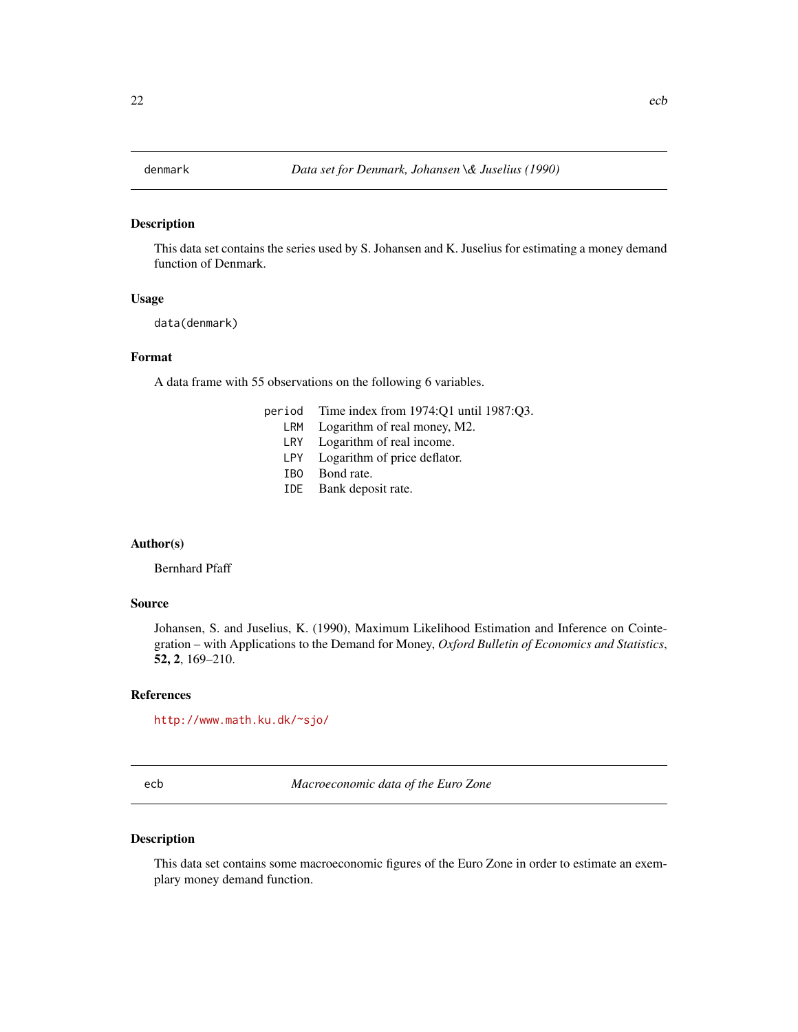## denmark — *Data set for Denmark, Johansen \& Juselius (1990)*

### Description

This data set contains the series used by S. Johansen and K. Juselius for estimating a money demand function of Denmark.

### Usage

```
data(denmark)
```

### Format

A data frame with 55 observations on the following 6 variables.

| | |
|---|---|
| `period` | Time index from 1974:Q1 until 1987:Q3. |
| `LRM` | Logarithm of real money, M2. |
| `LRY` | Logarithm of real income. |
| `LPY` | Logarithm of price deflator. |
| `IBO` | Bond rate. |
| `IDE` | Bank deposit rate. |

### Author(s)

Bernhard Pfaff

### Source

Johansen, S. and Juselius, K. (1990), Maximum Likelihood Estimation and Inference on Cointegration – with Applications to the Demand for Money, *Oxford Bulletin of Economics and Statistics*, **52, 2**, 169–210.

### References

http://www.math.ku.dk/~sjo/

## ecb — *Macroeconomic data of the Euro Zone*

### Description

This data set contains some macroeconomic figures of the Euro Zone in order to estimate an exemplary money demand function.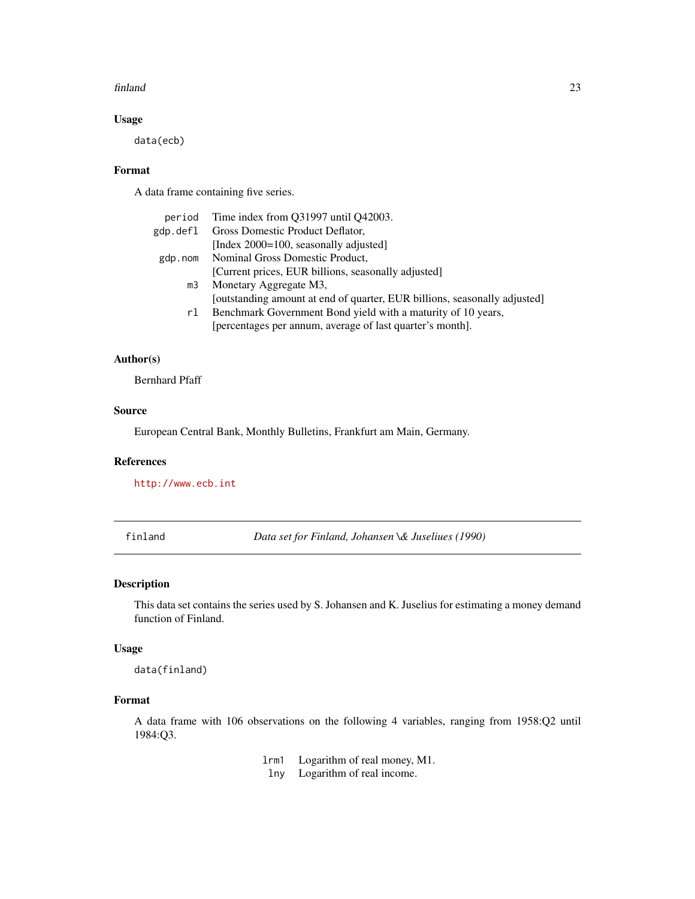### Usage

```
data(ecb)
```

### Format

A data frame containing five series.

| | |
|---|---|
| `period` | Time index from Q31997 until Q42003. |
| `gdp.defl` | Gross Domestic Product Deflator, [Index 2000=100, seasonally adjusted] |
| `gdp.nom` | Nominal Gross Domestic Product, [Current prices, EUR billions, seasonally adjusted] |
| `m3` | Monetary Aggregate M3, [outstanding amount at end of quarter, EUR billions, seasonally adjusted] |
| `rl` | Benchmark Government Bond yield with a maturity of 10 years, [percentages per annum, average of last quarter's month]. |

### Author(s)

Bernhard Pfaff

### Source

European Central Bank, Monthly Bulletins, Frankfurt am Main, Germany.

### References

http://www.ecb.int

---

## finland — *Data set for Finland, Johansen \& Juseliues (1990)*

### Description

This data set contains the series used by S. Johansen and K. Juselius for estimating a money demand function of Finland.

### Usage

```
data(finland)
```

### Format

A data frame with 106 observations on the following 4 variables, ranging from 1958:Q2 until 1984:Q3.

| | |
|---|---|
| `lrm1` | Logarithm of real money, M1. |
| `lny` | Logarithm of real income. |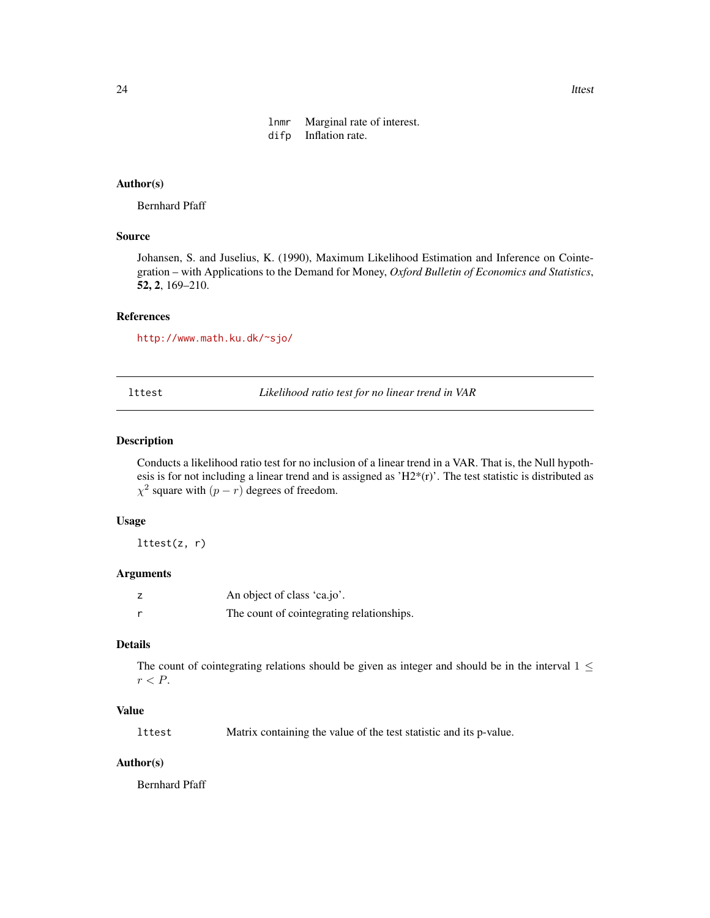| | |
|---|---|
| `lnmr` | Marginal rate of interest. |
| `difp` | Inflation rate. |

### Author(s)

Bernhard Pfaff

### Source

Johansen, S. and Juselius, K. (1990), Maximum Likelihood Estimation and Inference on Cointegration – with Applications to the Demand for Money, *Oxford Bulletin of Economics and Statistics*, **52, 2**, 169–210.

### References

http://www.math.ku.dk/~sjo/

---

## lttest — *Likelihood ratio test for no linear trend in VAR*

### Description

Conducts a likelihood ratio test for no inclusion of a linear trend in a VAR. That is, the Null hypothesis is for not including a linear trend and is assigned as 'H2*(r)'. The test statistic is distributed as $\chi^2$ square with $(p - r)$ degrees of freedom.

### Usage

```
lttest(z, r)
```

### Arguments

| | |
|---|---|
| `z` | An object of class 'ca.jo'. |
| `r` | The count of cointegrating relationships. |

### Details

The count of cointegrating relations should be given as integer and should be in the interval $1 \leq r < P$.

### Value

| | |
|---|---|
| `lttest` | Matrix containing the value of the test statistic and its p-value. |

### Author(s)

Bernhard Pfaff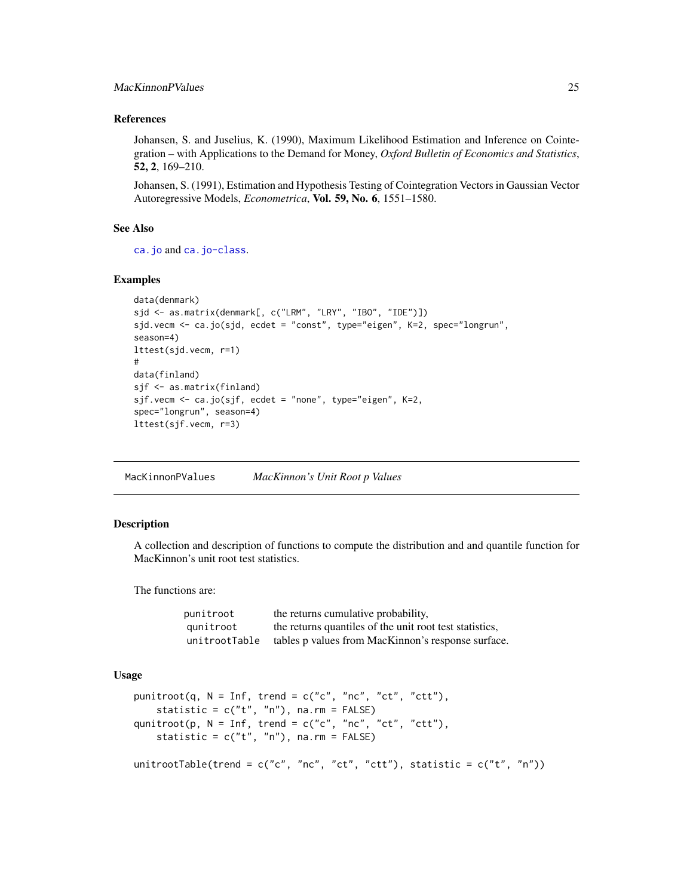### References

Johansen, S. and Juselius, K. (1990), Maximum Likelihood Estimation and Inference on Cointegration – with Applications to the Demand for Money, *Oxford Bulletin of Economics and Statistics*, **52, 2**, 169–210.

Johansen, S. (1991), Estimation and Hypothesis Testing of Cointegration Vectors in Gaussian Vector Autoregressive Models, *Econometrica*, **Vol. 59, No. 6**, 1551–1580.

### See Also

`ca.jo` and `ca.jo-class`.

### Examples

```
data(denmark)
sjd <- as.matrix(denmark[, c("LRM", "LRY", "IBO", "IDE")])
sjd.vecm <- ca.jo(sjd, ecdet = "const", type="eigen", K=2, spec="longrun",
season=4)
lttest(sjd.vecm, r=1)
#
data(finland)
sjf <- as.matrix(finland)
sjf.vecm <- ca.jo(sjf, ecdet = "none", type="eigen", K=2,
spec="longrun", season=4)
lttest(sjf.vecm, r=3)
```

---

## MacKinnonPValues — *MacKinnon's Unit Root p Values*

### Description

A collection and description of functions to compute the distribution and and quantile function for MacKinnon's unit root test statistics.

The functions are:

| | |
|---|---|
| `punitroot` | the returns cumulative probability, |
| `qunitroot` | the returns quantiles of the unit root test statistics, |
| `unitrootTable` | tables p values from MacKinnon's response surface. |

### Usage

```
punitroot(q, N = Inf, trend = c("c", "nc", "ct", "ctt"),
    statistic = c("t", "n"), na.rm = FALSE)
qunitroot(p, N = Inf, trend = c("c", "nc", "ct", "ctt"),
    statistic = c("t", "n"), na.rm = FALSE)

unitrootTable(trend = c("c", "nc", "ct", "ctt"), statistic = c("t", "n"))
```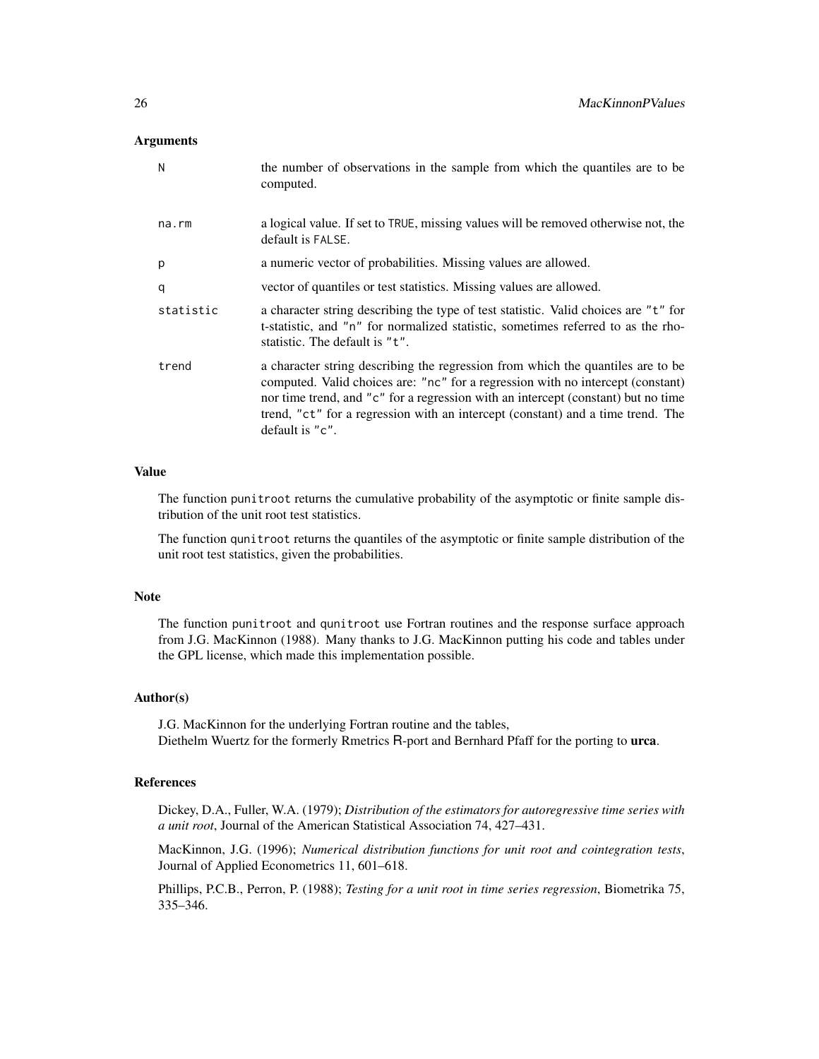## Arguments

| | |
|---|---|
| N | the number of observations in the sample from which the quantiles are to be computed. |
| na.rm | a logical value. If set to TRUE, missing values will be removed otherwise not, the default is FALSE. |
| p | a numeric vector of probabilities. Missing values are allowed. |
| q | vector of quantiles or test statistics. Missing values are allowed. |
| statistic | a character string describing the type of test statistic. Valid choices are "t" for t-statistic, and "n" for normalized statistic, sometimes referred to as the rho-statistic. The default is "t". |
| trend | a character string describing the regression from which the quantiles are to be computed. Valid choices are: "nc" for a regression with no intercept (constant) nor time trend, and "c" for a regression with an intercept (constant) but no time trend, "ct" for a regression with an intercept (constant) and a time trend. The default is "c". |

## Value

The function punitroot returns the cumulative probability of the asymptotic or finite sample distribution of the unit root test statistics.

The function qunitroot returns the quantiles of the asymptotic or finite sample distribution of the unit root test statistics, given the probabilities.

## Note

The function punitroot and qunitroot use Fortran routines and the response surface approach from J.G. MacKinnon (1988). Many thanks to J.G. MacKinnon putting his code and tables under the GPL license, which made this implementation possible.

## Author(s)

J.G. MacKinnon for the underlying Fortran routine and the tables,
Diethelm Wuertz for the formerly Rmetrics R-port and Bernhard Pfaff for the porting to **urca**.

## References

Dickey, D.A., Fuller, W.A. (1979); *Distribution of the estimators for autoregressive time series with a unit root*, Journal of the American Statistical Association 74, 427–431.

MacKinnon, J.G. (1996); *Numerical distribution functions for unit root and cointegration tests*, Journal of Applied Econometrics 11, 601–618.

Phillips, P.C.B., Perron, P. (1988); *Testing for a unit root in time series regression*, Biometrika 75, 335–346.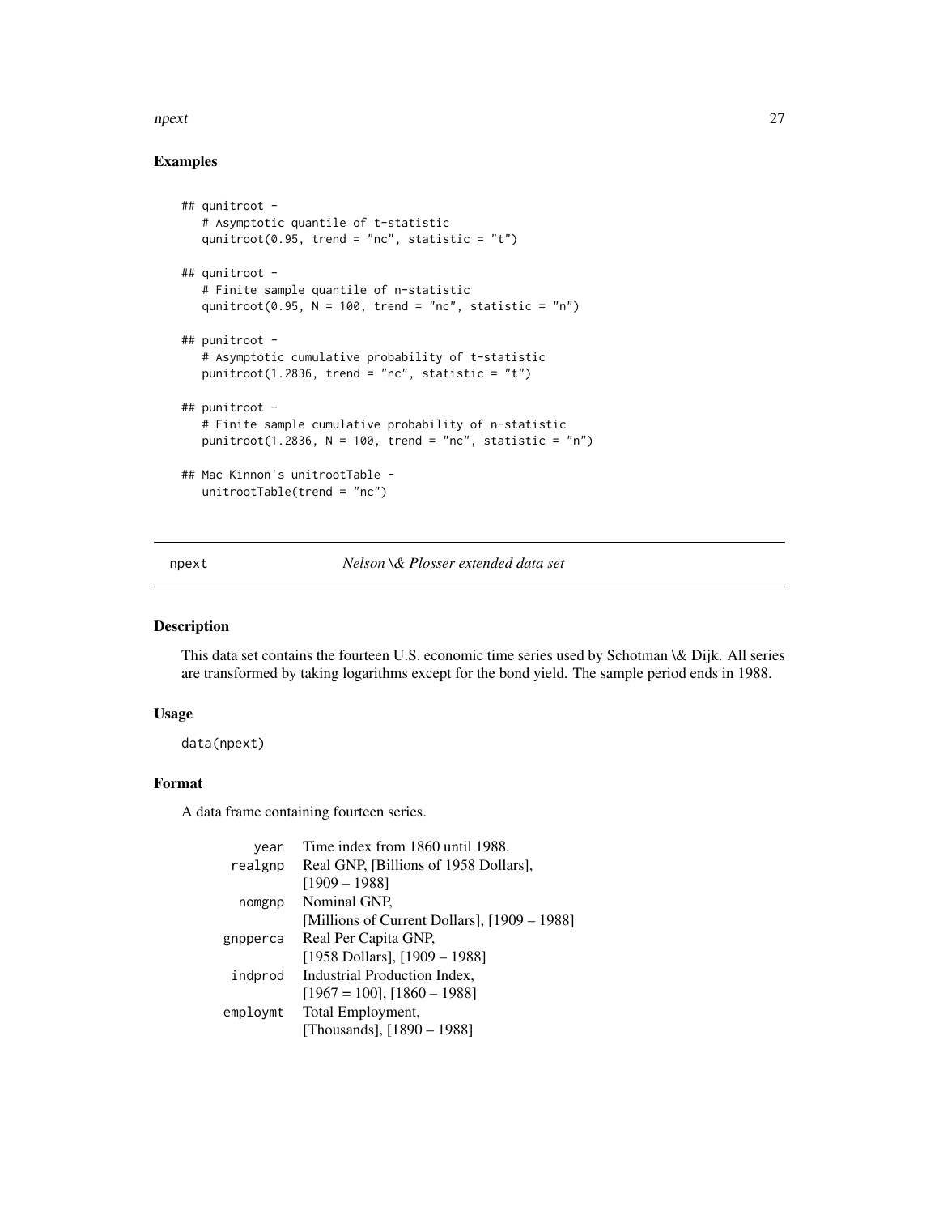## Examples

```
## qunitroot -
   # Asymptotic quantile of t-statistic
   qunitroot(0.95, trend = "nc", statistic = "t")

## qunitroot -
   # Finite sample quantile of n-statistic
   qunitroot(0.95, N = 100, trend = "nc", statistic = "n")

## punitroot -
   # Asymptotic cumulative probability of t-statistic
   punitroot(1.2836, trend = "nc", statistic = "t")

## punitroot -
   # Finite sample cumulative probability of n-statistic
   punitroot(1.2836, N = 100, trend = "nc", statistic = "n")

## Mac Kinnon's unitrootTable -
   unitrootTable(trend = "nc")
```

---

npext    *Nelson \& Plosser extended data set*

---

### Description

This data set contains the fourteen U.S. economic time series used by Schotman \& Dijk. All series are transformed by taking logarithms except for the bond yield. The sample period ends in 1988.

### Usage

```
data(npext)
```

### Format

A data frame containing fourteen series.

| | |
|---|---|
| year | Time index from 1860 until 1988. |
| realgnp | Real GNP, [Billions of 1958 Dollars], [1909 – 1988] |
| nomgnp | Nominal GNP, [Millions of Current Dollars], [1909 – 1988] |
| gnpperca | Real Per Capita GNP, [1958 Dollars], [1909 – 1988] |
| indprod | Industrial Production Index, [1967 = 100], [1860 – 1988] |
| employmt | Total Employment, [Thousands], [1890 – 1988] |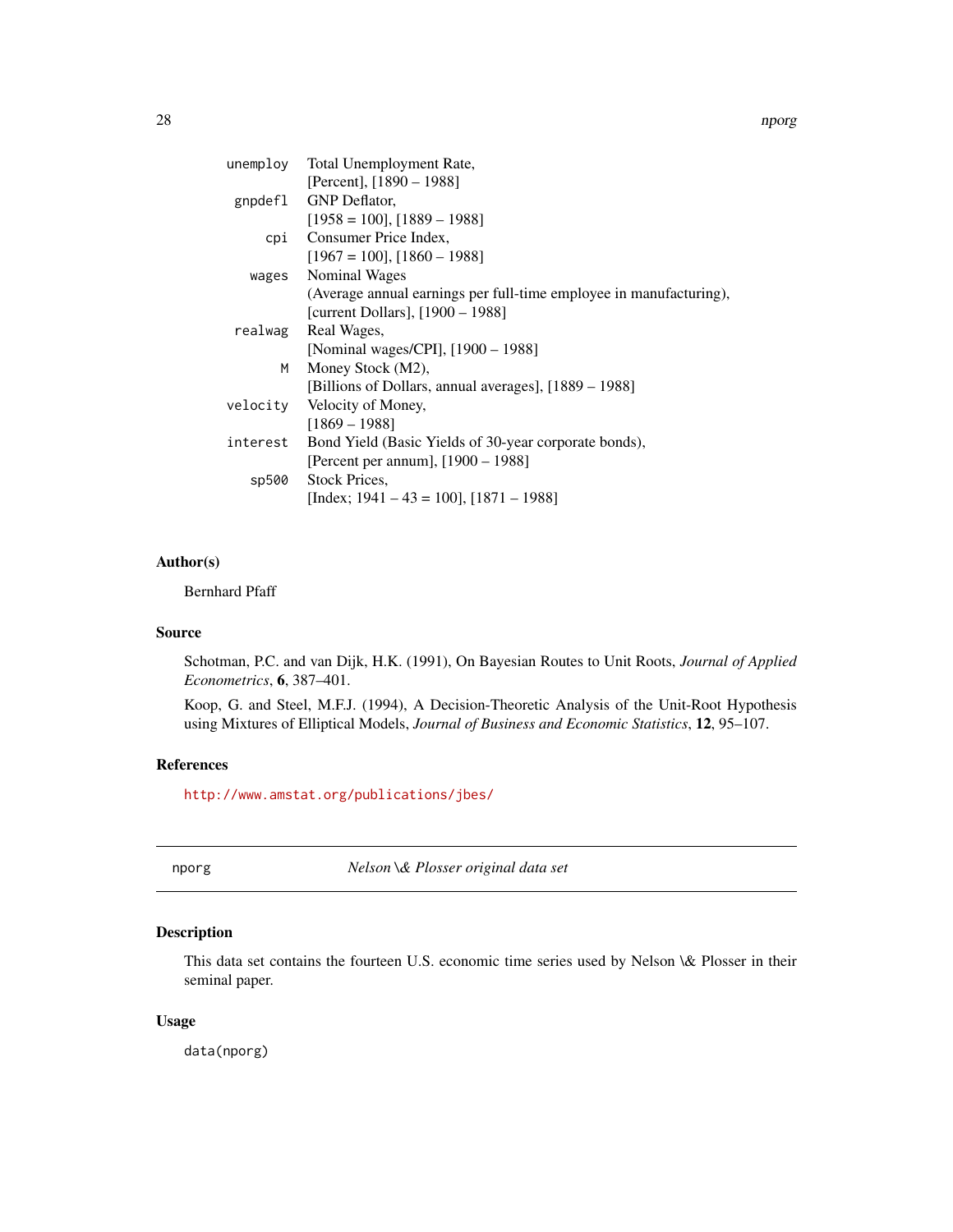| | |
|---|---|
| `unemploy` | Total Unemployment Rate, [Percent], [1890 – 1988] |
| `gnpdefl` | GNP Deflator, [1958 = 100], [1889 – 1988] |
| `cpi` | Consumer Price Index, [1967 = 100], [1860 – 1988] |
| `wages` | Nominal Wages (Average annual earnings per full-time employee in manufacturing), [current Dollars], [1900 – 1988] |
| `realwag` | Real Wages, [Nominal wages/CPI], [1900 – 1988] |
| `M` | Money Stock (M2), [Billions of Dollars, annual averages], [1889 – 1988] |
| `velocity` | Velocity of Money, [1869 – 1988] |
| `interest` | Bond Yield (Basic Yields of 30-year corporate bonds), [Percent per annum], [1900 – 1988] |
| `sp500` | Stock Prices, [Index; 1941 – 43 = 100], [1871 – 1988] |

### Author(s)

Bernhard Pfaff

### Source

Schotman, P.C. and van Dijk, H.K. (1991), On Bayesian Routes to Unit Roots, *Journal of Applied Econometrics*, **6**, 387–401.

Koop, G. and Steel, M.F.J. (1994), A Decision-Theoretic Analysis of the Unit-Root Hypothesis using Mixtures of Elliptical Models, *Journal of Business and Economic Statistics*, **12**, 95–107.

### References

http://www.amstat.org/publications/jbes/

---

## nporg — *Nelson \& Plosser original data set*

### Description

This data set contains the fourteen U.S. economic time series used by Nelson \& Plosser in their seminal paper.

### Usage

```
data(nporg)
```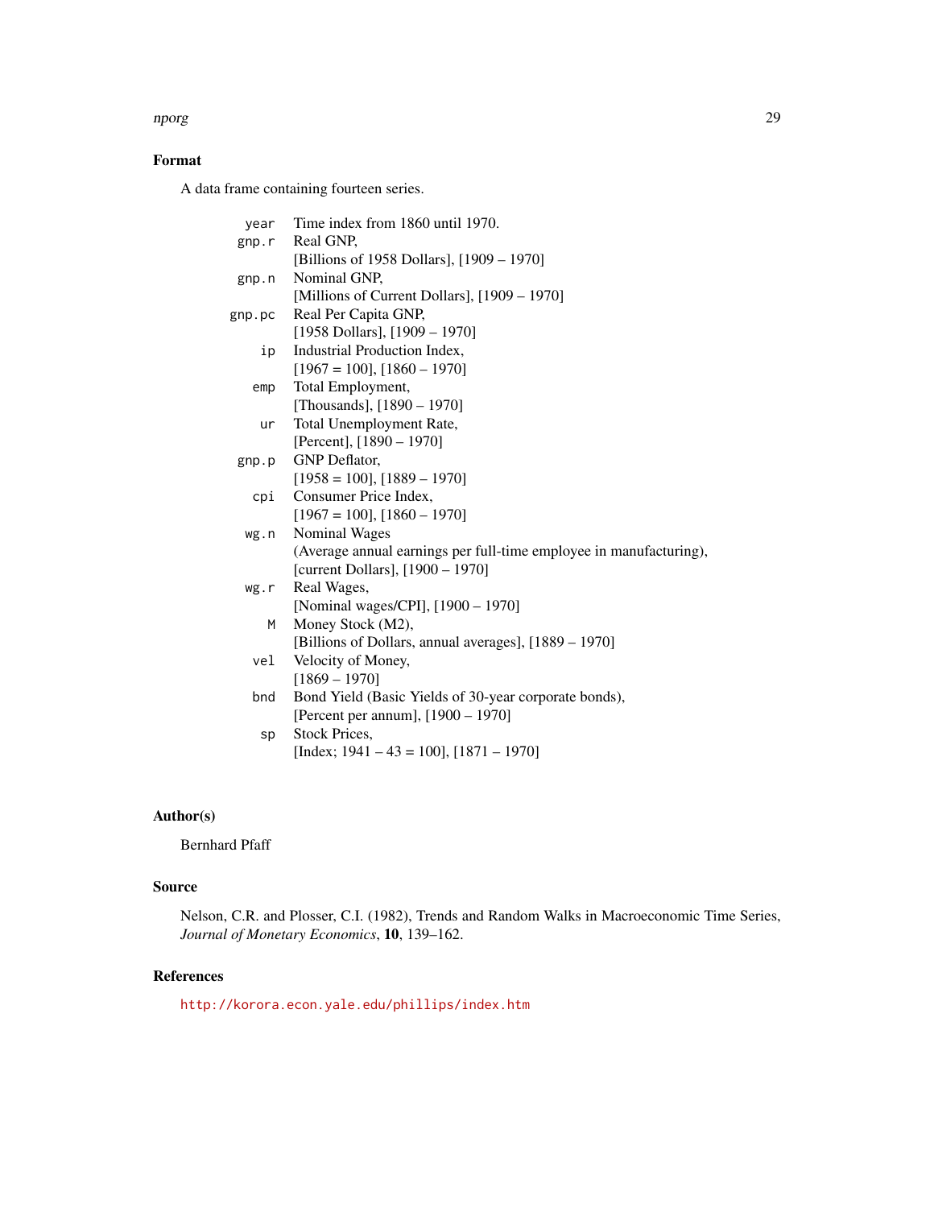### Format

A data frame containing fourteen series.

| | |
|---|---|
| `year` | Time index from 1860 until 1970. |
| `gnp.r` | Real GNP, [Billions of 1958 Dollars], [1909 – 1970] |
| `gnp.n` | Nominal GNP, [Millions of Current Dollars], [1909 – 1970] |
| `gnp.pc` | Real Per Capita GNP, [1958 Dollars], [1909 – 1970] |
| `ip` | Industrial Production Index, [1967 = 100], [1860 – 1970] |
| `emp` | Total Employment, [Thousands], [1890 – 1970] |
| `ur` | Total Unemployment Rate, [Percent], [1890 – 1970] |
| `gnp.p` | GNP Deflator, [1958 = 100], [1889 – 1970] |
| `cpi` | Consumer Price Index, [1967 = 100], [1860 – 1970] |
| `wg.n` | Nominal Wages (Average annual earnings per full-time employee in manufacturing), [current Dollars], [1900 – 1970] |
| `wg.r` | Real Wages, [Nominal wages/CPI], [1900 – 1970] |
| `M` | Money Stock (M2), [Billions of Dollars, annual averages], [1889 – 1970] |
| `vel` | Velocity of Money, [1869 – 1970] |
| `bnd` | Bond Yield (Basic Yields of 30-year corporate bonds), [Percent per annum], [1900 – 1970] |
| `sp` | Stock Prices, [Index; 1941 – 43 = 100], [1871 – 1970] |

### Author(s)

Bernhard Pfaff

### Source

Nelson, C.R. and Plosser, C.I. (1982), Trends and Random Walks in Macroeconomic Time Series, *Journal of Monetary Economics*, **10**, 139–162.

### References

http://korora.econ.yale.edu/phillips/index.htm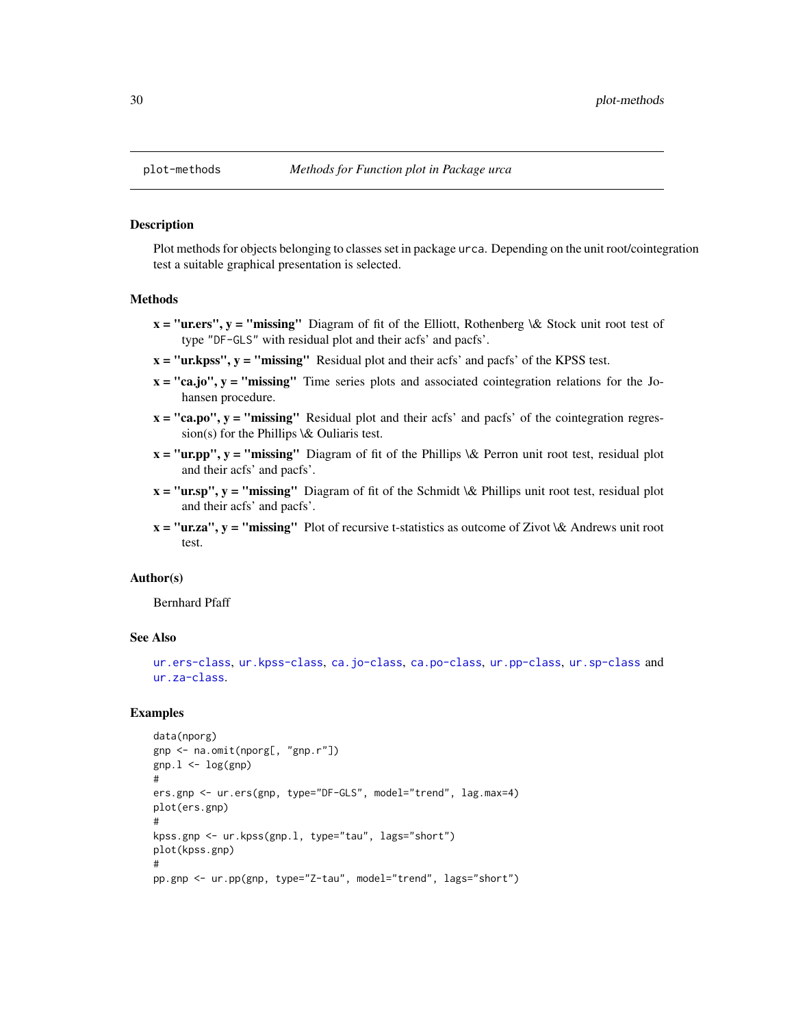## plot-methods *Methods for Function plot in Package urca*

### Description

Plot methods for objects belonging to classes set in package `urca`. Depending on the unit root/cointegration test a suitable graphical presentation is selected.

### Methods

- **x = "ur.ers", y = "missing"** Diagram of fit of the Elliott, Rothenberg \& Stock unit root test of type "DF-GLS" with residual plot and their acfs' and pacfs'.
- **x = "ur.kpss", y = "missing"** Residual plot and their acfs' and pacfs' of the KPSS test.
- **x = "ca.jo", y = "missing"** Time series plots and associated cointegration relations for the Johansen procedure.
- **x = "ca.po", y = "missing"** Residual plot and their acfs' and pacfs' of the cointegration regression(s) for the Phillips \& Ouliaris test.
- **x = "ur.pp", y = "missing"** Diagram of fit of the Phillips \& Perron unit root test, residual plot and their acfs' and pacfs'.
- **x = "ur.sp", y = "missing"** Diagram of fit of the Schmidt \& Phillips unit root test, residual plot and their acfs' and pacfs'.
- **x = "ur.za", y = "missing"** Plot of recursive t-statistics as outcome of Zivot \& Andrews unit root test.

### Author(s)

Bernhard Pfaff

### See Also

ur.ers-class, ur.kpss-class, ca.jo-class, ca.po-class, ur.pp-class, ur.sp-class and ur.za-class.

### Examples

```
data(nporg)
gnp <- na.omit(nporg[, "gnp.r"])
gnp.l <- log(gnp)
#
ers.gnp <- ur.ers(gnp, type="DF-GLS", model="trend", lag.max=4)
plot(ers.gnp)
#
kpss.gnp <- ur.kpss(gnp.l, type="tau", lags="short")
plot(kpss.gnp)
#
pp.gnp <- ur.pp(gnp, type="Z-tau", model="trend", lags="short")
```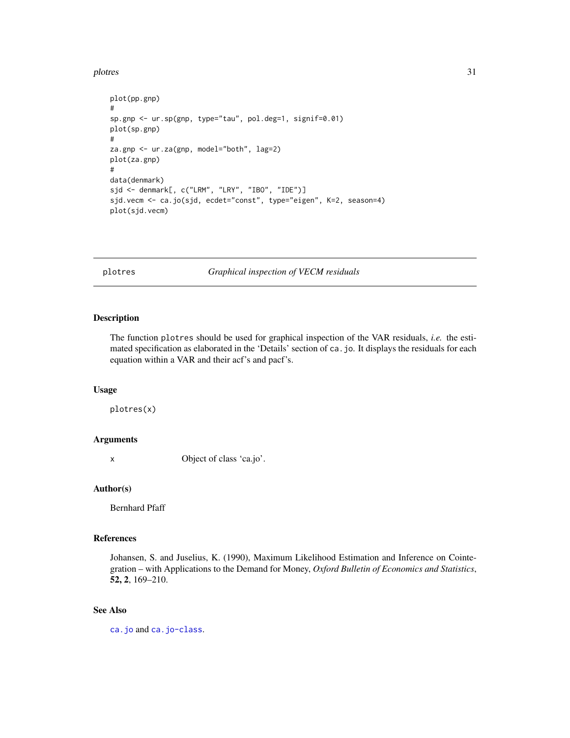```
plot(pp.gnp)
#
sp.gnp <- ur.sp(gnp, type="tau", pol.deg=1, signif=0.01)
plot(sp.gnp)
#
za.gnp <- ur.za(gnp, model="both", lag=2)
plot(za.gnp)
#
data(denmark)
sjd <- denmark[, c("LRM", "LRY", "IBO", "IDE")]
sjd.vecm <- ca.jo(sjd, ecdet="const", type="eigen", K=2, season=4)
plot(sjd.vecm)
```

---

## plotres — *Graphical inspection of VECM residuals*

### Description

The function `plotres` should be used for graphical inspection of the VAR residuals, *i.e.* the estimated specification as elaborated in the 'Details' section of `ca.jo`. It displays the residuals for each equation within a VAR and their acf's and pacf's.

### Usage

```
plotres(x)
```

### Arguments

x    Object of class 'ca.jo'.

### Author(s)

Bernhard Pfaff

### References

Johansen, S. and Juselius, K. (1990), Maximum Likelihood Estimation and Inference on Cointegration – with Applications to the Demand for Money, *Oxford Bulletin of Economics and Statistics*, **52, 2**, 169–210.

### See Also

`ca.jo` and `ca.jo-class`.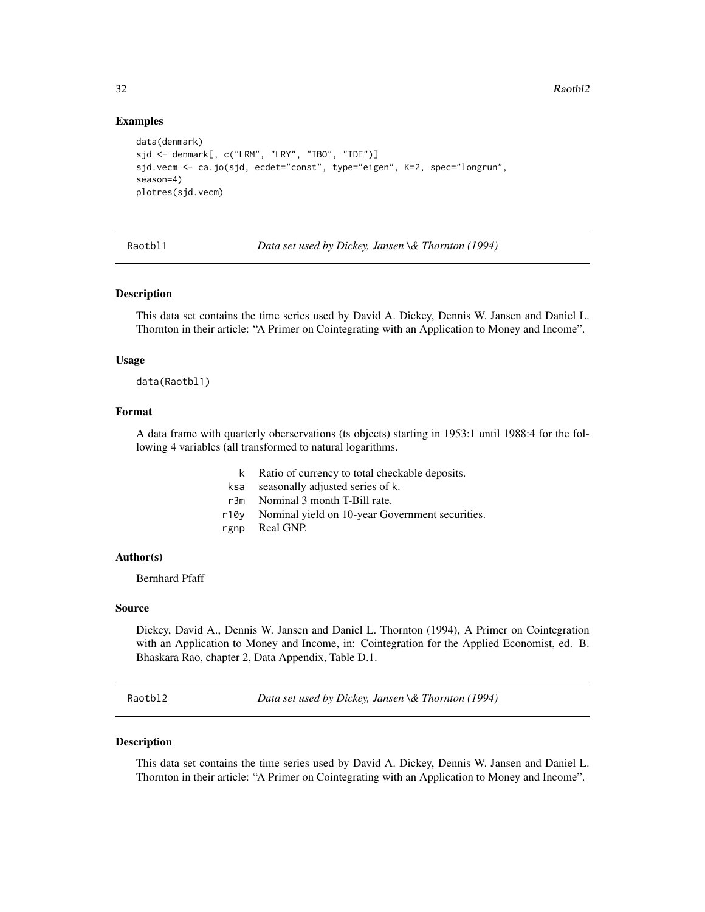### Examples

```
data(denmark)
sjd <- denmark[, c("LRM", "LRY", "IBO", "IDE")]
sjd.vecm <- ca.jo(sjd, ecdet="const", type="eigen", K=2, spec="longrun",
season=4)
plotres(sjd.vecm)
```

---

## Raotbl1 — *Data set used by Dickey, Jansen \& Thornton (1994)*

### Description

This data set contains the time series used by David A. Dickey, Dennis W. Jansen and Daniel L. Thornton in their article: "A Primer on Cointegrating with an Application to Money and Income".

### Usage

```
data(Raotbl1)
```

### Format

A data frame with quarterly oberservations (ts objects) starting in 1953:1 until 1988:4 for the following 4 variables (all transformed to natural logarithms.

| | |
|---|---|
| k | Ratio of currency to total checkable deposits. |
| ksa | seasonally adjusted series of k. |
| r3m | Nominal 3 month T-Bill rate. |
| r10y | Nominal yield on 10-year Government securities. |
| rgnp | Real GNP. |

### Author(s)

Bernhard Pfaff

### Source

Dickey, David A., Dennis W. Jansen and Daniel L. Thornton (1994), A Primer on Cointegration with an Application to Money and Income, in: Cointegration for the Applied Economist, ed. B. Bhaskara Rao, chapter 2, Data Appendix, Table D.1.

---

## Raotbl2 — *Data set used by Dickey, Jansen \& Thornton (1994)*

### Description

This data set contains the time series used by David A. Dickey, Dennis W. Jansen and Daniel L. Thornton in their article: "A Primer on Cointegrating with an Application to Money and Income".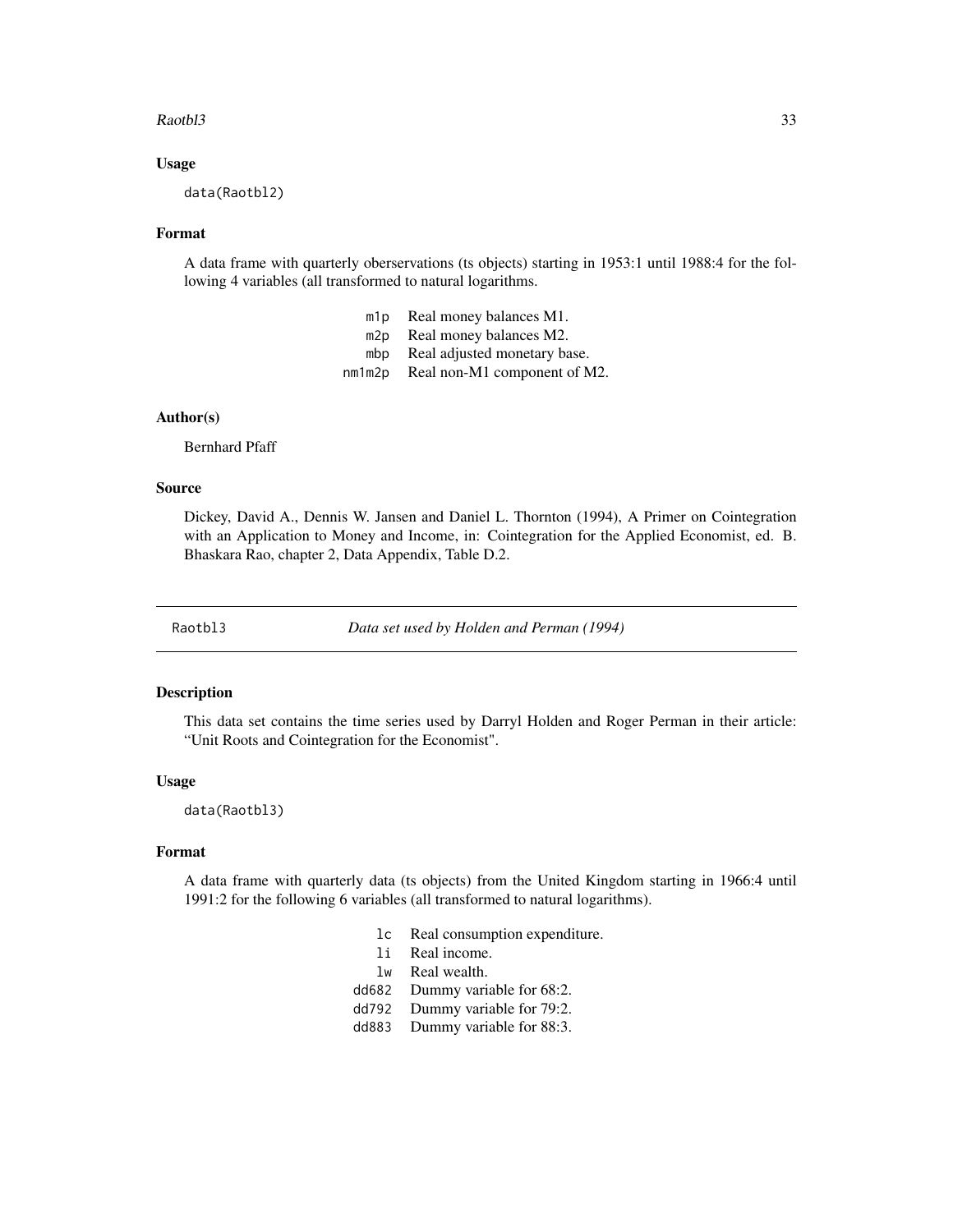### Usage

```
data(Raotbl2)
```

### Format

A data frame with quarterly oberservations (ts objects) starting in 1953:1 until 1988:4 for the following 4 variables (all transformed to natural logarithms.

| | |
|---|---|
| `m1p` | Real money balances M1. |
| `m2p` | Real money balances M2. |
| `mbp` | Real adjusted monetary base. |
| `nm1m2p` | Real non-M1 component of M2. |

### Author(s)

Bernhard Pfaff

### Source

Dickey, David A., Dennis W. Jansen and Daniel L. Thornton (1994), A Primer on Cointegration with an Application to Money and Income, in: Cointegration for the Applied Economist, ed. B. Bhaskara Rao, chapter 2, Data Appendix, Table D.2.

---

## Raotbl3 — *Data set used by Holden and Perman (1994)*

### Description

This data set contains the time series used by Darryl Holden and Roger Perman in their article: "Unit Roots and Cointegration for the Economist".

### Usage

```
data(Raotbl3)
```

### Format

A data frame with quarterly data (ts objects) from the United Kingdom starting in 1966:4 until 1991:2 for the following 6 variables (all transformed to natural logarithms).

| | |
|---|---|
| `lc` | Real consumption expenditure. |
| `li` | Real income. |
| `lw` | Real wealth. |
| `dd682` | Dummy variable for 68:2. |
| `dd792` | Dummy variable for 79:2. |
| `dd883` | Dummy variable for 88:3. |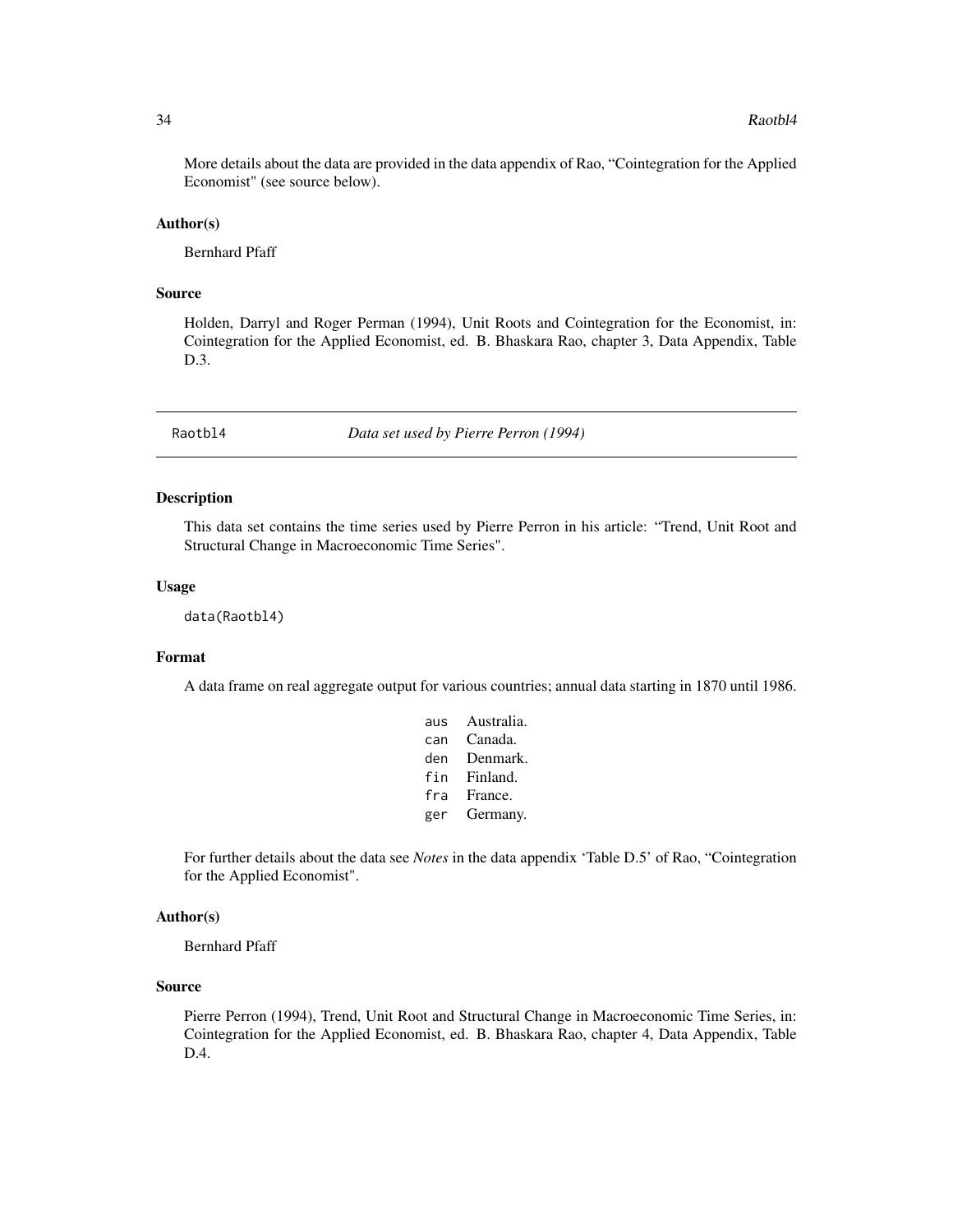More details about the data are provided in the data appendix of Rao, "Cointegration for the Applied Economist" (see source below).

### Author(s)

Bernhard Pfaff

### Source

Holden, Darryl and Roger Perman (1994), Unit Roots and Cointegration for the Economist, in: Cointegration for the Applied Economist, ed. B. Bhaskara Rao, chapter 3, Data Appendix, Table D.3.

---

## Raotbl4 — *Data set used by Pierre Perron (1994)*

### Description

This data set contains the time series used by Pierre Perron in his article: "Trend, Unit Root and Structural Change in Macroeconomic Time Series".

### Usage

```
data(Raotbl4)
```

### Format

A data frame on real aggregate output for various countries; annual data starting in 1870 until 1986.

| | |
|---|---|
| `aus` | Australia. |
| `can` | Canada. |
| `den` | Denmark. |
| `fin` | Finland. |
| `fra` | France. |
| `ger` | Germany. |

For further details about the data see *Notes* in the data appendix 'Table D.5' of Rao, "Cointegration for the Applied Economist".

### Author(s)

Bernhard Pfaff

### Source

Pierre Perron (1994), Trend, Unit Root and Structural Change in Macroeconomic Time Series, in: Cointegration for the Applied Economist, ed. B. Bhaskara Rao, chapter 4, Data Appendix, Table D.4.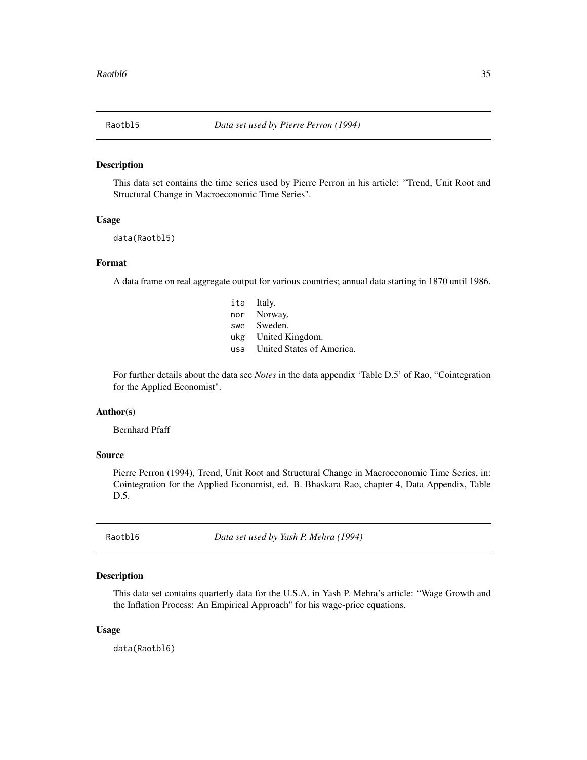## Raotbl5 — *Data set used by Pierre Perron (1994)*

### Description

This data set contains the time series used by Pierre Perron in his article: ”Trend, Unit Root and Structural Change in Macroeconomic Time Series".

### Usage

```
data(Raotbl5)
```

### Format

A data frame on real aggregate output for various countries; annual data starting in 1870 until 1986.

| | |
|---|---|
| `ita` | Italy. |
| `nor` | Norway. |
| `swe` | Sweden. |
| `ukg` | United Kingdom. |
| `usa` | United States of America. |

For further details about the data see *Notes* in the data appendix 'Table D.5' of Rao, “Cointegration for the Applied Economist".

### Author(s)

Bernhard Pfaff

### Source

Pierre Perron (1994), Trend, Unit Root and Structural Change in Macroeconomic Time Series, in: Cointegration for the Applied Economist, ed. B. Bhaskara Rao, chapter 4, Data Appendix, Table D.5.

## Raotbl6 — *Data set used by Yash P. Mehra (1994)*

### Description

This data set contains quarterly data for the U.S.A. in Yash P. Mehra's article: “Wage Growth and the Inflation Process: An Empirical Approach" for his wage-price equations.

### Usage

```
data(Raotbl6)
```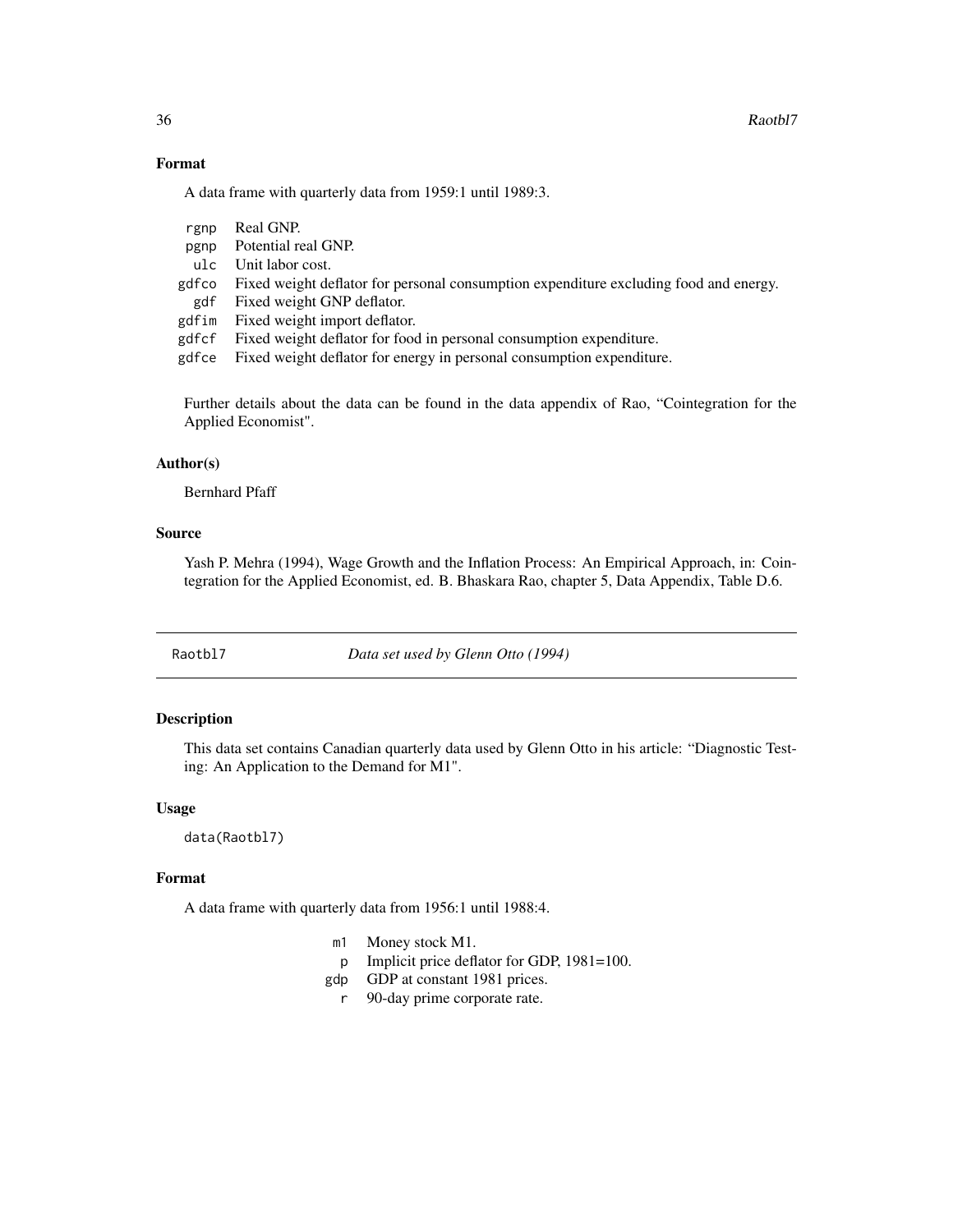### Format

A data frame with quarterly data from 1959:1 until 1989:3.

| | |
|---|---|
| rgnp | Real GNP. |
| pgnp | Potential real GNP. |
| ulc | Unit labor cost. |
| gdfco | Fixed weight deflator for personal consumption expenditure excluding food and energy. |
| gdf | Fixed weight GNP deflator. |
| gdfim | Fixed weight import deflator. |
| gdfcf | Fixed weight deflator for food in personal consumption expenditure. |
| gdfce | Fixed weight deflator for energy in personal consumption expenditure. |

Further details about the data can be found in the data appendix of Rao, "Cointegration for the Applied Economist".

### Author(s)

Bernhard Pfaff

### Source

Yash P. Mehra (1994), Wage Growth and the Inflation Process: An Empirical Approach, in: Cointegration for the Applied Economist, ed. B. Bhaskara Rao, chapter 5, Data Appendix, Table D.6.

---

## Raotbl7 — *Data set used by Glenn Otto (1994)*

### Description

This data set contains Canadian quarterly data used by Glenn Otto in his article: "Diagnostic Testing: An Application to the Demand for M1".

### Usage

```
data(Raotbl7)
```

### Format

A data frame with quarterly data from 1956:1 until 1988:4.

| | |
|---|---|
| m1 | Money stock M1. |
| p | Implicit price deflator for GDP, 1981=100. |
| gdp | GDP at constant 1981 prices. |
| r | 90-day prime corporate rate. |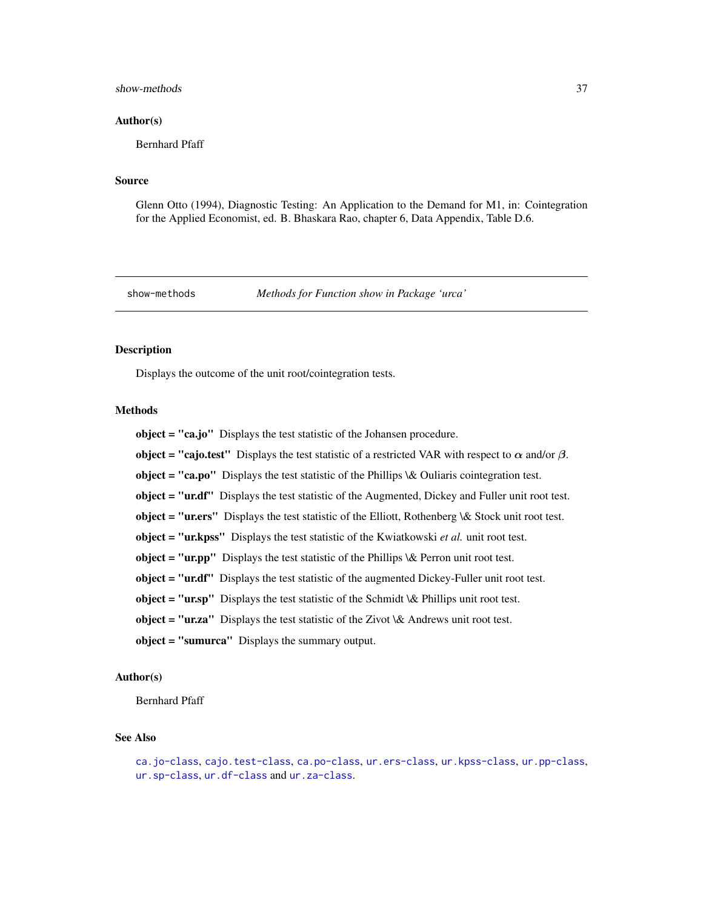### Author(s)

Bernhard Pfaff

### Source

Glenn Otto (1994), Diagnostic Testing: An Application to the Demand for M1, in: Cointegration for the Applied Economist, ed. B. Bhaskara Rao, chapter 6, Data Appendix, Table D.6.

---

## show-methods — *Methods for Function show in Package 'urca'*

---

### Description

Displays the outcome of the unit root/cointegration tests.

### Methods

**object = "ca.jo"** Displays the test statistic of the Johansen procedure.

**object = "cajo.test"** Displays the test statistic of a restricted VAR with respect to $\alpha$ and/or $\beta$.

**object = "ca.po"** Displays the test statistic of the Phillips \& Ouliaris cointegration test.

**object = "ur.df"** Displays the test statistic of the Augmented, Dickey and Fuller unit root test.

**object = "ur.ers"** Displays the test statistic of the Elliott, Rothenberg \& Stock unit root test.

**object = "ur.kpss"** Displays the test statistic of the Kwiatkowski *et al.* unit root test.

**object = "ur.pp"** Displays the test statistic of the Phillips \& Perron unit root test.

**object = "ur.df"** Displays the test statistic of the augmented Dickey-Fuller unit root test.

**object = "ur.sp"** Displays the test statistic of the Schmidt \& Phillips unit root test.

**object = "ur.za"** Displays the test statistic of the Zivot \& Andrews unit root test.

**object = "sumurca"** Displays the summary output.

### Author(s)

Bernhard Pfaff

### See Also

ca.jo-class, cajo.test-class, ca.po-class, ur.ers-class, ur.kpss-class, ur.pp-class, ur.sp-class, ur.df-class and ur.za-class.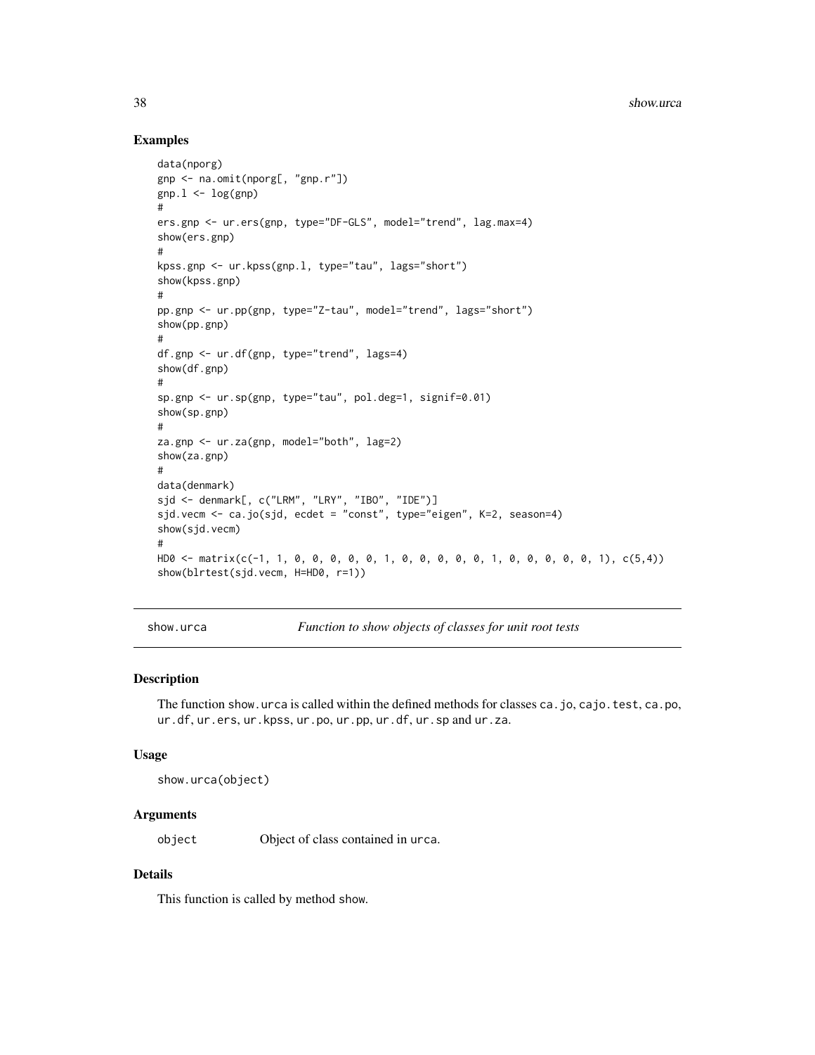## Examples

```
data(nporg)
gnp <- na.omit(nporg[, "gnp.r"])
gnp.l <- log(gnp)
#
ers.gnp <- ur.ers(gnp, type="DF-GLS", model="trend", lag.max=4)
show(ers.gnp)
#
kpss.gnp <- ur.kpss(gnp.l, type="tau", lags="short")
show(kpss.gnp)
#
pp.gnp <- ur.pp(gnp, type="Z-tau", model="trend", lags="short")
show(pp.gnp)
#
df.gnp <- ur.df(gnp, type="trend", lags=4)
show(df.gnp)
#
sp.gnp <- ur.sp(gnp, type="tau", pol.deg=1, signif=0.01)
show(sp.gnp)
#
za.gnp <- ur.za(gnp, model="both", lag=2)
show(za.gnp)
#
data(denmark)
sjd <- denmark[, c("LRM", "LRY", "IBO", "IDE")]
sjd.vecm <- ca.jo(sjd, ecdet = "const", type="eigen", K=2, season=4)
show(sjd.vecm)
#
HD0 <- matrix(c(-1, 1, 0, 0, 0, 0, 0, 1, 0, 0, 0, 0, 0, 1, 0, 0, 0, 0, 0, 1), c(5,4))
show(blrtest(sjd.vecm, H=HD0, r=1))
```

---

# show.urca — *Function to show objects of classes for unit root tests*

## Description

The function `show.urca` is called within the defined methods for classes `ca.jo`, `cajo.test`, `ca.po`, `ur.df`, `ur.ers`, `ur.kpss`, `ur.po`, `ur.pp`, `ur.df`, `ur.sp` and `ur.za`.

## Usage

```
show.urca(object)
```

## Arguments

| | |
|---|---|
| `object` | Object of class contained in `urca`. |

## Details

This function is called by method `show`.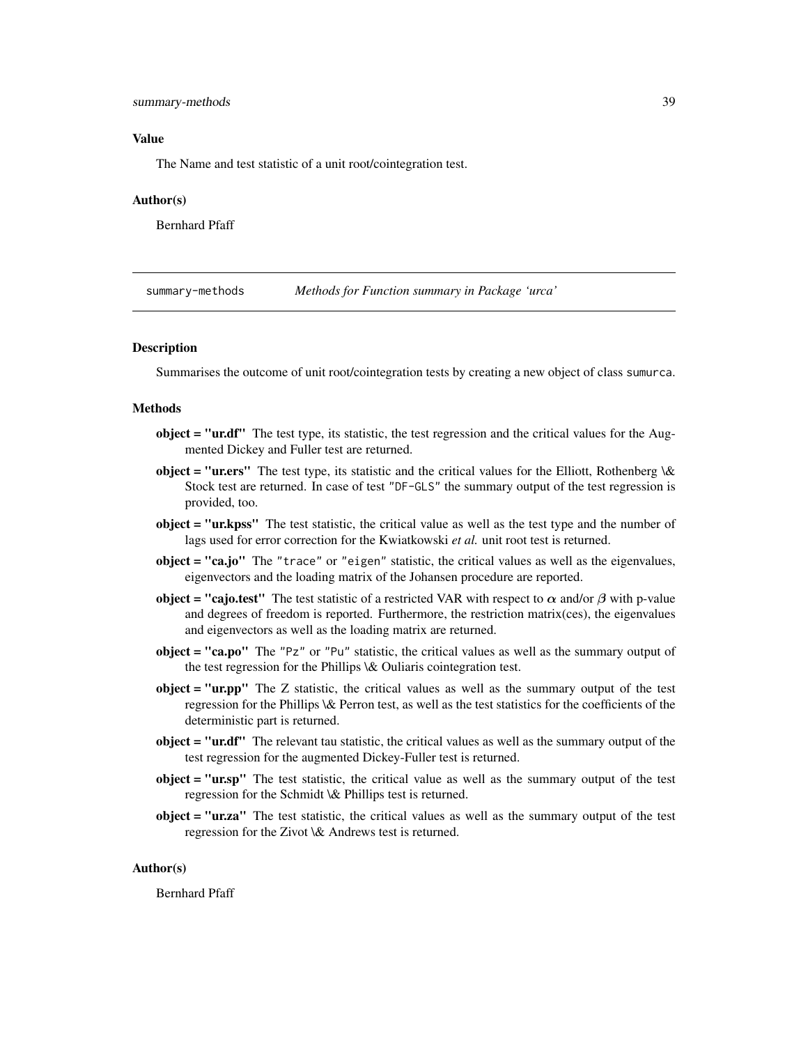### Value

The Name and test statistic of a unit root/cointegration test.

### Author(s)

Bernhard Pfaff

---

## summary-methods &nbsp;&nbsp;&nbsp; *Methods for Function summary in Package 'urca'*

---

### Description

Summarises the outcome of unit root/cointegration tests by creating a new object of class `sumurca`.

### Methods

**object = "ur.df"** The test type, its statistic, the test regression and the critical values for the Augmented Dickey and Fuller test are returned.

**object = "ur.ers"** The test type, its statistic and the critical values for the Elliott, Rothenberg \& Stock test are returned. In case of test `"DF-GLS"` the summary output of the test regression is provided, too.

**object = "ur.kpss"** The test statistic, the critical value as well as the test type and the number of lags used for error correction for the Kwiatkowski *et al.* unit root test is returned.

**object = "ca.jo"** The `"trace"` or `"eigen"` statistic, the critical values as well as the eigenvalues, eigenvectors and the loading matrix of the Johansen procedure are reported.

**object = "cajo.test"** The test statistic of a restricted VAR with respect to $\alpha$ and/or $\beta$ with p-value and degrees of freedom is reported. Furthermore, the restriction matrix(ces), the eigenvalues and eigenvectors as well as the loading matrix are returned.

**object = "ca.po"** The `"Pz"` or `"Pu"` statistic, the critical values as well as the summary output of the test regression for the Phillips \& Ouliaris cointegration test.

**object = "ur.pp"** The Z statistic, the critical values as well as the summary output of the test regression for the Phillips \& Perron test, as well as the test statistics for the coefficients of the deterministic part is returned.

**object = "ur.df"** The relevant tau statistic, the critical values as well as the summary output of the test regression for the augmented Dickey-Fuller test is returned.

**object = "ur.sp"** The test statistic, the critical value as well as the summary output of the test regression for the Schmidt \& Phillips test is returned.

**object = "ur.za"** The test statistic, the critical values as well as the summary output of the test regression for the Zivot \& Andrews test is returned.

### Author(s)

Bernhard Pfaff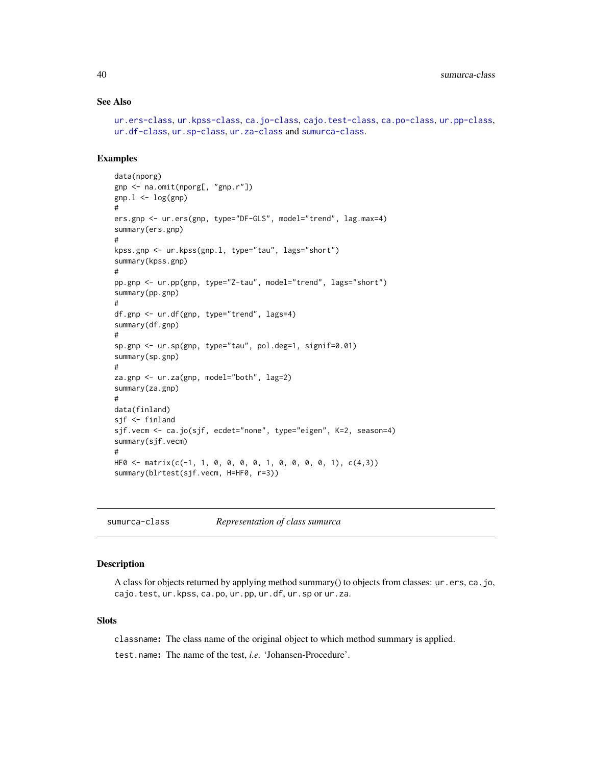## See Also

ur.ers-class, ur.kpss-class, ca.jo-class, cajo.test-class, ca.po-class, ur.pp-class, ur.df-class, ur.sp-class, ur.za-class and sumurca-class.

## Examples

```
data(nporg)
gnp <- na.omit(nporg[, "gnp.r"])
gnp.l <- log(gnp)
#
ers.gnp <- ur.ers(gnp, type="DF-GLS", model="trend", lag.max=4)
summary(ers.gnp)
#
kpss.gnp <- ur.kpss(gnp.l, type="tau", lags="short")
summary(kpss.gnp)
#
pp.gnp <- ur.pp(gnp, type="Z-tau", model="trend", lags="short")
summary(pp.gnp)
#
df.gnp <- ur.df(gnp, type="trend", lags=4)
summary(df.gnp)
#
sp.gnp <- ur.sp(gnp, type="tau", pol.deg=1, signif=0.01)
summary(sp.gnp)
#
za.gnp <- ur.za(gnp, model="both", lag=2)
summary(za.gnp)
#
data(finland)
sjf <- finland
sjf.vecm <- ca.jo(sjf, ecdet="none", type="eigen", K=2, season=4)
summary(sjf.vecm)
#
HF0 <- matrix(c(-1, 1, 0, 0, 0, 0, 1, 0, 0, 0, 0, 1), c(4,3))
summary(blrtest(sjf.vecm, H=HF0, r=3))
```

---

# sumurca-class    *Representation of class sumurca*

## Description

A class for objects returned by applying method summary() to objects from classes: ur.ers, ca.jo, cajo.test, ur.kpss, ca.po, ur.pp, ur.df, ur.sp or ur.za.

## Slots

**classname:** The class name of the original object to which method summary is applied.

**test.name:** The name of the test, *i.e.* 'Johansen-Procedure'.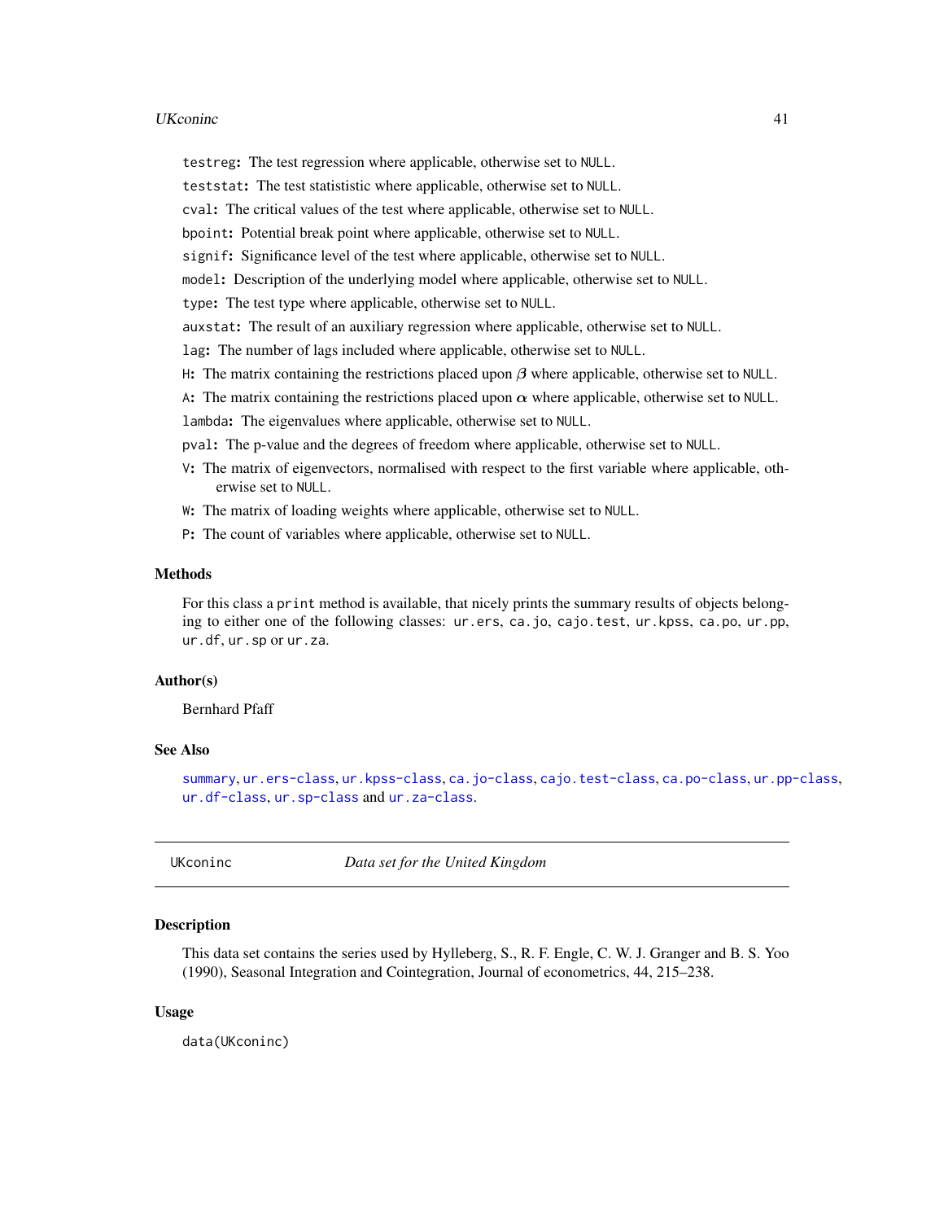testreg**:** The test regression where applicable, otherwise set to NULL.

teststat**:** The test statistic where applicable, otherwise set to NULL.

cval**:** The critical values of the test where applicable, otherwise set to NULL.

bpoint**:** Potential break point where applicable, otherwise set to NULL.

signif**:** Significance level of the test where applicable, otherwise set to NULL.

model**:** Description of the underlying model where applicable, otherwise set to NULL.

type**:** The test type where applicable, otherwise set to NULL.

auxstat**:** The result of an auxiliary regression where applicable, otherwise set to NULL.

lag**:** The number of lags included where applicable, otherwise set to NULL.

H**:** The matrix containing the restrictions placed upon $\beta$ where applicable, otherwise set to NULL.

A**:** The matrix containing the restrictions placed upon $\alpha$ where applicable, otherwise set to NULL.

lambda**:** The eigenvalues where applicable, otherwise set to NULL.

pval**:** The p-value and the degrees of freedom where applicable, otherwise set to NULL.

V**:** The matrix of eigenvectors, normalised with respect to the first variable where applicable, otherwise set to NULL.

W**:** The matrix of loading weights where applicable, otherwise set to NULL.

P**:** The count of variables where applicable, otherwise set to NULL.

### Methods

For this class a print method is available, that nicely prints the summary results of objects belonging to either one of the following classes: ur.ers, ca.jo, cajo.test, ur.kpss, ca.po, ur.pp, ur.df, ur.sp or ur.za.

### Author(s)

Bernhard Pfaff

### See Also

summary, ur.ers-class, ur.kpss-class, ca.jo-class, cajo.test-class, ca.po-class, ur.pp-class, ur.df-class, ur.sp-class and ur.za-class.

---

## UKconinc — *Data set for the United Kingdom*

### Description

This data set contains the series used by Hylleberg, S., R. F. Engle, C. W. J. Granger and B. S. Yoo (1990), Seasonal Integration and Cointegration, Journal of econometrics, 44, 215–238.

### Usage

```
data(UKconinc)
```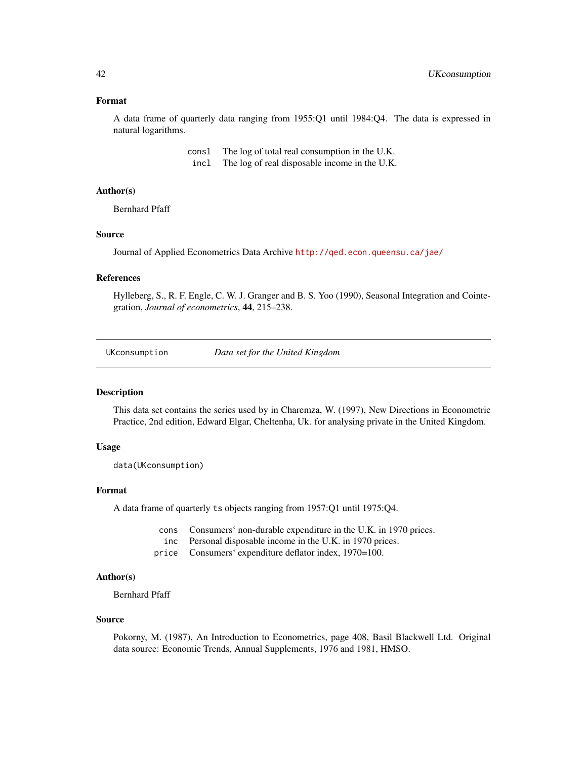### Format

A data frame of quarterly data ranging from 1955:Q1 until 1984:Q4. The data is expressed in natural logarithms.

| | |
|---|---|
| `consl` | The log of total real consumption in the U.K. |
| `incl` | The log of real disposable income in the U.K. |

### Author(s)

Bernhard Pfaff

### Source

Journal of Applied Econometrics Data Archive http://qed.econ.queensu.ca/jae/

### References

Hylleberg, S., R. F. Engle, C. W. J. Granger and B. S. Yoo (1990), Seasonal Integration and Cointegration, *Journal of econometrics*, **44**, 215–238.

---

## UKconsumption *Data set for the United Kingdom*

---

### Description

This data set contains the series used by in Charemza, W. (1997), New Directions in Econometric Practice, 2nd edition, Edward Elgar, Cheltenha, Uk. for analysing private in the United Kingdom.

### Usage

```
data(UKconsumption)
```

### Format

A data frame of quarterly `ts` objects ranging from 1957:Q1 until 1975:Q4.

| | |
|---|---|
| `cons` | Consumers' non-durable expenditure in the U.K. in 1970 prices. |
| `inc` | Personal disposable income in the U.K. in 1970 prices. |
| `price` | Consumers' expenditure deflator index, 1970=100. |

### Author(s)

Bernhard Pfaff

### Source

Pokorny, M. (1987), An Introduction to Econometrics, page 408, Basil Blackwell Ltd. Original data source: Economic Trends, Annual Supplements, 1976 and 1981, HMSO.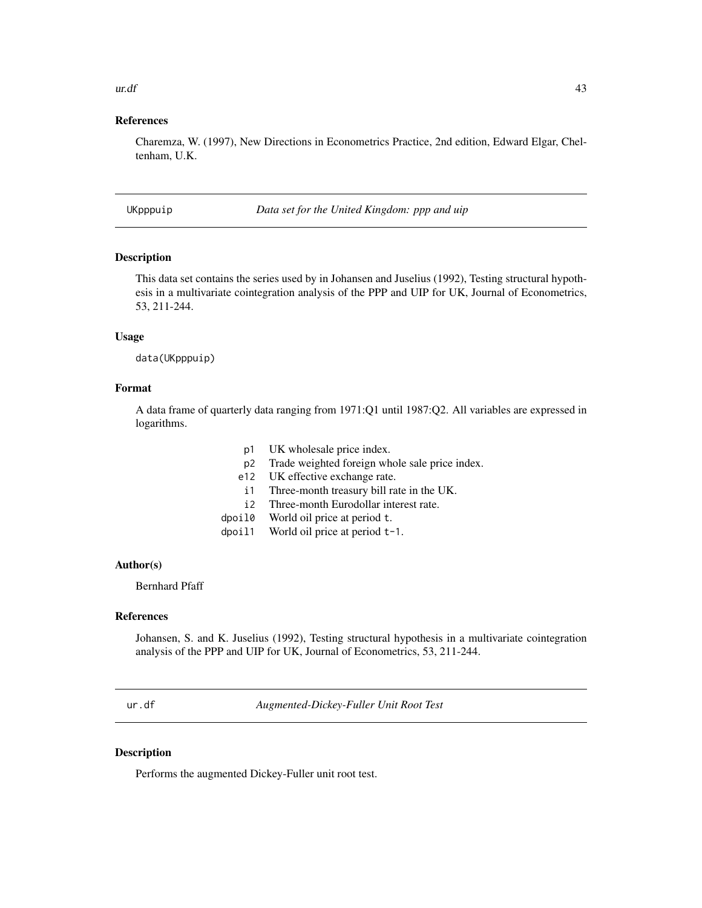### References

Charemza, W. (1997), New Directions in Econometrics Practice, 2nd edition, Edward Elgar, Cheltenham, U.K.

---

## UKpppuip — *Data set for the United Kingdom: ppp and uip*

### Description

This data set contains the series used by in Johansen and Juselius (1992), Testing structural hypothesis in a multivariate cointegration analysis of the PPP and UIP for UK, Journal of Econometrics, 53, 211-244.

### Usage

```
data(UKpppuip)
```

### Format

A data frame of quarterly data ranging from 1971:Q1 until 1987:Q2. All variables are expressed in logarithms.

| | |
|---|---|
| `p1` | UK wholesale price index. |
| `p2` | Trade weighted foreign whole sale price index. |
| `e12` | UK effective exchange rate. |
| `i1` | Three-month treasury bill rate in the UK. |
| `i2` | Three-month Eurodollar interest rate. |
| `dpoil0` | World oil price at period `t`. |
| `dpoil1` | World oil price at period `t-1`. |

### Author(s)

Bernhard Pfaff

### References

Johansen, S. and K. Juselius (1992), Testing structural hypothesis in a multivariate cointegration analysis of the PPP and UIP for UK, Journal of Econometrics, 53, 211-244.

---

## ur.df — *Augmented-Dickey-Fuller Unit Root Test*

### Description

Performs the augmented Dickey-Fuller unit root test.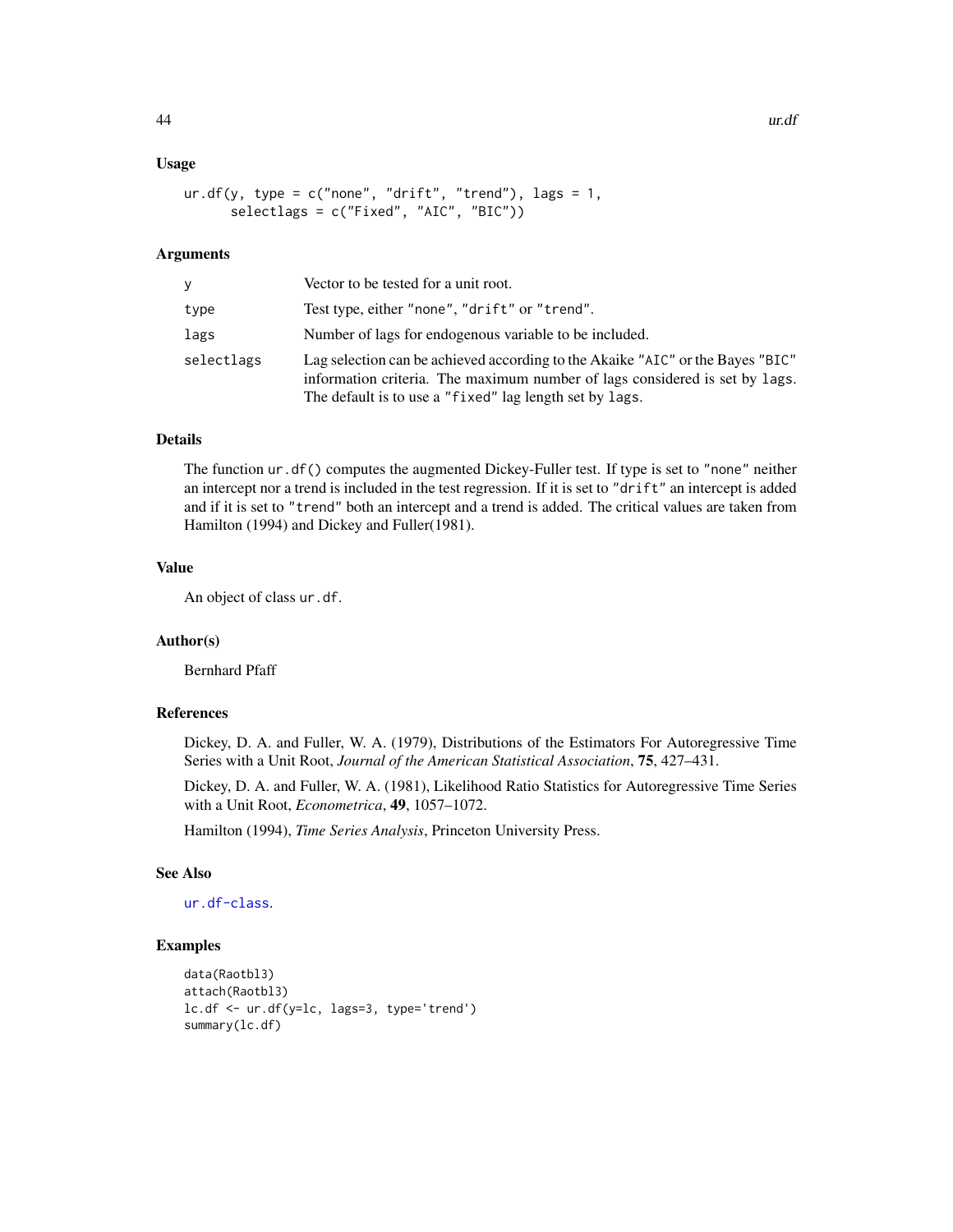## Usage

```
ur.df(y, type = c("none", "drift", "trend"), lags = 1,
      selectlags = c("Fixed", "AIC", "BIC"))
```

## Arguments

| | |
|---|---|
| `y` | Vector to be tested for a unit root. |
| `type` | Test type, either `"none"`, `"drift"` or `"trend"`. |
| `lags` | Number of lags for endogenous variable to be included. |
| `selectlags` | Lag selection can be achieved according to the Akaike `"AIC"` or the Bayes `"BIC"` information criteria. The maximum number of lags considered is set by `lags`. The default is to use a `"fixed"` lag length set by `lags`. |

## Details

The function `ur.df()` computes the augmented Dickey-Fuller test. If type is set to `"none"` neither an intercept nor a trend is included in the test regression. If it is set to `"drift"` an intercept is added and if it is set to `"trend"` both an intercept and a trend is added. The critical values are taken from Hamilton (1994) and Dickey and Fuller(1981).

## Value

An object of class `ur.df`.

## Author(s)

Bernhard Pfaff

## References

Dickey, D. A. and Fuller, W. A. (1979), Distributions of the Estimators For Autoregressive Time Series with a Unit Root, *Journal of the American Statistical Association*, **75**, 427–431.

Dickey, D. A. and Fuller, W. A. (1981), Likelihood Ratio Statistics for Autoregressive Time Series with a Unit Root, *Econometrica*, **49**, 1057–1072.

Hamilton (1994), *Time Series Analysis*, Princeton University Press.

## See Also

`ur.df-class`.

## Examples

```
data(Raotbl3)
attach(Raotbl3)
lc.df <- ur.df(y=lc, lags=3, type='trend')
summary(lc.df)
```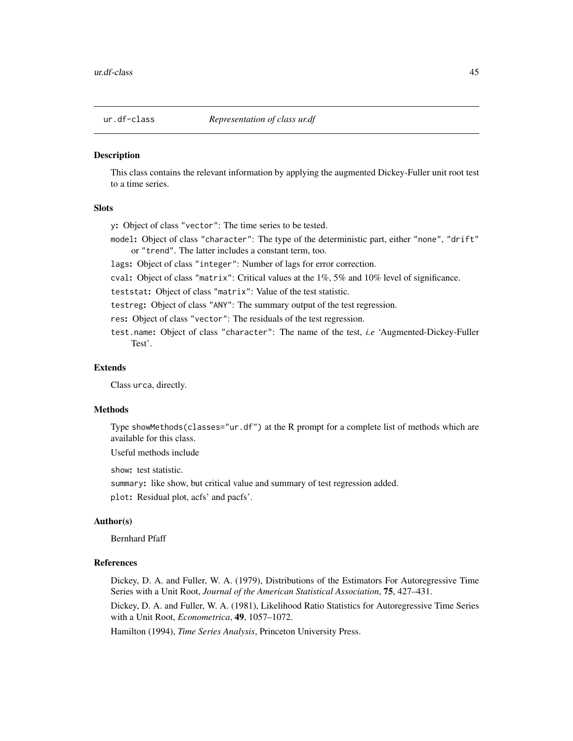`ur.df-class` *Representation of class ur.df*

## Description

This class contains the relevant information by applying the augmented Dickey-Fuller unit root test to a time series.

## Slots

`y`**:** Object of class `"vector"`: The time series to be tested.

`model`**:** Object of class `"character"`: The type of the deterministic part, either `"none"`, `"drift"` or `"trend"`. The latter includes a constant term, too.

`lags`**:** Object of class `"integer"`: Number of lags for error correction.

`cval`**:** Object of class `"matrix"`: Critical values at the 1%, 5% and 10% level of significance.

`teststat`**:** Object of class `"matrix"`: Value of the test statistic.

`testreg`**:** Object of class `"ANY"`: The summary output of the test regression.

`res`**:** Object of class `"vector"`: The residuals of the test regression.

`test.name`**:** Object of class `"character"`: The name of the test, *i.e* 'Augmented-Dickey-Fuller Test'.

## Extends

Class `urca`, directly.

## Methods

Type `showMethods(classes="ur.df")` at the R prompt for a complete list of methods which are available for this class.

Useful methods include

`show`**:** test statistic.

`summary`**:** like show, but critical value and summary of test regression added.

`plot`**:** Residual plot, acfs' and pacfs'.

## Author(s)

Bernhard Pfaff

## References

Dickey, D. A. and Fuller, W. A. (1979), Distributions of the Estimators For Autoregressive Time Series with a Unit Root, *Journal of the American Statistical Association*, **75**, 427–431.

Dickey, D. A. and Fuller, W. A. (1981), Likelihood Ratio Statistics for Autoregressive Time Series with a Unit Root, *Econometrica*, **49**, 1057–1072.

Hamilton (1994), *Time Series Analysis*, Princeton University Press.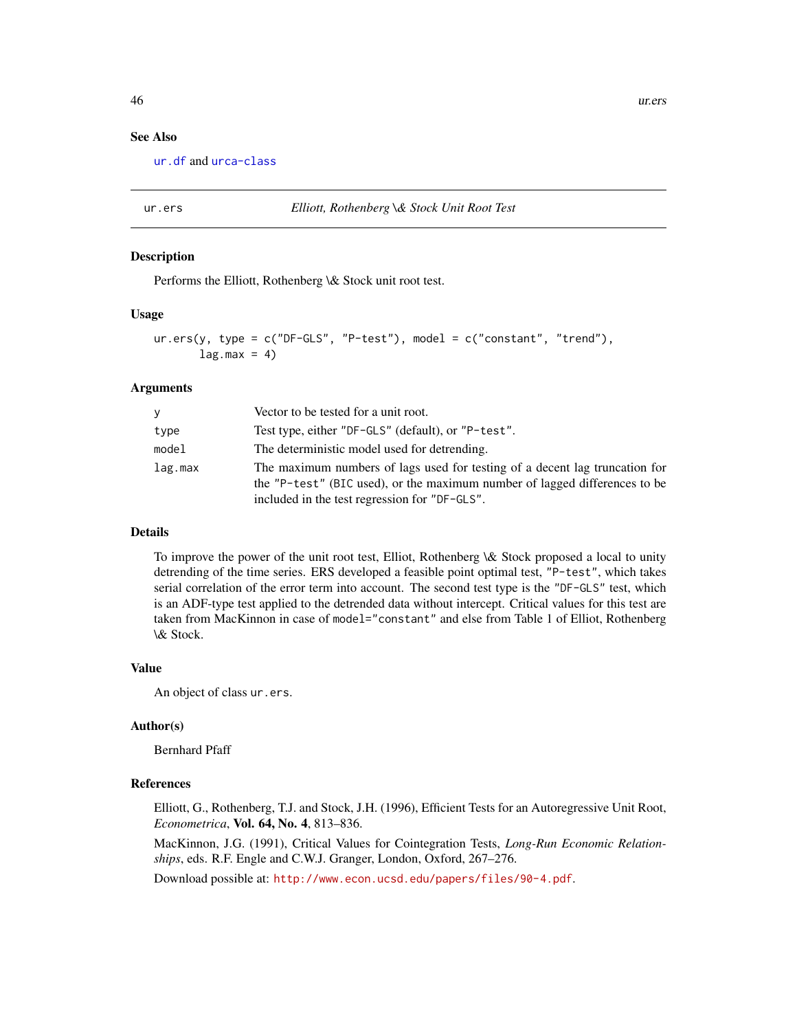## See Also

ur.df and urca-class

---

## ur.ers — *Elliott, Rothenberg \& Stock Unit Root Test*

### Description

Performs the Elliott, Rothenberg \& Stock unit root test.

### Usage

```
ur.ers(y, type = c("DF-GLS", "P-test"), model = c("constant", "trend"),
       lag.max = 4)
```

### Arguments

| | |
|---|---|
| `y` | Vector to be tested for a unit root. |
| `type` | Test type, either `"DF-GLS"` (default), or `"P-test"`. |
| `model` | The deterministic model used for detrending. |
| `lag.max` | The maximum numbers of lags used for testing of a decent lag truncation for the `"P-test"` (`BIC` used), or the maximum number of lagged differences to be included in the test regression for `"DF-GLS"`. |

### Details

To improve the power of the unit root test, Elliot, Rothenberg \& Stock proposed a local to unity detrending of the time series. ERS developed a feasible point optimal test, `"P-test"`, which takes serial correlation of the error term into account. The second test type is the `"DF-GLS"` test, which is an ADF-type test applied to the detrended data without intercept. Critical values for this test are taken from MacKinnon in case of `model="constant"` and else from Table 1 of Elliot, Rothenberg \& Stock.

### Value

An object of class `ur.ers`.

### Author(s)

Bernhard Pfaff

### References

Elliott, G., Rothenberg, T.J. and Stock, J.H. (1996), Efficient Tests for an Autoregressive Unit Root, *Econometrica*, **Vol. 64, No. 4**, 813–836.

MacKinnon, J.G. (1991), Critical Values for Cointegration Tests, *Long-Run Economic Relationships*, eds. R.F. Engle and C.W.J. Granger, London, Oxford, 267–276.

Download possible at: http://www.econ.ucsd.edu/papers/files/90-4.pdf.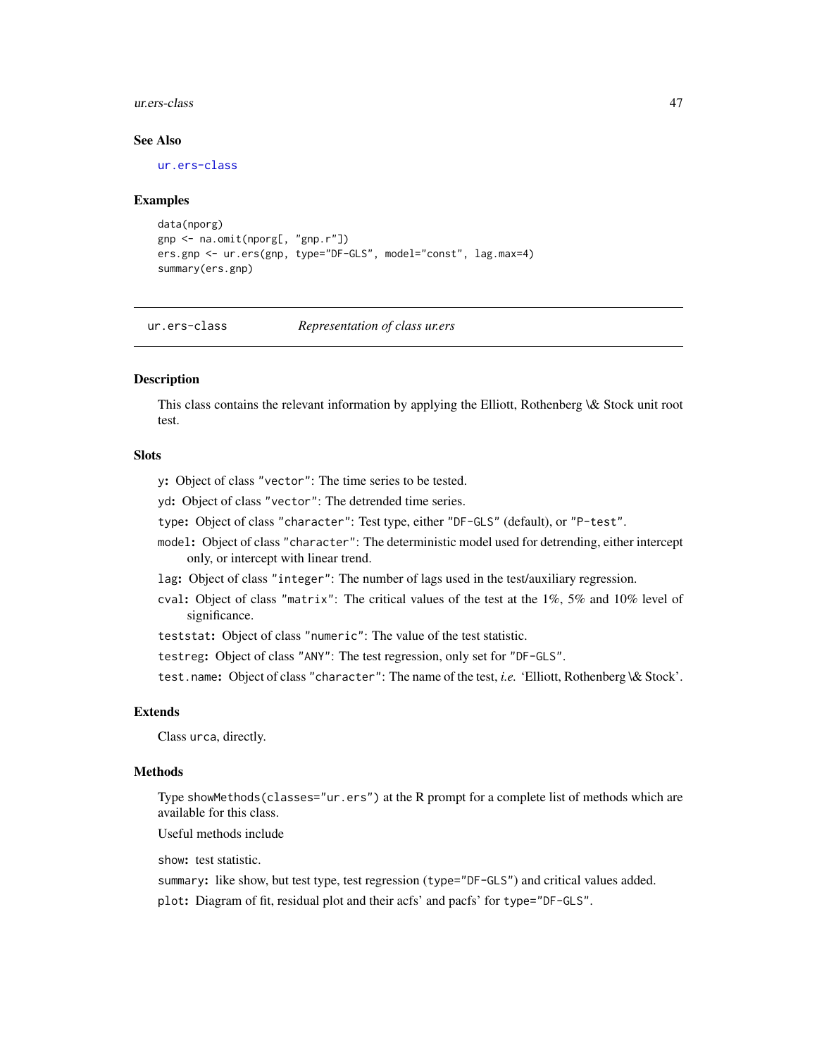### See Also

`ur.ers-class`

### Examples

```
data(nporg)
gnp <- na.omit(nporg[, "gnp.r"])
ers.gnp <- ur.ers(gnp, type="DF-GLS", model="const", lag.max=4)
summary(ers.gnp)
```

---

## ur.ers-class *Representation of class ur.ers*

---

### Description

This class contains the relevant information by applying the Elliott, Rothenberg \& Stock unit root test.

### Slots

`y`**:** Object of class `"vector"`: The time series to be tested.

`yd`**:** Object of class `"vector"`: The detrended time series.

`type`**:** Object of class `"character"`: Test type, either `"DF-GLS"` (default), or `"P-test"`.

`model`**:** Object of class `"character"`: The deterministic model used for detrending, either intercept only, or intercept with linear trend.

`lag`**:** Object of class `"integer"`: The number of lags used in the test/auxiliary regression.

`cval`**:** Object of class `"matrix"`: The critical values of the test at the 1%, 5% and 10% level of significance.

`teststat`**:** Object of class `"numeric"`: The value of the test statistic.

`testreg`**:** Object of class `"ANY"`: The test regression, only set for `"DF-GLS"`.

`test.name`**:** Object of class `"character"`: The name of the test, *i.e.* 'Elliott, Rothenberg \& Stock'.

### Extends

Class `urca`, directly.

### Methods

Type `showMethods(classes="ur.ers")` at the R prompt for a complete list of methods which are available for this class.

Useful methods include

`show`**:** test statistic.

`summary`**:** like show, but test type, test regression (`type="DF-GLS"`) and critical values added.

`plot`**:** Diagram of fit, residual plot and their acfs' and pacfs' for `type="DF-GLS"`.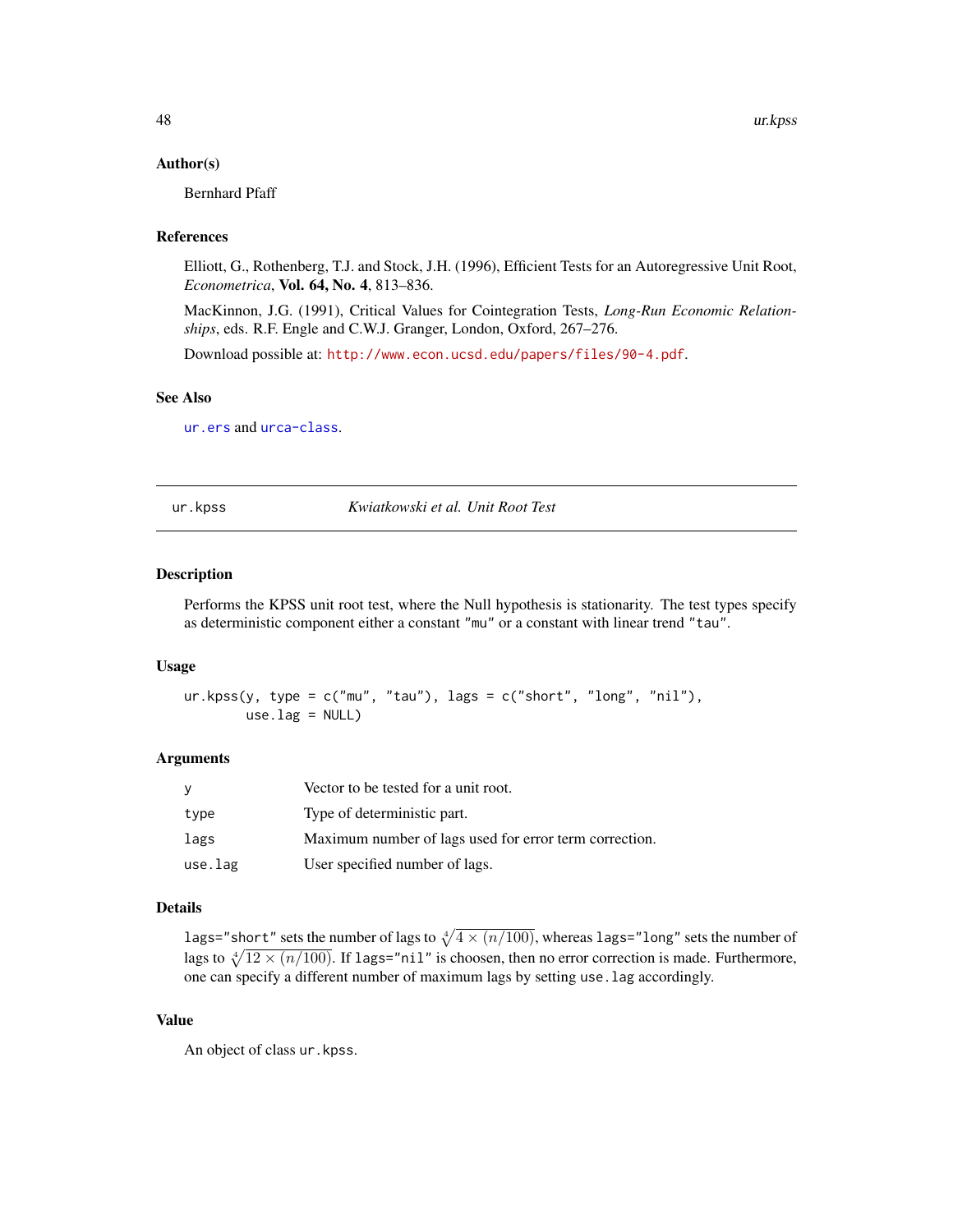### Author(s)

Bernhard Pfaff

### References

Elliott, G., Rothenberg, T.J. and Stock, J.H. (1996), Efficient Tests for an Autoregressive Unit Root, *Econometrica*, **Vol. 64, No. 4**, 813–836.

MacKinnon, J.G. (1991), Critical Values for Cointegration Tests, *Long-Run Economic Relationships*, eds. R.F. Engle and C.W.J. Granger, London, Oxford, 267–276.

Download possible at: http://www.econ.ucsd.edu/papers/files/90-4.pdf.

### See Also

`ur.ers` and `urca-class`.

---

## ur.kpss — *Kwiatkowski et al. Unit Root Test*

---

### Description

Performs the KPSS unit root test, where the Null hypothesis is stationarity. The test types specify as deterministic component either a constant `"mu"` or a constant with linear trend `"tau"`.

### Usage

```
ur.kpss(y, type = c("mu", "tau"), lags = c("short", "long", "nil"),
        use.lag = NULL)
```

### Arguments

| | |
|---|---|
| `y` | Vector to be tested for a unit root. |
| `type` | Type of deterministic part. |
| `lags` | Maximum number of lags used for error term correction. |
| `use.lag` | User specified number of lags. |

### Details

`lags="short"` sets the number of lags to $\sqrt[4]{4 \times (n/100)}$, whereas `lags="long"` sets the number of lags to $\sqrt[4]{12 \times (n/100)}$. If `lags="nil"` is choosen, then no error correction is made. Furthermore, one can specify a different number of maximum lags by setting `use.lag` accordingly.

### Value

An object of class `ur.kpss`.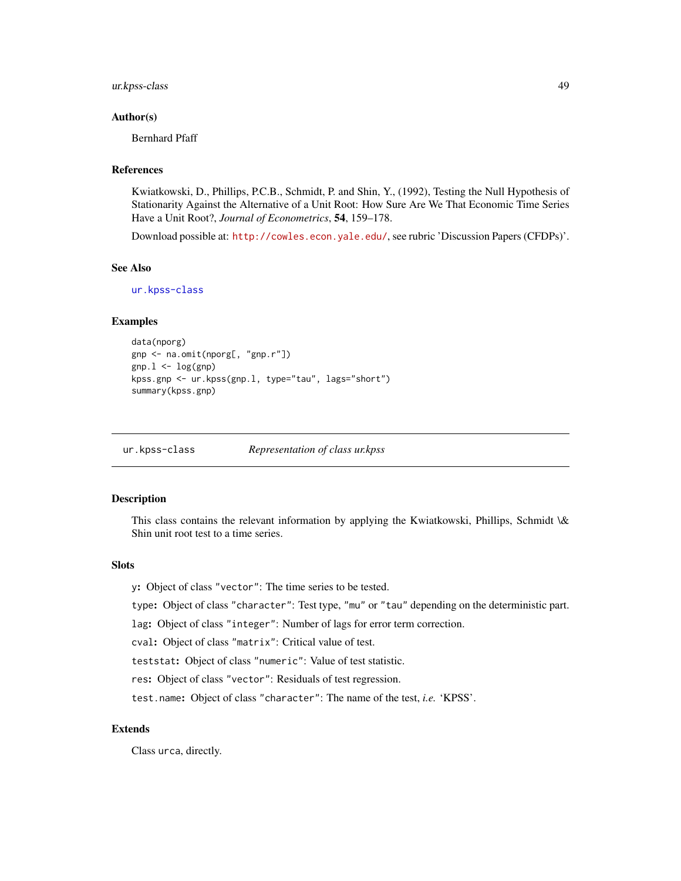### Author(s)

Bernhard Pfaff

### References

Kwiatkowski, D., Phillips, P.C.B., Schmidt, P. and Shin, Y., (1992), Testing the Null Hypothesis of Stationarity Against the Alternative of a Unit Root: How Sure Are We That Economic Time Series Have a Unit Root?, *Journal of Econometrics*, **54**, 159–178.

Download possible at: http://cowles.econ.yale.edu/, see rubric 'Discussion Papers (CFDPs)'.

### See Also

ur.kpss-class

### Examples

```
data(nporg)
gnp <- na.omit(nporg[, "gnp.r"])
gnp.l <- log(gnp)
kpss.gnp <- ur.kpss(gnp.l, type="tau", lags="short")
summary(kpss.gnp)
```

---

## ur.kpss-class — *Representation of class ur.kpss*

### Description

This class contains the relevant information by applying the Kwiatkowski, Phillips, Schmidt \& Shin unit root test to a time series.

### Slots

`y`: Object of class "vector": The time series to be tested.

`type`: Object of class "character": Test type, "mu" or "tau" depending on the deterministic part.

`lag`: Object of class "integer": Number of lags for error term correction.

`cval`: Object of class "matrix": Critical value of test.

`teststat`: Object of class "numeric": Value of test statistic.

`res`: Object of class "vector": Residuals of test regression.

`test.name`: Object of class "character": The name of the test, *i.e.* 'KPSS'.

### Extends

Class `urca`, directly.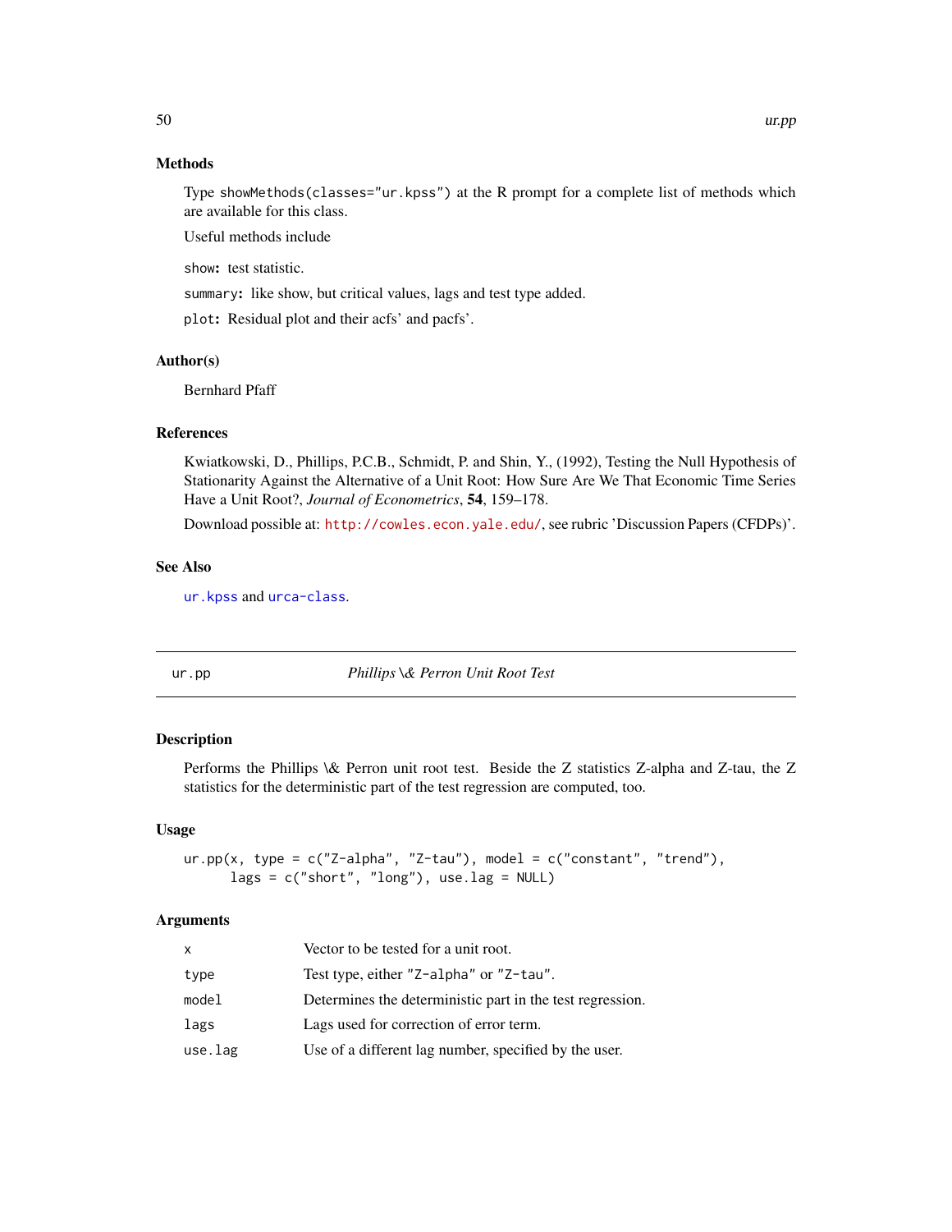### Methods

Type showMethods(classes="ur.kpss") at the R prompt for a complete list of methods which are available for this class.

Useful methods include

**show:** test statistic.

**summary:** like show, but critical values, lags and test type added.

**plot:** Residual plot and their acfs' and pacfs'.

### Author(s)

Bernhard Pfaff

### References

Kwiatkowski, D., Phillips, P.C.B., Schmidt, P. and Shin, Y., (1992), Testing the Null Hypothesis of Stationarity Against the Alternative of a Unit Root: How Sure Are We That Economic Time Series Have a Unit Root?, *Journal of Econometrics*, **54**, 159–178.

Download possible at: http://cowles.econ.yale.edu/, see rubric 'Discussion Papers (CFDPs)'.

### See Also

ur.kpss and urca-class.

---

## ur.pp — *Phillips \& Perron Unit Root Test*

### Description

Performs the Phillips \& Perron unit root test. Beside the Z statistics Z-alpha and Z-tau, the Z statistics for the deterministic part of the test regression are computed, too.

### Usage

```
ur.pp(x, type = c("Z-alpha", "Z-tau"), model = c("constant", "trend"),
      lags = c("short", "long"), use.lag = NULL)
```

### Arguments

| | |
|---|---|
| x | Vector to be tested for a unit root. |
| type | Test type, either "Z-alpha" or "Z-tau". |
| model | Determines the deterministic part in the test regression. |
| lags | Lags used for correction of error term. |
| use.lag | Use of a different lag number, specified by the user. |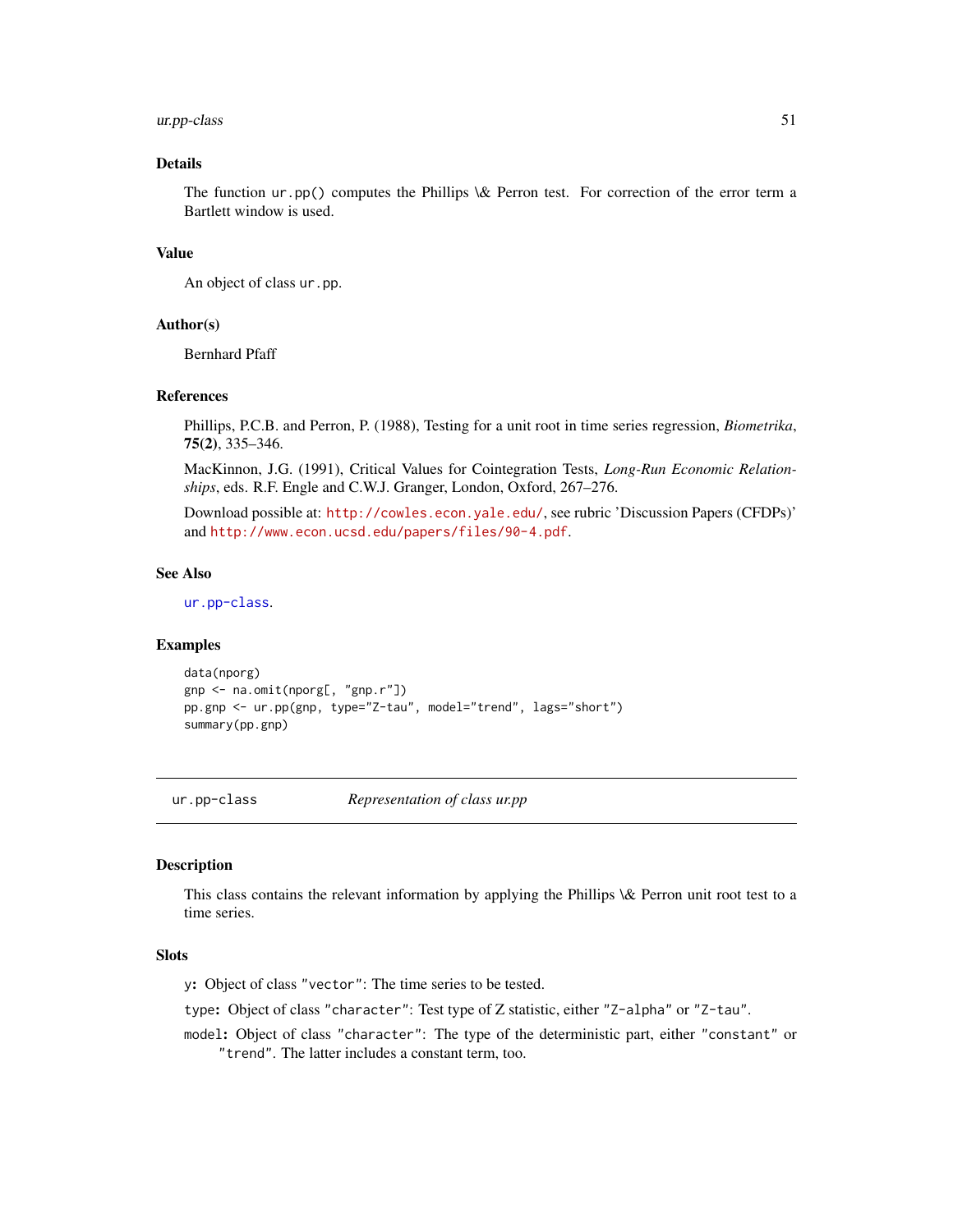## Details

The function `ur.pp()` computes the Phillips \& Perron test. For correction of the error term a Bartlett window is used.

## Value

An object of class `ur.pp`.

## Author(s)

Bernhard Pfaff

## References

Phillips, P.C.B. and Perron, P. (1988), Testing for a unit root in time series regression, *Biometrika*, **75(2)**, 335–346.

MacKinnon, J.G. (1991), Critical Values for Cointegration Tests, *Long-Run Economic Relationships*, eds. R.F. Engle and C.W.J. Granger, London, Oxford, 267–276.

Download possible at: http://cowles.econ.yale.edu/, see rubric 'Discussion Papers (CFDPs)' and http://www.econ.ucsd.edu/papers/files/90-4.pdf.

## See Also

`ur.pp-class`.

## Examples

```
data(nporg)
gnp <- na.omit(nporg[, "gnp.r"])
pp.gnp <- ur.pp(gnp, type="Z-tau", model="trend", lags="short")
summary(pp.gnp)
```

---

# ur.pp-class — *Representation of class ur.pp*

## Description

This class contains the relevant information by applying the Phillips \& Perron unit root test to a time series.

## Slots

- `y`: Object of class `"vector"`: The time series to be tested.
- `type`: Object of class `"character"`: Test type of Z statistic, either `"Z-alpha"` or `"Z-tau"`.
- `model`: Object of class `"character"`: The type of the deterministic part, either `"constant"` or `"trend"`. The latter includes a constant term, too.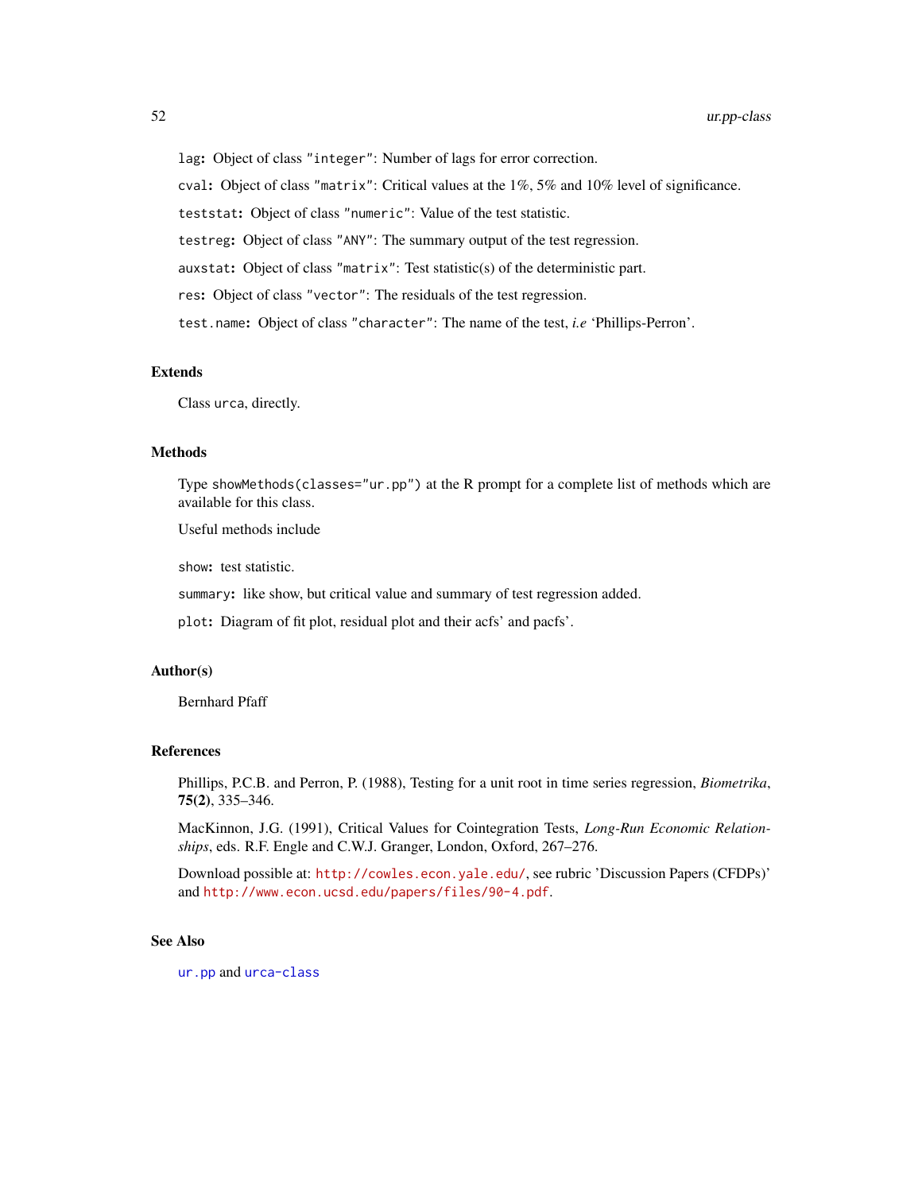**lag**: Object of class "integer": Number of lags for error correction.

**cval**: Object of class "matrix": Critical values at the 1%, 5% and 10% level of significance.

**teststat**: Object of class "numeric": Value of the test statistic.

**testreg**: Object of class "ANY": The summary output of the test regression.

**auxstat**: Object of class "matrix": Test statistic(s) of the deterministic part.

**res**: Object of class "vector": The residuals of the test regression.

**test.name**: Object of class "character": The name of the test, *i.e* 'Phillips-Perron'.

## Extends

Class urca, directly.

## Methods

Type showMethods(classes="ur.pp") at the R prompt for a complete list of methods which are available for this class.

Useful methods include

**show**: test statistic.

**summary**: like show, but critical value and summary of test regression added.

**plot**: Diagram of fit plot, residual plot and their acfs' and pacfs'.

## Author(s)

Bernhard Pfaff

## References

Phillips, P.C.B. and Perron, P. (1988), Testing for a unit root in time series regression, *Biometrika*, **75(2)**, 335–346.

MacKinnon, J.G. (1991), Critical Values for Cointegration Tests, *Long-Run Economic Relationships*, eds. R.F. Engle and C.W.J. Granger, London, Oxford, 267–276.

Download possible at: http://cowles.econ.yale.edu/, see rubric 'Discussion Papers (CFDPs)' and http://www.econ.ucsd.edu/papers/files/90-4.pdf.

## See Also

ur.pp and urca-class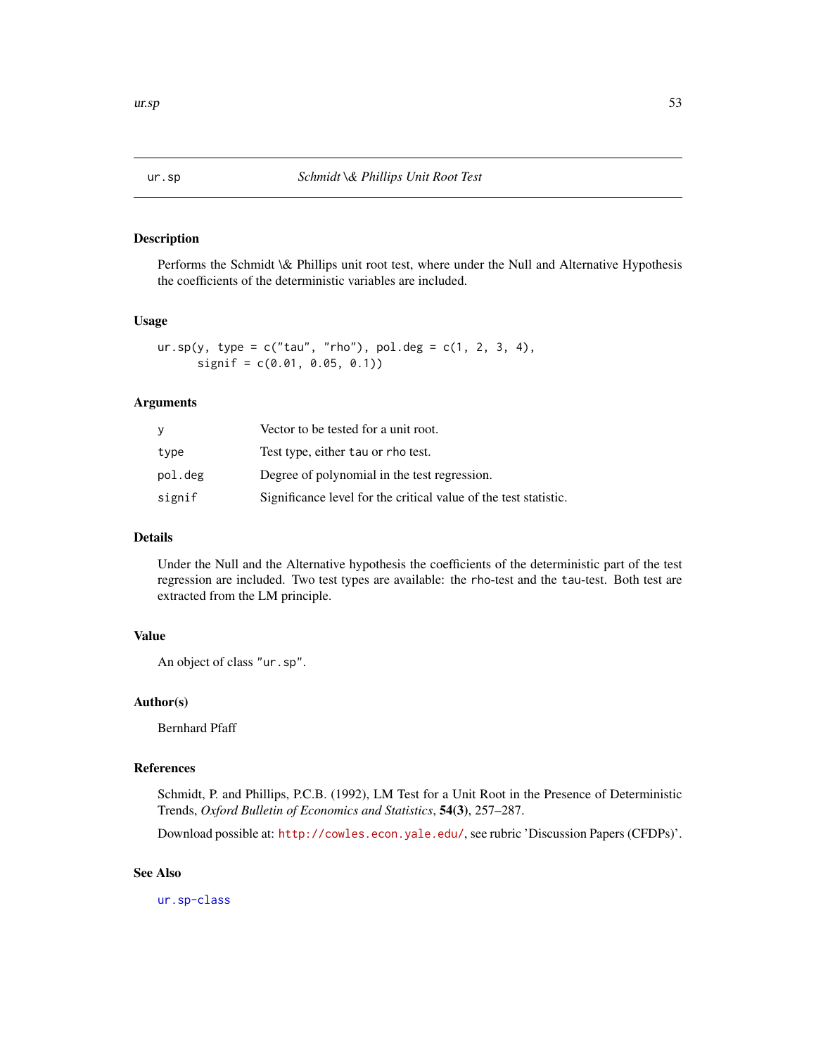# ur.sp — *Schmidt \& Phillips Unit Root Test*

## Description

Performs the Schmidt \& Phillips unit root test, where under the Null and Alternative Hypothesis the coefficients of the deterministic variables are included.

## Usage

```
ur.sp(y, type = c("tau", "rho"), pol.deg = c(1, 2, 3, 4),
      signif = c(0.01, 0.05, 0.1))
```

## Arguments

| | |
|---|---|
| `y` | Vector to be tested for a unit root. |
| `type` | Test type, either `tau` or `rho` test. |
| `pol.deg` | Degree of polynomial in the test regression. |
| `signif` | Significance level for the critical value of the test statistic. |

## Details

Under the Null and the Alternative hypothesis the coefficients of the deterministic part of the test regression are included. Two test types are available: the `rho`-test and the `tau`-test. Both test are extracted from the LM principle.

## Value

An object of class `"ur.sp"`.

## Author(s)

Bernhard Pfaff

## References

Schmidt, P. and Phillips, P.C.B. (1992), LM Test for a Unit Root in the Presence of Deterministic Trends, *Oxford Bulletin of Economics and Statistics*, **54(3)**, 257–287.

Download possible at: `http://cowles.econ.yale.edu/`, see rubric 'Discussion Papers (CFDPs)'.

## See Also

`ur.sp-class`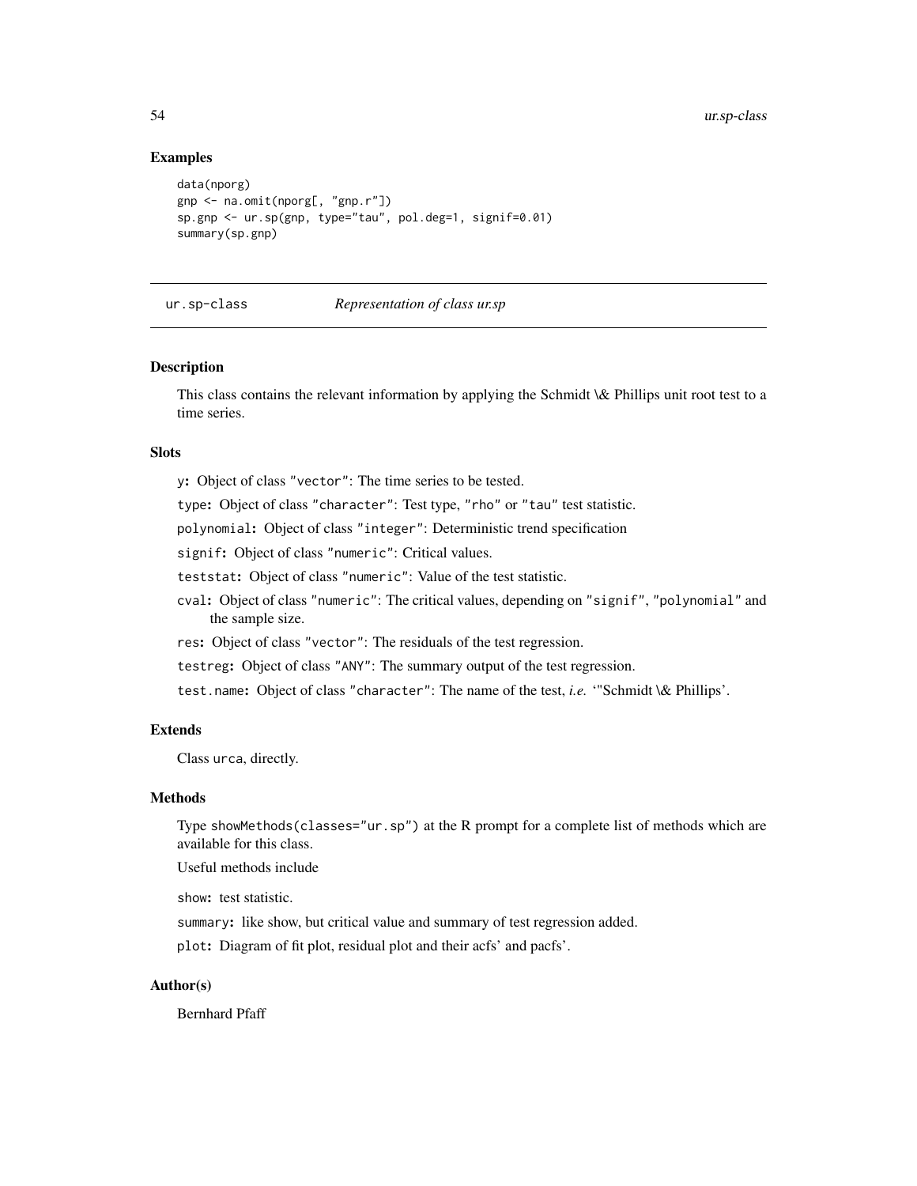## Examples

```
data(nporg)
gnp <- na.omit(nporg[, "gnp.r"])
sp.gnp <- ur.sp(gnp, type="tau", pol.deg=1, signif=0.01)
summary(sp.gnp)
```

---

# ur.sp-class *Representation of class ur.sp*

## Description

This class contains the relevant information by applying the Schmidt \& Phillips unit root test to a time series.

## Slots

y: Object of class "vector": The time series to be tested.

type: Object of class "character": Test type, "rho" or "tau" test statistic.

polynomial: Object of class "integer": Deterministic trend specification

signif: Object of class "numeric": Critical values.

teststat: Object of class "numeric": Value of the test statistic.

cval: Object of class "numeric": The critical values, depending on "signif", "polynomial" and the sample size.

res: Object of class "vector": The residuals of the test regression.

testreg: Object of class "ANY": The summary output of the test regression.

test.name: Object of class "character": The name of the test, *i.e.* '"Schmidt \& Phillips'.

## Extends

Class urca, directly.

## Methods

Type showMethods(classes="ur.sp") at the R prompt for a complete list of methods which are available for this class.

Useful methods include

show: test statistic.

summary: like show, but critical value and summary of test regression added.

plot: Diagram of fit plot, residual plot and their acfs' and pacfs'.

## Author(s)

Bernhard Pfaff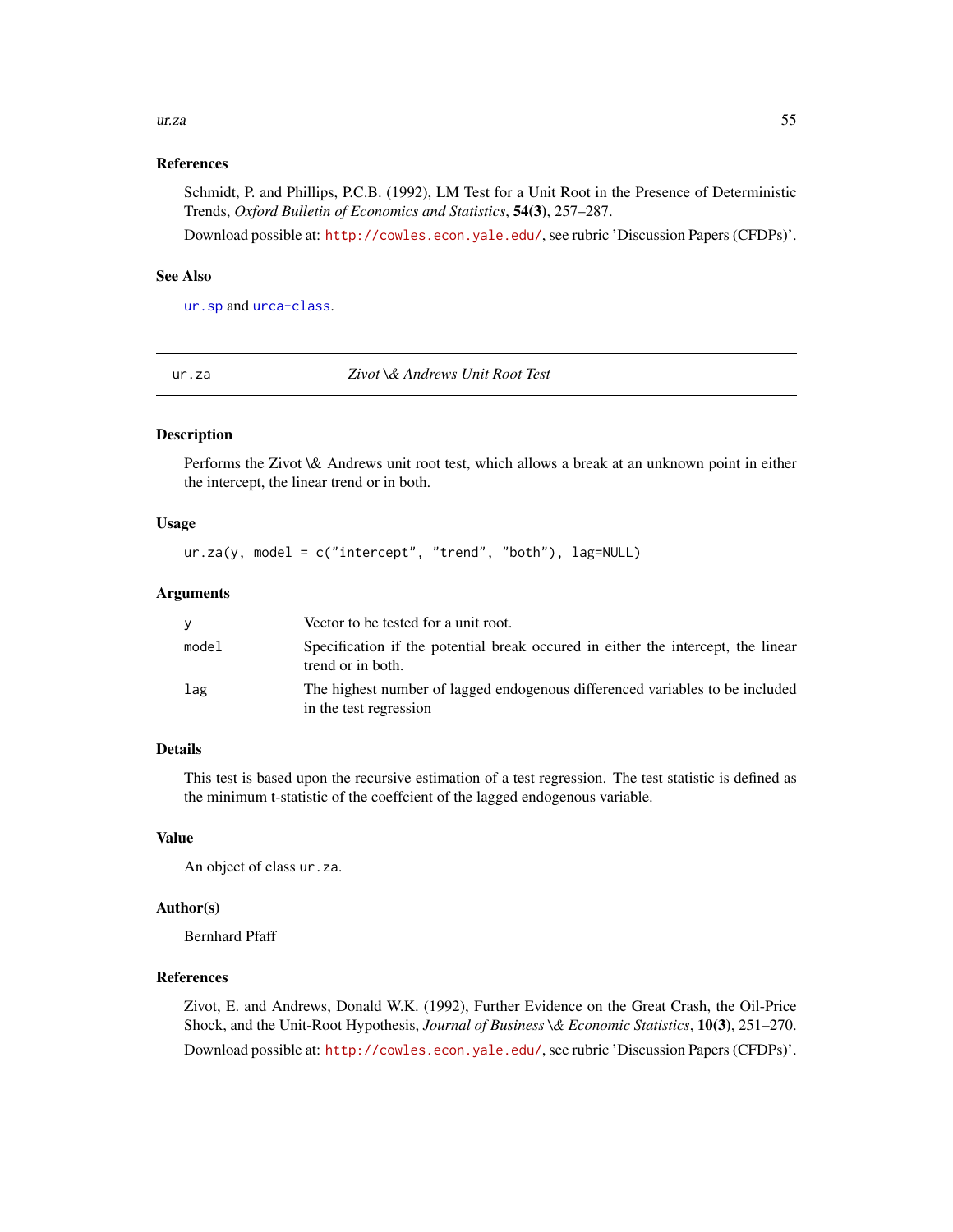### References

Schmidt, P. and Phillips, P.C.B. (1992), LM Test for a Unit Root in the Presence of Deterministic Trends, *Oxford Bulletin of Economics and Statistics*, **54(3)**, 257–287.

Download possible at: http://cowles.econ.yale.edu/, see rubric 'Discussion Papers (CFDPs)'.

### See Also

ur.sp and urca-class.

---

## ur.za — *Zivot \& Andrews Unit Root Test*

---

### Description

Performs the Zivot \& Andrews unit root test, which allows a break at an unknown point in either the intercept, the linear trend or in both.

### Usage

```
ur.za(y, model = c("intercept", "trend", "both"), lag=NULL)
```

### Arguments

| | |
|---|---|
| `y` | Vector to be tested for a unit root. |
| `model` | Specification if the potential break occured in either the intercept, the linear trend or in both. |
| `lag` | The highest number of lagged endogenous differenced variables to be included in the test regression |

### Details

This test is based upon the recursive estimation of a test regression. The test statistic is defined as the minimum t-statistic of the coeffcient of the lagged endogenous variable.

### Value

An object of class `ur.za`.

### Author(s)

Bernhard Pfaff

### References

Zivot, E. and Andrews, Donald W.K. (1992), Further Evidence on the Great Crash, the Oil-Price Shock, and the Unit-Root Hypothesis, *Journal of Business \& Economic Statistics*, **10(3)**, 251–270.

Download possible at: http://cowles.econ.yale.edu/, see rubric 'Discussion Papers (CFDPs)'.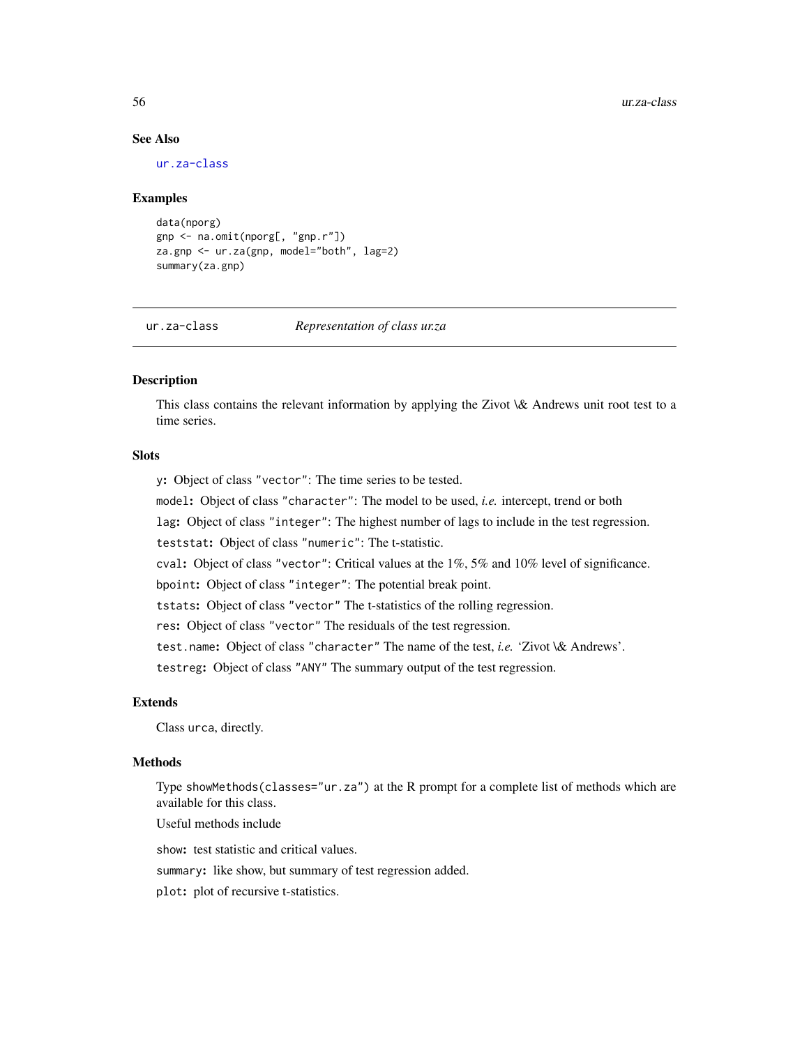## See Also

ur.za-class

## Examples

```
data(nporg)
gnp <- na.omit(nporg[, "gnp.r"])
za.gnp <- ur.za(gnp, model="both", lag=2)
summary(za.gnp)
```

---

# ur.za-class *Representation of class ur.za*

## Description

This class contains the relevant information by applying the Zivot \& Andrews unit root test to a time series.

## Slots

`y`**:** Object of class `"vector"`: The time series to be tested.

`model`**:** Object of class `"character"`: The model to be used, *i.e.* intercept, trend or both

`lag`**:** Object of class `"integer"`: The highest number of lags to include in the test regression.

`teststat`**:** Object of class `"numeric"`: The t-statistic.

`cval`**:** Object of class `"vector"`: Critical values at the 1%, 5% and 10% level of significance.

`bpoint`**:** Object of class `"integer"`: The potential break point.

`tstats`**:** Object of class `"vector"` The t-statistics of the rolling regression.

`res`**:** Object of class `"vector"` The residuals of the test regression.

`test.name`**:** Object of class `"character"` The name of the test, *i.e.* 'Zivot \& Andrews'.

`testreg`**:** Object of class `"ANY"` The summary output of the test regression.

## Extends

Class `urca`, directly.

## Methods

Type `showMethods(classes="ur.za")` at the R prompt for a complete list of methods which are available for this class.

Useful methods include

`show`**:** test statistic and critical values.

`summary`**:** like show, but summary of test regression added.

`plot`**:** plot of recursive t-statistics.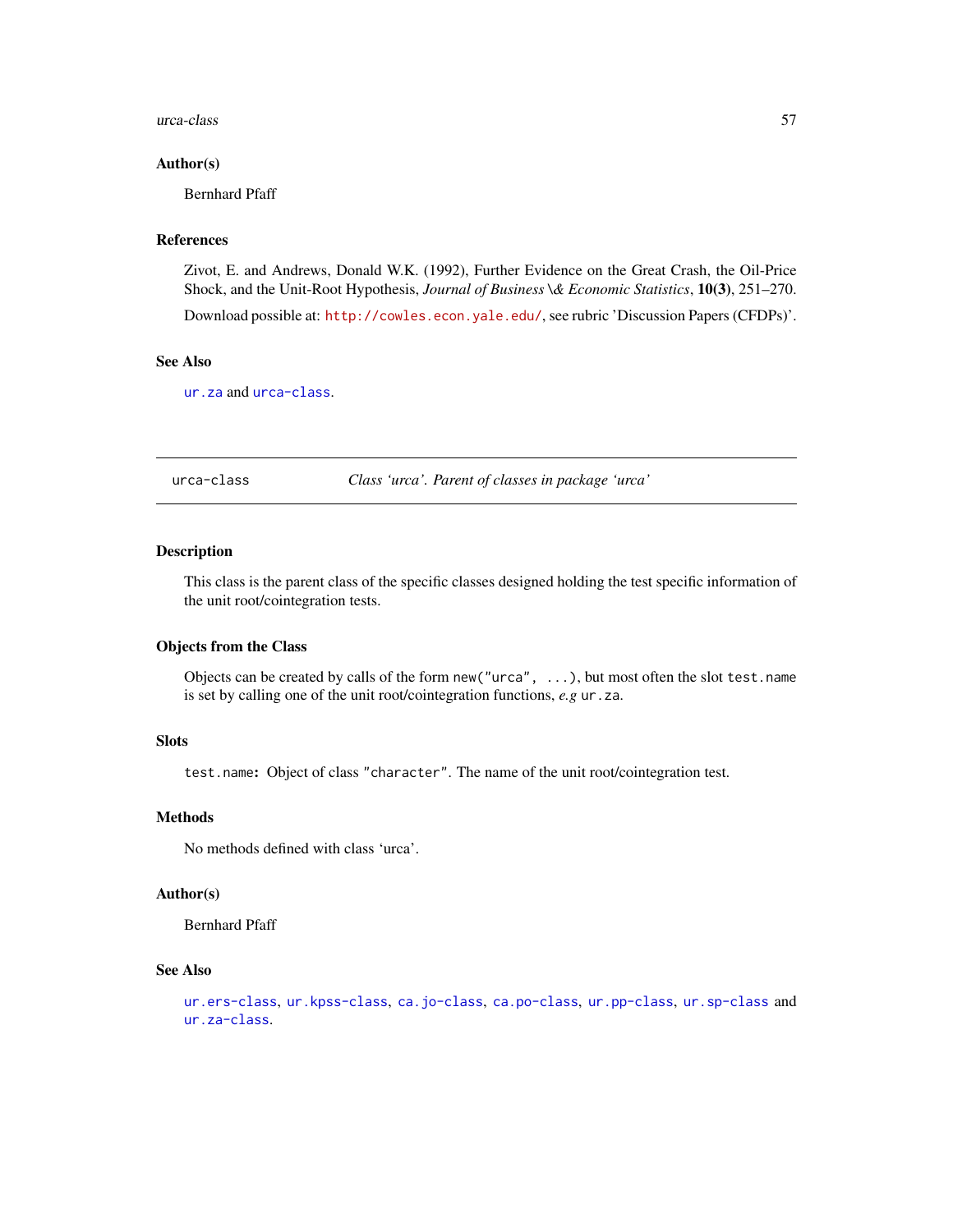### Author(s)

Bernhard Pfaff

### References

Zivot, E. and Andrews, Donald W.K. (1992), Further Evidence on the Great Crash, the Oil-Price Shock, and the Unit-Root Hypothesis, *Journal of Business \& Economic Statistics*, **10(3)**, 251–270.

Download possible at: http://cowles.econ.yale.edu/, see rubric 'Discussion Papers (CFDPs)'.

### See Also

`ur.za` and `urca-class`.

---

## urca-class — *Class 'urca'. Parent of classes in package 'urca'*

---

### Description

This class is the parent class of the specific classes designed holding the test specific information of the unit root/cointegration tests.

### Objects from the Class

Objects can be created by calls of the form `new("urca", ...)`, but most often the slot `test.name` is set by calling one of the unit root/cointegration functions, *e.g* `ur.za`.

### Slots

`test.name`**:** Object of class `"character"`. The name of the unit root/cointegration test.

### Methods

No methods defined with class 'urca'.

### Author(s)

Bernhard Pfaff

### See Also

`ur.ers-class`, `ur.kpss-class`, `ca.jo-class`, `ca.po-class`, `ur.pp-class`, `ur.sp-class` and `ur.za-class`.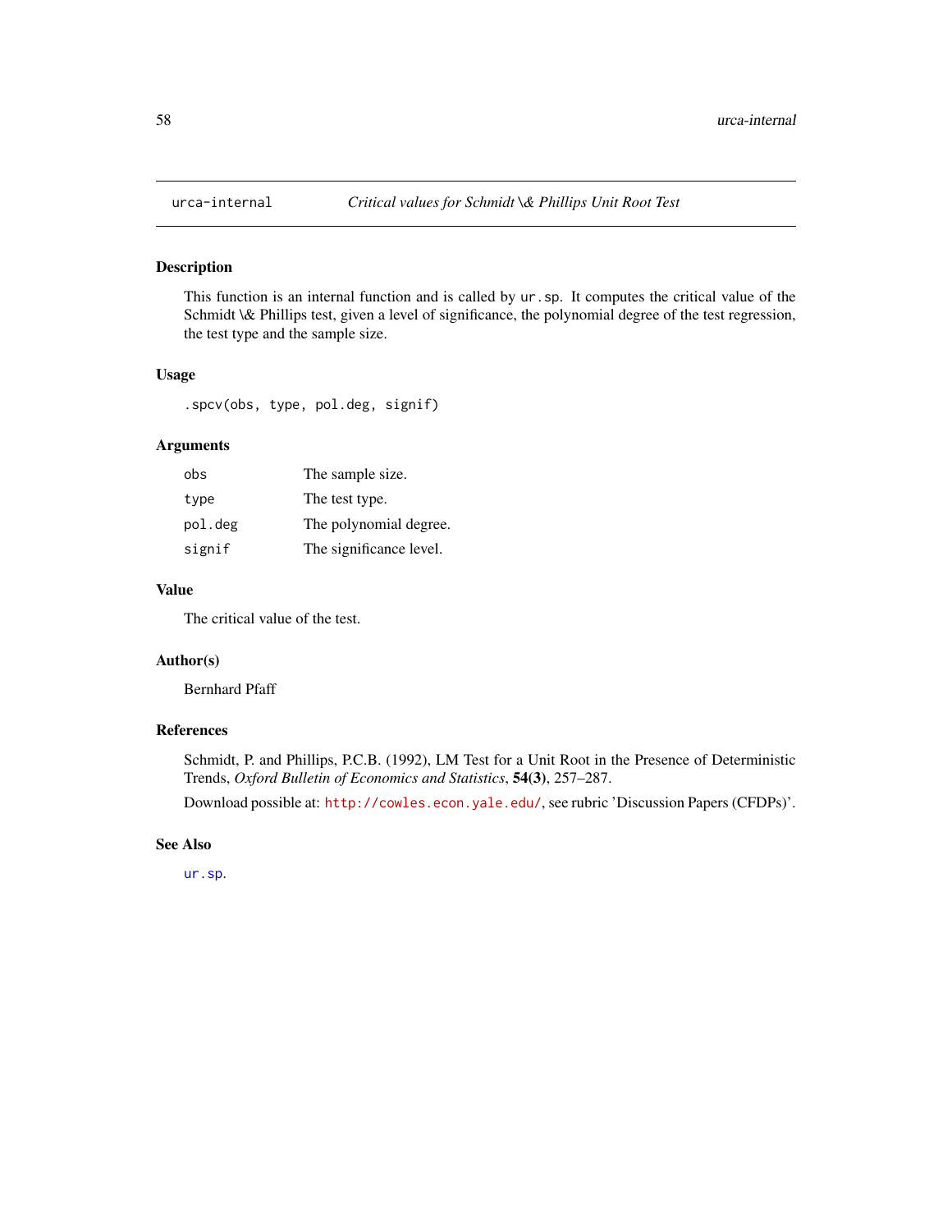urca-internal | *Critical values for Schmidt \& Phillips Unit Root Test*

## Description

This function is an internal function and is called by `ur.sp`. It computes the critical value of the Schmidt \& Phillips test, given a level of significance, the polynomial degree of the test regression, the test type and the sample size.

## Usage

```
.spcv(obs, type, pol.deg, signif)
```

## Arguments

| | |
|---|---|
| `obs` | The sample size. |
| `type` | The test type. |
| `pol.deg` | The polynomial degree. |
| `signif` | The significance level. |

## Value

The critical value of the test.

## Author(s)

Bernhard Pfaff

## References

Schmidt, P. and Phillips, P.C.B. (1992), LM Test for a Unit Root in the Presence of Deterministic Trends, *Oxford Bulletin of Economics and Statistics*, **54(3)**, 257–287.

Download possible at: http://cowles.econ.yale.edu/, see rubric 'Discussion Papers (CFDPs)'.

## See Also

`ur.sp`.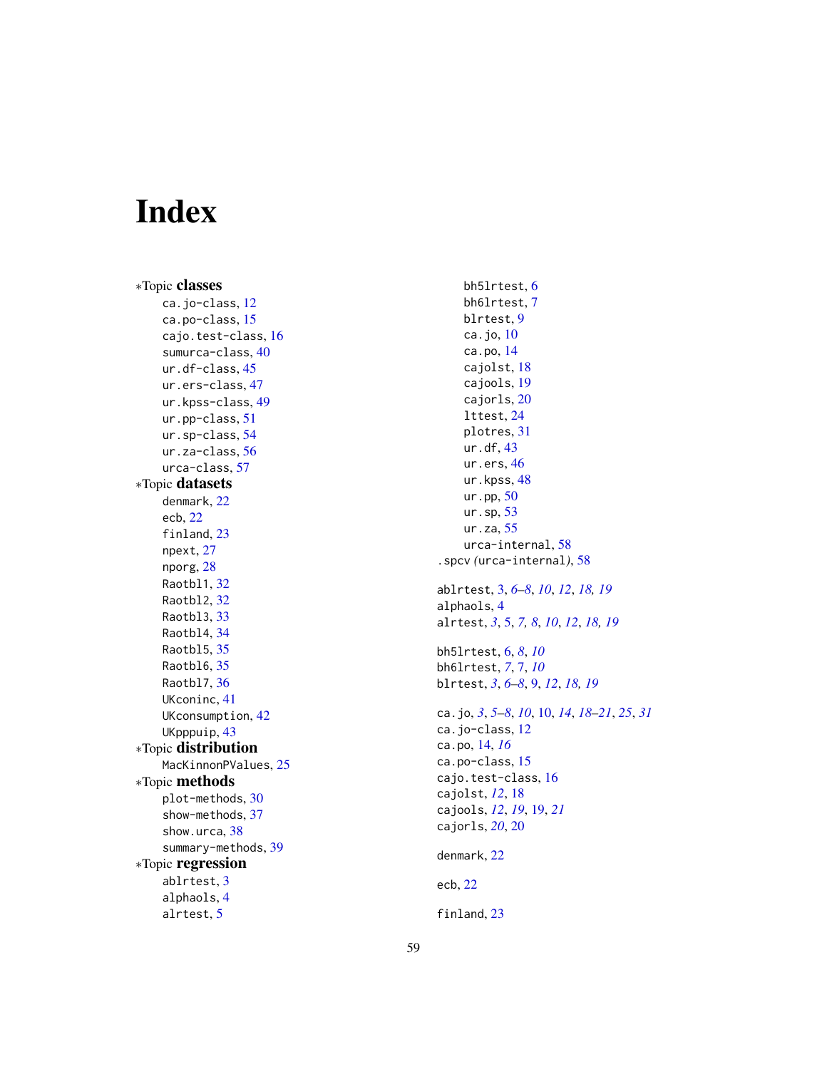# Index

*Topic **classes**
- ca.jo-class, 12
- ca.po-class, 15
- cajo.test-class, 16
- sumurca-class, 40
- ur.df-class, 45
- ur.ers-class, 47
- ur.kpss-class, 49
- ur.pp-class, 51
- ur.sp-class, 54
- ur.za-class, 56
- urca-class, 57

*Topic **datasets**
- denmark, 22
- ecb, 22
- finland, 23
- npext, 27
- nporg, 28
- Raotbl1, 32
- Raotbl2, 32
- Raotbl3, 33
- Raotbl4, 34
- Raotbl5, 35
- Raotbl6, 35
- Raotbl7, 36
- UKconinc, 41
- UKconsumption, 42
- UKpppuip, 43

*Topic **distribution**
- MacKinnonPValues, 25

*Topic **methods**
- plot-methods, 30
- show-methods, 37
- show.urca, 38
- summary-methods, 39

*Topic **regression**
- ablrtest, 3
- alphaols, 4
- alrtest, 5
- bh5lrtest, 6
- bh6lrtest, 7
- blrtest, 9
- ca.jo, 10
- ca.po, 14
- cajolst, 18
- cajools, 19
- cajorls, 20
- lttest, 24
- plotres, 31
- ur.df, 43
- ur.ers, 46
- ur.kpss, 48
- ur.pp, 50
- ur.sp, 53
- ur.za, 55
- urca-internal, 58

.spcv *(urca-internal)*, 58

ablrtest, 3, *6–8*, *10*, *12*, *18*, *19*
alphaols, 4
alrtest, *3*, 5, *7*, *8*, *10*, *12*, *18*, *19*

bh5lrtest, 6, *8*, *10*
bh6lrtest, *7*, 7, *10*
blrtest, *3*, *6–8*, 9, *12*, *18*, *19*

ca.jo, *3*, *5–8*, *10*, 10, *14*, *18–21*, *25*, *31*
ca.jo-class, 12
ca.po, 14, *16*
ca.po-class, 15
cajo.test-class, 16
cajolst, *12*, 18
cajools, *12*, *19*, 19, *21*
cajorls, *20*, 20

denmark, 22

ecb, 22

finland, 23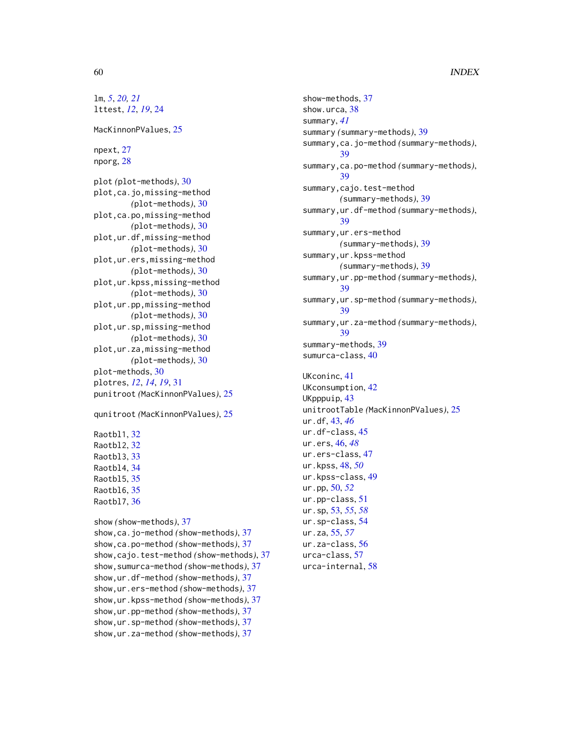lm, *5*, *20, 21*
lttest, *12*, *19*, 24

MacKinnonPValues, 25

npext, 27
nporg, 28

plot *(plot-methods)*, 30
plot,ca.jo,missing-method *(plot-methods)*, 30
plot,ca.po,missing-method *(plot-methods)*, 30
plot,ur.df,missing-method *(plot-methods)*, 30
plot,ur.ers,missing-method *(plot-methods)*, 30
plot,ur.kpss,missing-method *(plot-methods)*, 30
plot,ur.pp,missing-method *(plot-methods)*, 30
plot,ur.sp,missing-method *(plot-methods)*, 30
plot,ur.za,missing-method *(plot-methods)*, 30
plot-methods, 30
plotres, *12*, *14*, *19*, 31
punitroot *(MacKinnonPValues)*, 25

qunitroot *(MacKinnonPValues)*, 25

Raotbl1, 32
Raotbl2, 32
Raotbl3, 33
Raotbl4, 34
Raotbl5, 35
Raotbl6, 35
Raotbl7, 36

show *(show-methods)*, 37
show,ca.jo-method *(show-methods)*, 37
show,ca.po-method *(show-methods)*, 37
show,cajo.test-method *(show-methods)*, 37
show,sumurca-method *(show-methods)*, 37
show,ur.df-method *(show-methods)*, 37
show,ur.ers-method *(show-methods)*, 37
show,ur.kpss-method *(show-methods)*, 37
show,ur.pp-method *(show-methods)*, 37
show,ur.sp-method *(show-methods)*, 37
show,ur.za-method *(show-methods)*, 37
show-methods, 37
show.urca, 38
summary, *41*
summary *(summary-methods)*, 39
summary,ca.jo-method *(summary-methods)*, 39
summary,ca.po-method *(summary-methods)*, 39
summary,cajo.test-method *(summary-methods)*, 39
summary,ur.df-method *(summary-methods)*, 39
summary,ur.ers-method *(summary-methods)*, 39
summary,ur.kpss-method *(summary-methods)*, 39
summary,ur.pp-method *(summary-methods)*, 39
summary,ur.sp-method *(summary-methods)*, 39
summary,ur.za-method *(summary-methods)*, 39
summary-methods, 39
sumurca-class, 40

UKconinc, 41
UKconsumption, 42
UKpppuip, 43
unitrootTable *(MacKinnonPValues)*, 25
ur.df, 43, *46*
ur.df-class, 45
ur.ers, 46, *48*
ur.ers-class, 47
ur.kpss, 48, *50*
ur.kpss-class, 49
ur.pp, 50, *52*
ur.pp-class, 51
ur.sp, 53, *55*, *58*
ur.sp-class, 54
ur.za, 55, *57*
ur.za-class, 56
urca-class, 57
urca-internal, 58